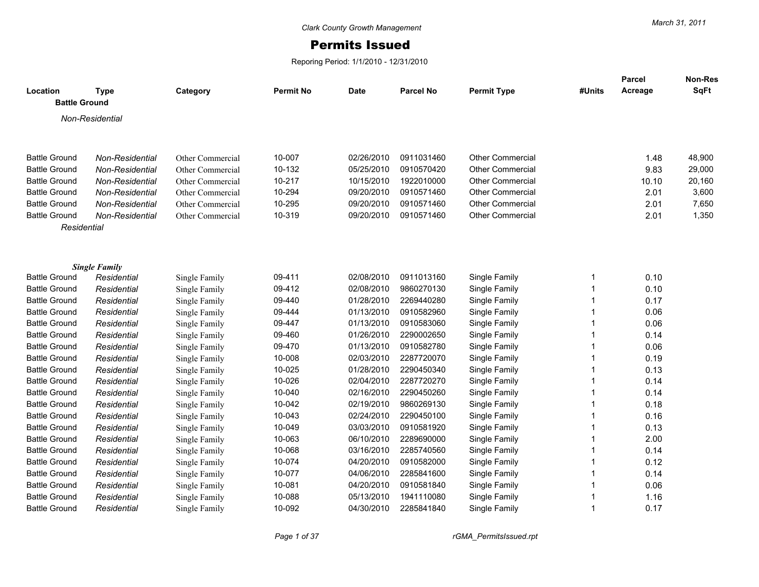Clark County Growth Management

# Permits Issued

Reporing Period: 1/1/2010 - 12/31/2010

March 31, 2011

| Location | Type | Category | Permit No | Date | Parcel No | Permit Type | #Units | Parcel Acreage | Non-Res SqFt |
|---|---|---|---|---|---|---|---|---|---|
| **Battle Ground** | | | | | | | | | |
| *Non-Residential* | | | | | | | | | |
| Battle Ground | *Non-Residential* | Other Commercial | 10-007 | 02/26/2010 | 0911031460 | Other Commercial | | 1.48 | 48,900 |
| Battle Ground | *Non-Residential* | Other Commercial | 10-132 | 05/25/2010 | 0910570420 | Other Commercial | | 9.83 | 29,000 |
| Battle Ground | *Non-Residential* | Other Commercial | 10-217 | 10/15/2010 | 1922010000 | Other Commercial | | 10.10 | 20,160 |
| Battle Ground | *Non-Residential* | Other Commercial | 10-294 | 09/20/2010 | 0910571460 | Other Commercial | | 2.01 | 3,600 |
| Battle Ground | *Non-Residential* | Other Commercial | 10-295 | 09/20/2010 | 0910571460 | Other Commercial | | 2.01 | 7,650 |
| Battle Ground | *Non-Residential* | Other Commercial | 10-319 | 09/20/2010 | 0910571460 | Other Commercial | | 2.01 | 1,350 |
| *Residential* | | | | | | | | | |
| ***Single Family*** | | | | | | | | | |
| Battle Ground | *Residential* | Single Family | 09-411 | 02/08/2010 | 0911013160 | Single Family | 1 | 0.10 | |
| Battle Ground | *Residential* | Single Family | 09-412 | 02/08/2010 | 9860270130 | Single Family | 1 | 0.10 | |
| Battle Ground | *Residential* | Single Family | 09-440 | 01/28/2010 | 2269440280 | Single Family | 1 | 0.17 | |
| Battle Ground | *Residential* | Single Family | 09-444 | 01/13/2010 | 0910582960 | Single Family | 1 | 0.06 | |
| Battle Ground | *Residential* | Single Family | 09-447 | 01/13/2010 | 0910583060 | Single Family | 1 | 0.06 | |
| Battle Ground | *Residential* | Single Family | 09-460 | 01/26/2010 | 2290002650 | Single Family | 1 | 0.14 | |
| Battle Ground | *Residential* | Single Family | 09-470 | 01/13/2010 | 0910582780 | Single Family | 1 | 0.06 | |
| Battle Ground | *Residential* | Single Family | 10-008 | 02/03/2010 | 2287720070 | Single Family | 1 | 0.19 | |
| Battle Ground | *Residential* | Single Family | 10-025 | 01/28/2010 | 2290450340 | Single Family | 1 | 0.13 | |
| Battle Ground | *Residential* | Single Family | 10-026 | 02/04/2010 | 2287720270 | Single Family | 1 | 0.14 | |
| Battle Ground | *Residential* | Single Family | 10-040 | 02/16/2010 | 2290450260 | Single Family | 1 | 0.14 | |
| Battle Ground | *Residential* | Single Family | 10-042 | 02/19/2010 | 9860269130 | Single Family | 1 | 0.18 | |
| Battle Ground | *Residential* | Single Family | 10-043 | 02/24/2010 | 2290450100 | Single Family | 1 | 0.16 | |
| Battle Ground | *Residential* | Single Family | 10-049 | 03/03/2010 | 0910581920 | Single Family | 1 | 0.13 | |
| Battle Ground | *Residential* | Single Family | 10-063 | 06/10/2010 | 2289690000 | Single Family | 1 | 2.00 | |
| Battle Ground | *Residential* | Single Family | 10-068 | 03/16/2010 | 2285740560 | Single Family | 1 | 0.14 | |
| Battle Ground | *Residential* | Single Family | 10-074 | 04/20/2010 | 0910582000 | Single Family | 1 | 0.12 | |
| Battle Ground | *Residential* | Single Family | 10-077 | 04/06/2010 | 2285841600 | Single Family | 1 | 0.14 | |
| Battle Ground | *Residential* | Single Family | 10-081 | 04/20/2010 | 0910581840 | Single Family | 1 | 0.06 | |
| Battle Ground | *Residential* | Single Family | 10-088 | 05/13/2010 | 1941110080 | Single Family | 1 | 1.16 | |
| Battle Ground | *Residential* | Single Family | 10-092 | 04/30/2010 | 2285841840 | Single Family | 1 | 0.17 | |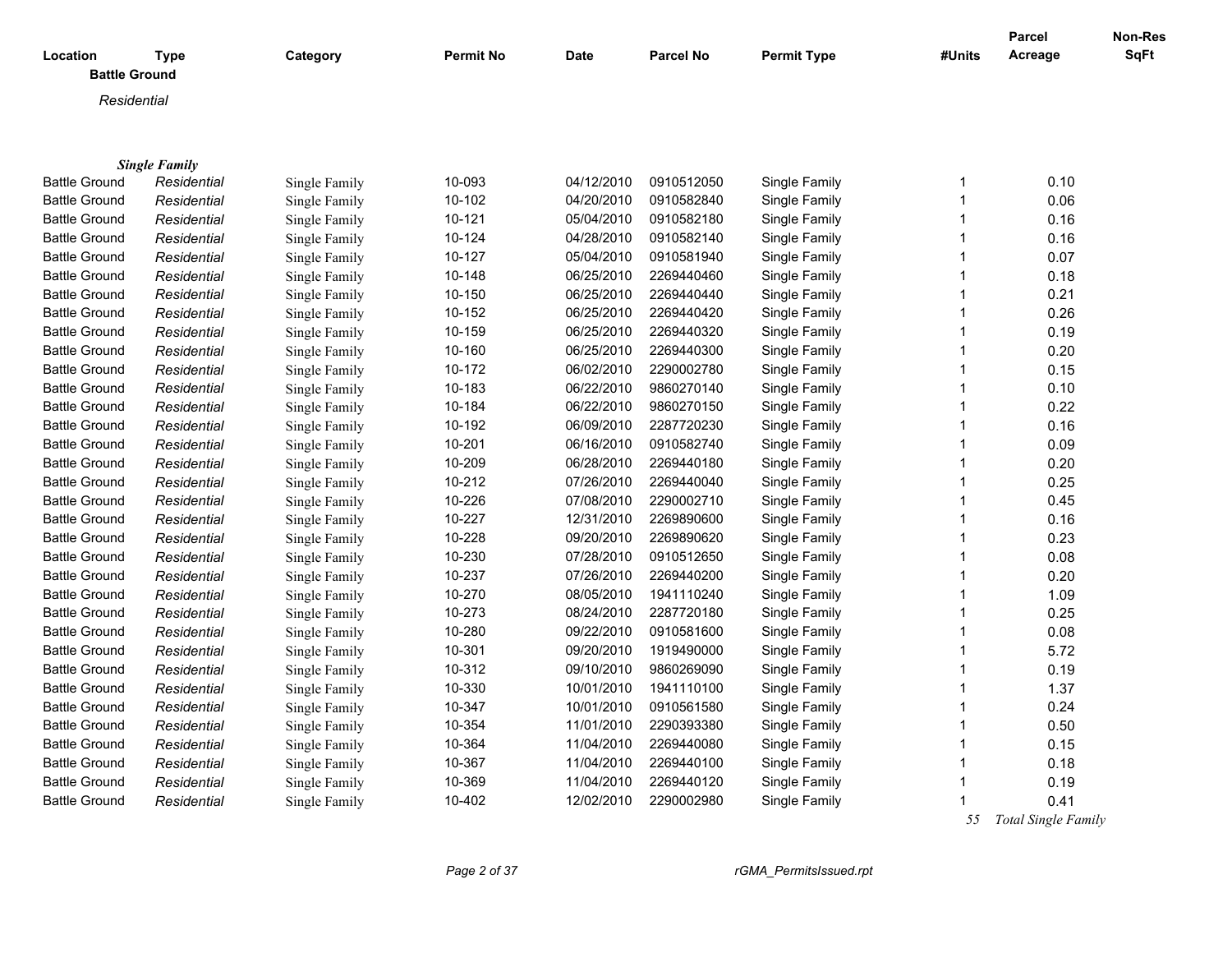| Location | Type | Category | Permit No | Date | Parcel No | Permit Type | #Units | Parcel Acreage | Non-Res SqFt |
|---|---|---|---|---|---|---|---|---|---|
| **Battle Ground** | | | | | | | | | |
| *Residential* | | | | | | | | | |
| ***Single Family*** | | | | | | | | | |
| Battle Ground | *Residential* | Single Family | 10-093 | 04/12/2010 | 0910512050 | Single Family | 1 | 0.10 | |
| Battle Ground | *Residential* | Single Family | 10-102 | 04/20/2010 | 0910582840 | Single Family | 1 | 0.06 | |
| Battle Ground | *Residential* | Single Family | 10-121 | 05/04/2010 | 0910582180 | Single Family | 1 | 0.16 | |
| Battle Ground | *Residential* | Single Family | 10-124 | 04/28/2010 | 0910582140 | Single Family | 1 | 0.16 | |
| Battle Ground | *Residential* | Single Family | 10-127 | 05/04/2010 | 0910581940 | Single Family | 1 | 0.07 | |
| Battle Ground | *Residential* | Single Family | 10-148 | 06/25/2010 | 2269440460 | Single Family | 1 | 0.18 | |
| Battle Ground | *Residential* | Single Family | 10-150 | 06/25/2010 | 2269440440 | Single Family | 1 | 0.21 | |
| Battle Ground | *Residential* | Single Family | 10-152 | 06/25/2010 | 2269440420 | Single Family | 1 | 0.26 | |
| Battle Ground | *Residential* | Single Family | 10-159 | 06/25/2010 | 2269440320 | Single Family | 1 | 0.19 | |
| Battle Ground | *Residential* | Single Family | 10-160 | 06/25/2010 | 2269440300 | Single Family | 1 | 0.20 | |
| Battle Ground | *Residential* | Single Family | 10-172 | 06/02/2010 | 2290002780 | Single Family | 1 | 0.15 | |
| Battle Ground | *Residential* | Single Family | 10-183 | 06/22/2010 | 9860270140 | Single Family | 1 | 0.10 | |
| Battle Ground | *Residential* | Single Family | 10-184 | 06/22/2010 | 9860270150 | Single Family | 1 | 0.22 | |
| Battle Ground | *Residential* | Single Family | 10-192 | 06/09/2010 | 2287720230 | Single Family | 1 | 0.16 | |
| Battle Ground | *Residential* | Single Family | 10-201 | 06/16/2010 | 0910582740 | Single Family | 1 | 0.09 | |
| Battle Ground | *Residential* | Single Family | 10-209 | 06/28/2010 | 2269440180 | Single Family | 1 | 0.20 | |
| Battle Ground | *Residential* | Single Family | 10-212 | 07/26/2010 | 2269440040 | Single Family | 1 | 0.25 | |
| Battle Ground | *Residential* | Single Family | 10-226 | 07/08/2010 | 2290002710 | Single Family | 1 | 0.45 | |
| Battle Ground | *Residential* | Single Family | 10-227 | 12/31/2010 | 2269890600 | Single Family | 1 | 0.16 | |
| Battle Ground | *Residential* | Single Family | 10-228 | 09/20/2010 | 2269890620 | Single Family | 1 | 0.23 | |
| Battle Ground | *Residential* | Single Family | 10-230 | 07/28/2010 | 0910512650 | Single Family | 1 | 0.08 | |
| Battle Ground | *Residential* | Single Family | 10-237 | 07/26/2010 | 2269440200 | Single Family | 1 | 0.20 | |
| Battle Ground | *Residential* | Single Family | 10-270 | 08/05/2010 | 1941110240 | Single Family | 1 | 1.09 | |
| Battle Ground | *Residential* | Single Family | 10-273 | 08/24/2010 | 2287720180 | Single Family | 1 | 0.25 | |
| Battle Ground | *Residential* | Single Family | 10-280 | 09/22/2010 | 0910581600 | Single Family | 1 | 0.08 | |
| Battle Ground | *Residential* | Single Family | 10-301 | 09/20/2010 | 1919490000 | Single Family | 1 | 5.72 | |
| Battle Ground | *Residential* | Single Family | 10-312 | 09/10/2010 | 9860269090 | Single Family | 1 | 0.19 | |
| Battle Ground | *Residential* | Single Family | 10-330 | 10/01/2010 | 1941110100 | Single Family | 1 | 1.37 | |
| Battle Ground | *Residential* | Single Family | 10-347 | 10/01/2010 | 0910561580 | Single Family | 1 | 0.24 | |
| Battle Ground | *Residential* | Single Family | 10-354 | 11/01/2010 | 2290393380 | Single Family | 1 | 0.50 | |
| Battle Ground | *Residential* | Single Family | 10-364 | 11/04/2010 | 2269440080 | Single Family | 1 | 0.15 | |
| Battle Ground | *Residential* | Single Family | 10-367 | 11/04/2010 | 2269440100 | Single Family | 1 | 0.18 | |
| Battle Ground | *Residential* | Single Family | 10-369 | 11/04/2010 | 2269440120 | Single Family | 1 | 0.19 | |
| Battle Ground | *Residential* | Single Family | 10-402 | 12/02/2010 | 2290002980 | Single Family | 1 | 0.41 | |
| | | | | | | | *55* | *Total Single Family* | |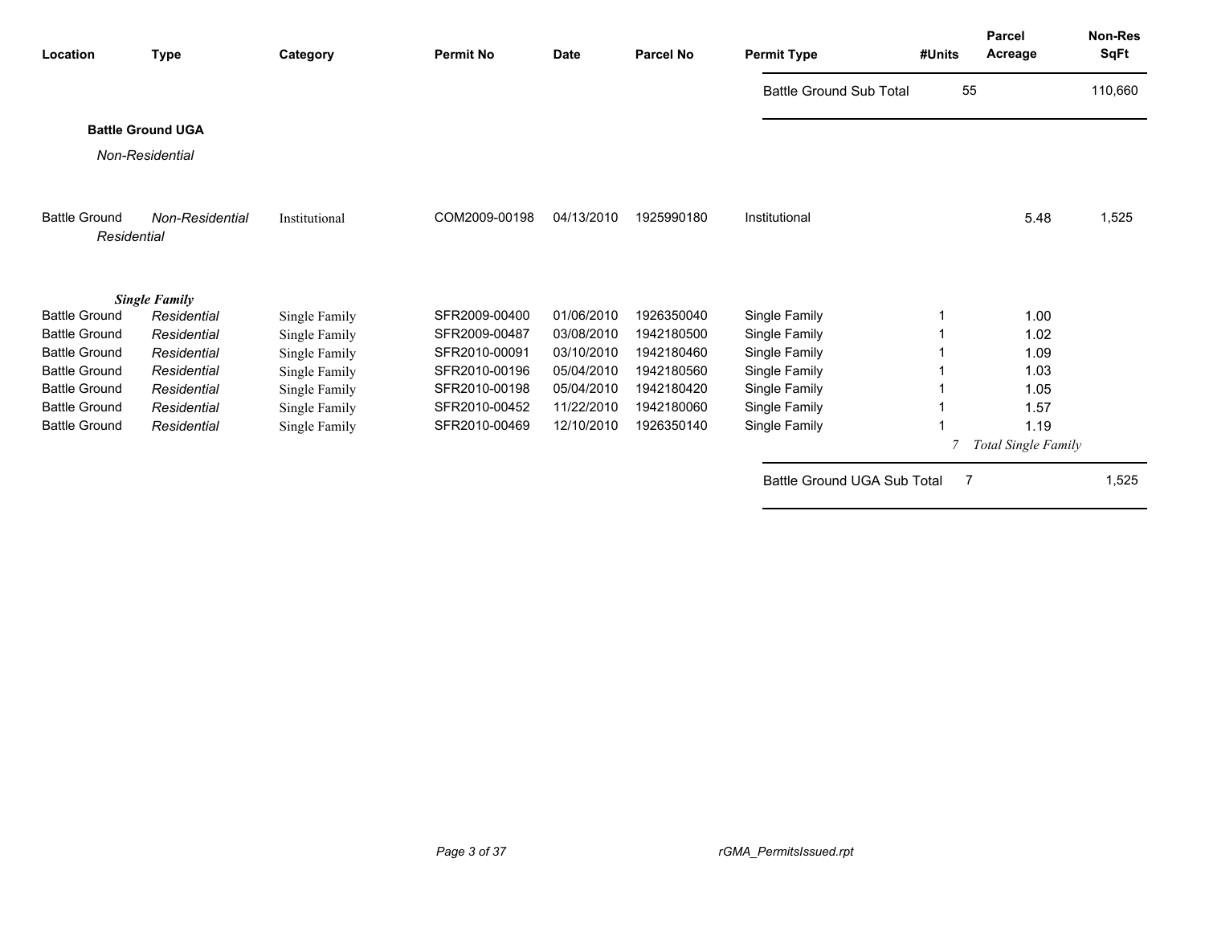| Location | Type | Category | Permit No | Date | Parcel No | Permit Type | #Units | Parcel Acreage | Non-Res SqFt |
|---|---|---|---|---|---|---|---|---|---|
| | | | | | | Battle Ground Sub Total | 55 | | 110,660 |

**Battle Ground UGA**

*Non-Residential*

| Location | Type | Category | Permit No | Date | Parcel No | Permit Type | #Units | Parcel Acreage | Non-Res SqFt |
|---|---|---|---|---|---|---|---|---|---|
| Battle Ground | *Non-Residential* | Institutional | COM2009-00198 | 04/13/2010 | 1925990180 | Institutional | | 5.48 | 1,525 |

*Residential*

***Single Family***

| Location | Type | Category | Permit No | Date | Parcel No | Permit Type | #Units | Parcel Acreage | Non-Res SqFt |
|---|---|---|---|---|---|---|---|---|---|
| Battle Ground | *Residential* | Single Family | SFR2009-00400 | 01/06/2010 | 1926350040 | Single Family | 1 | 1.00 | |
| Battle Ground | *Residential* | Single Family | SFR2009-00487 | 03/08/2010 | 1942180500 | Single Family | 1 | 1.02 | |
| Battle Ground | *Residential* | Single Family | SFR2010-00091 | 03/10/2010 | 1942180460 | Single Family | 1 | 1.09 | |
| Battle Ground | *Residential* | Single Family | SFR2010-00196 | 05/04/2010 | 1942180560 | Single Family | 1 | 1.03 | |
| Battle Ground | *Residential* | Single Family | SFR2010-00198 | 05/04/2010 | 1942180420 | Single Family | 1 | 1.05 | |
| Battle Ground | *Residential* | Single Family | SFR2010-00452 | 11/22/2010 | 1942180060 | Single Family | 1 | 1.57 | |
| Battle Ground | *Residential* | Single Family | SFR2010-00469 | 12/10/2010 | 1926350140 | Single Family | 1 | 1.19 | |
| | | | | | | | *7* | *Total Single Family* | |
| | | | | | | Battle Ground UGA Sub Total | 7 | | 1,525 |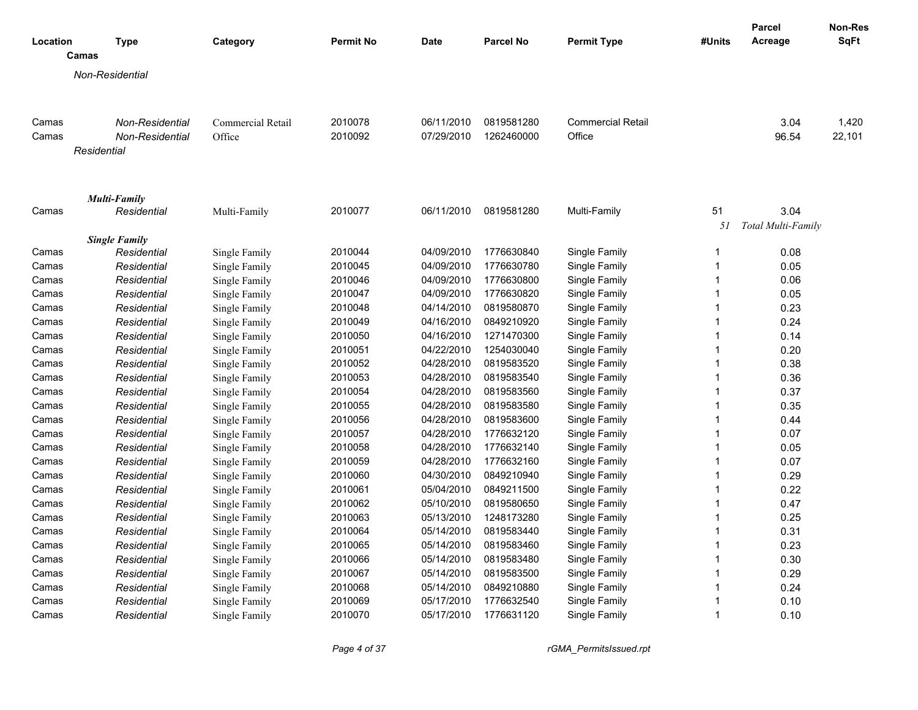| Location | Type | Category | Permit No | Date | Parcel No | Permit Type | #Units | Parcel Acreage | Non-Res SqFt |
|---|---|---|---|---|---|---|---|---|---|
| **Camas** | | | | | | | | | |
| *Non-Residential* | | | | | | | | | |
| Camas | *Non-Residential* | Commercial Retail | 2010078 | 06/11/2010 | 0819581280 | Commercial Retail | | 3.04 | 1,420 |
| Camas | *Non-Residential* | Office | 2010092 | 07/29/2010 | 1262460000 | Office | | 96.54 | 22,101 |
| *Residential* | | | | | | | | | |
| ***Multi-Family*** | | | | | | | | | |
| Camas | *Residential* | Multi-Family | 2010077 | 06/11/2010 | 0819581280 | Multi-Family | 51 | 3.04 | |
| | | | | | | | *51* | *Total Multi-Family* | |
| ***Single Family*** | | | | | | | | | |
| Camas | *Residential* | Single Family | 2010044 | 04/09/2010 | 1776630840 | Single Family | 1 | 0.08 | |
| Camas | *Residential* | Single Family | 2010045 | 04/09/2010 | 1776630780 | Single Family | 1 | 0.05 | |
| Camas | *Residential* | Single Family | 2010046 | 04/09/2010 | 1776630800 | Single Family | 1 | 0.06 | |
| Camas | *Residential* | Single Family | 2010047 | 04/09/2010 | 1776630820 | Single Family | 1 | 0.05 | |
| Camas | *Residential* | Single Family | 2010048 | 04/14/2010 | 0819580870 | Single Family | 1 | 0.23 | |
| Camas | *Residential* | Single Family | 2010049 | 04/16/2010 | 0849210920 | Single Family | 1 | 0.24 | |
| Camas | *Residential* | Single Family | 2010050 | 04/16/2010 | 1271470300 | Single Family | 1 | 0.14 | |
| Camas | *Residential* | Single Family | 2010051 | 04/22/2010 | 1254030040 | Single Family | 1 | 0.20 | |
| Camas | *Residential* | Single Family | 2010052 | 04/28/2010 | 0819583520 | Single Family | 1 | 0.38 | |
| Camas | *Residential* | Single Family | 2010053 | 04/28/2010 | 0819583540 | Single Family | 1 | 0.36 | |
| Camas | *Residential* | Single Family | 2010054 | 04/28/2010 | 0819583560 | Single Family | 1 | 0.37 | |
| Camas | *Residential* | Single Family | 2010055 | 04/28/2010 | 0819583580 | Single Family | 1 | 0.35 | |
| Camas | *Residential* | Single Family | 2010056 | 04/28/2010 | 0819583600 | Single Family | 1 | 0.44 | |
| Camas | *Residential* | Single Family | 2010057 | 04/28/2010 | 1776632120 | Single Family | 1 | 0.07 | |
| Camas | *Residential* | Single Family | 2010058 | 04/28/2010 | 1776632140 | Single Family | 1 | 0.05 | |
| Camas | *Residential* | Single Family | 2010059 | 04/28/2010 | 1776632160 | Single Family | 1 | 0.07 | |
| Camas | *Residential* | Single Family | 2010060 | 04/30/2010 | 0849210940 | Single Family | 1 | 0.29 | |
| Camas | *Residential* | Single Family | 2010061 | 05/04/2010 | 0849211500 | Single Family | 1 | 0.22 | |
| Camas | *Residential* | Single Family | 2010062 | 05/10/2010 | 0819580650 | Single Family | 1 | 0.47 | |
| Camas | *Residential* | Single Family | 2010063 | 05/13/2010 | 1248173280 | Single Family | 1 | 0.25 | |
| Camas | *Residential* | Single Family | 2010064 | 05/14/2010 | 0819583440 | Single Family | 1 | 0.31 | |
| Camas | *Residential* | Single Family | 2010065 | 05/14/2010 | 0819583460 | Single Family | 1 | 0.23 | |
| Camas | *Residential* | Single Family | 2010066 | 05/14/2010 | 0819583480 | Single Family | 1 | 0.30 | |
| Camas | *Residential* | Single Family | 2010067 | 05/14/2010 | 0819583500 | Single Family | 1 | 0.29 | |
| Camas | *Residential* | Single Family | 2010068 | 05/14/2010 | 0849210880 | Single Family | 1 | 0.24 | |
| Camas | *Residential* | Single Family | 2010069 | 05/17/2010 | 1776632540 | Single Family | 1 | 0.10 | |
| Camas | *Residential* | Single Family | 2010070 | 05/17/2010 | 1776631120 | Single Family | 1 | 0.10 | |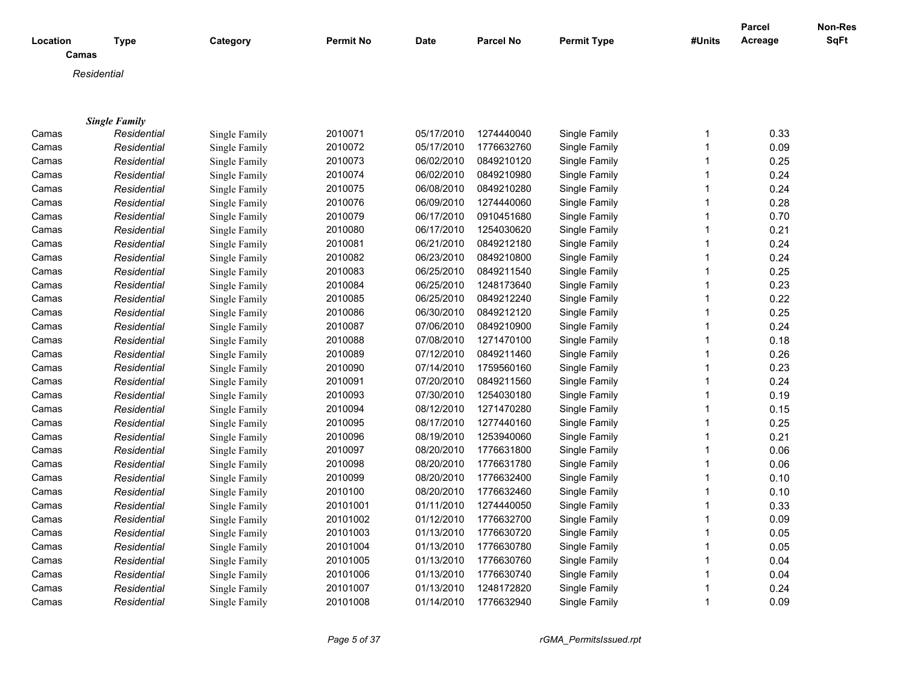| Location | Type | Category | Permit No | Date | Parcel No | Permit Type | #Units | Parcel Acreage | Non-Res SqFt |
|---|---|---|---|---|---|---|---|---|---|
| **Camas** | | | | | | | | | |
| *Residential* | | | | | | | | | |
| ***Single Family*** | | | | | | | | | |
| Camas | *Residential* | Single Family | 2010071 | 05/17/2010 | 1274440040 | Single Family | 1 | 0.33 | |
| Camas | *Residential* | Single Family | 2010072 | 05/17/2010 | 1776632760 | Single Family | 1 | 0.09 | |
| Camas | *Residential* | Single Family | 2010073 | 06/02/2010 | 0849210120 | Single Family | 1 | 0.25 | |
| Camas | *Residential* | Single Family | 2010074 | 06/02/2010 | 0849210980 | Single Family | 1 | 0.24 | |
| Camas | *Residential* | Single Family | 2010075 | 06/08/2010 | 0849210280 | Single Family | 1 | 0.24 | |
| Camas | *Residential* | Single Family | 2010076 | 06/09/2010 | 1274440060 | Single Family | 1 | 0.28 | |
| Camas | *Residential* | Single Family | 2010079 | 06/17/2010 | 0910451680 | Single Family | 1 | 0.70 | |
| Camas | *Residential* | Single Family | 2010080 | 06/17/2010 | 1254030620 | Single Family | 1 | 0.21 | |
| Camas | *Residential* | Single Family | 2010081 | 06/21/2010 | 0849212180 | Single Family | 1 | 0.24 | |
| Camas | *Residential* | Single Family | 2010082 | 06/23/2010 | 0849210800 | Single Family | 1 | 0.24 | |
| Camas | *Residential* | Single Family | 2010083 | 06/25/2010 | 0849211540 | Single Family | 1 | 0.25 | |
| Camas | *Residential* | Single Family | 2010084 | 06/25/2010 | 1248173640 | Single Family | 1 | 0.23 | |
| Camas | *Residential* | Single Family | 2010085 | 06/25/2010 | 0849212240 | Single Family | 1 | 0.22 | |
| Camas | *Residential* | Single Family | 2010086 | 06/30/2010 | 0849212120 | Single Family | 1 | 0.25 | |
| Camas | *Residential* | Single Family | 2010087 | 07/06/2010 | 0849210900 | Single Family | 1 | 0.24 | |
| Camas | *Residential* | Single Family | 2010088 | 07/08/2010 | 1271470100 | Single Family | 1 | 0.18 | |
| Camas | *Residential* | Single Family | 2010089 | 07/12/2010 | 0849211460 | Single Family | 1 | 0.26 | |
| Camas | *Residential* | Single Family | 2010090 | 07/14/2010 | 1759560160 | Single Family | 1 | 0.23 | |
| Camas | *Residential* | Single Family | 2010091 | 07/20/2010 | 0849211560 | Single Family | 1 | 0.24 | |
| Camas | *Residential* | Single Family | 2010093 | 07/30/2010 | 1254030180 | Single Family | 1 | 0.19 | |
| Camas | *Residential* | Single Family | 2010094 | 08/12/2010 | 1271470280 | Single Family | 1 | 0.15 | |
| Camas | *Residential* | Single Family | 2010095 | 08/17/2010 | 1277440160 | Single Family | 1 | 0.25 | |
| Camas | *Residential* | Single Family | 2010096 | 08/19/2010 | 1253940060 | Single Family | 1 | 0.21 | |
| Camas | *Residential* | Single Family | 2010097 | 08/20/2010 | 1776631800 | Single Family | 1 | 0.06 | |
| Camas | *Residential* | Single Family | 2010098 | 08/20/2010 | 1776631780 | Single Family | 1 | 0.06 | |
| Camas | *Residential* | Single Family | 2010099 | 08/20/2010 | 1776632400 | Single Family | 1 | 0.10 | |
| Camas | *Residential* | Single Family | 2010100 | 08/20/2010 | 1776632460 | Single Family | 1 | 0.10 | |
| Camas | *Residential* | Single Family | 20101001 | 01/11/2010 | 1274440050 | Single Family | 1 | 0.33 | |
| Camas | *Residential* | Single Family | 20101002 | 01/12/2010 | 1776632700 | Single Family | 1 | 0.09 | |
| Camas | *Residential* | Single Family | 20101003 | 01/13/2010 | 1776630720 | Single Family | 1 | 0.05 | |
| Camas | *Residential* | Single Family | 20101004 | 01/13/2010 | 1776630780 | Single Family | 1 | 0.05 | |
| Camas | *Residential* | Single Family | 20101005 | 01/13/2010 | 1776630760 | Single Family | 1 | 0.04 | |
| Camas | *Residential* | Single Family | 20101006 | 01/13/2010 | 1776630740 | Single Family | 1 | 0.04 | |
| Camas | *Residential* | Single Family | 20101007 | 01/13/2010 | 1248172820 | Single Family | 1 | 0.24 | |
| Camas | *Residential* | Single Family | 20101008 | 01/14/2010 | 1776632940 | Single Family | 1 | 0.09 | |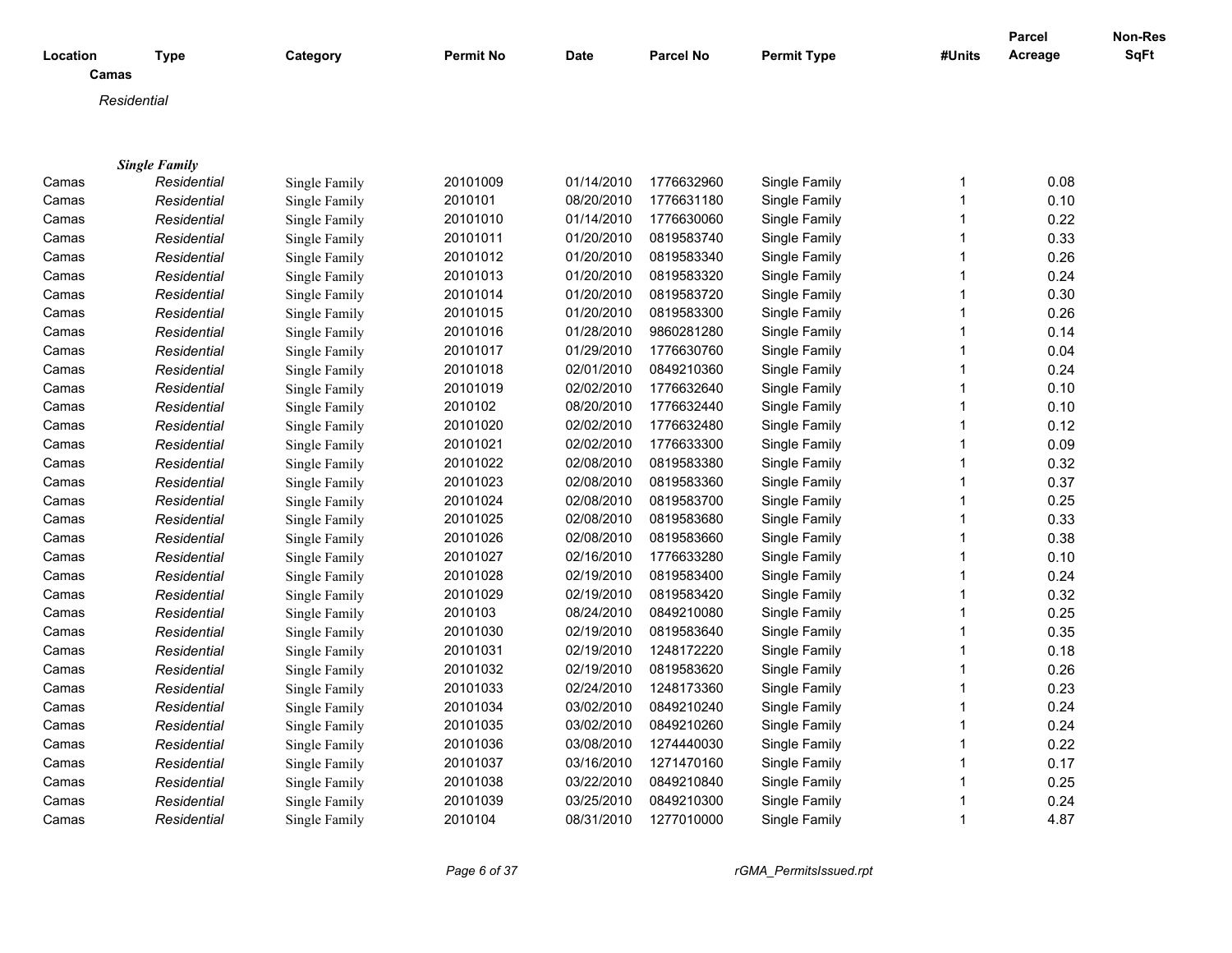| Location | Type | Category | Permit No | Date | Parcel No | Permit Type | #Units | Parcel Acreage | Non-Res SqFt |
|---|---|---|---|---|---|---|---|---|---|
| **Camas** | | | | | | | | | |
| *Residential* | | | | | | | | | |
| ***Single Family*** | | | | | | | | | |
| Camas | *Residential* | Single Family | 20101009 | 01/14/2010 | 1776632960 | Single Family | 1 | 0.08 | |
| Camas | *Residential* | Single Family | 2010101 | 08/20/2010 | 1776631180 | Single Family | 1 | 0.10 | |
| Camas | *Residential* | Single Family | 20101010 | 01/14/2010 | 1776630060 | Single Family | 1 | 0.22 | |
| Camas | *Residential* | Single Family | 20101011 | 01/20/2010 | 0819583740 | Single Family | 1 | 0.33 | |
| Camas | *Residential* | Single Family | 20101012 | 01/20/2010 | 0819583340 | Single Family | 1 | 0.26 | |
| Camas | *Residential* | Single Family | 20101013 | 01/20/2010 | 0819583320 | Single Family | 1 | 0.24 | |
| Camas | *Residential* | Single Family | 20101014 | 01/20/2010 | 0819583720 | Single Family | 1 | 0.30 | |
| Camas | *Residential* | Single Family | 20101015 | 01/20/2010 | 0819583300 | Single Family | 1 | 0.26 | |
| Camas | *Residential* | Single Family | 20101016 | 01/28/2010 | 9860281280 | Single Family | 1 | 0.14 | |
| Camas | *Residential* | Single Family | 20101017 | 01/29/2010 | 1776630760 | Single Family | 1 | 0.04 | |
| Camas | *Residential* | Single Family | 20101018 | 02/01/2010 | 0849210360 | Single Family | 1 | 0.24 | |
| Camas | *Residential* | Single Family | 20101019 | 02/02/2010 | 1776632640 | Single Family | 1 | 0.10 | |
| Camas | *Residential* | Single Family | 2010102 | 08/20/2010 | 1776632440 | Single Family | 1 | 0.10 | |
| Camas | *Residential* | Single Family | 20101020 | 02/02/2010 | 1776632480 | Single Family | 1 | 0.12 | |
| Camas | *Residential* | Single Family | 20101021 | 02/02/2010 | 1776633300 | Single Family | 1 | 0.09 | |
| Camas | *Residential* | Single Family | 20101022 | 02/08/2010 | 0819583380 | Single Family | 1 | 0.32 | |
| Camas | *Residential* | Single Family | 20101023 | 02/08/2010 | 0819583360 | Single Family | 1 | 0.37 | |
| Camas | *Residential* | Single Family | 20101024 | 02/08/2010 | 0819583700 | Single Family | 1 | 0.25 | |
| Camas | *Residential* | Single Family | 20101025 | 02/08/2010 | 0819583680 | Single Family | 1 | 0.33 | |
| Camas | *Residential* | Single Family | 20101026 | 02/08/2010 | 0819583660 | Single Family | 1 | 0.38 | |
| Camas | *Residential* | Single Family | 20101027 | 02/16/2010 | 1776633280 | Single Family | 1 | 0.10 | |
| Camas | *Residential* | Single Family | 20101028 | 02/19/2010 | 0819583400 | Single Family | 1 | 0.24 | |
| Camas | *Residential* | Single Family | 20101029 | 02/19/2010 | 0819583420 | Single Family | 1 | 0.32 | |
| Camas | *Residential* | Single Family | 2010103 | 08/24/2010 | 0849210080 | Single Family | 1 | 0.25 | |
| Camas | *Residential* | Single Family | 20101030 | 02/19/2010 | 0819583640 | Single Family | 1 | 0.35 | |
| Camas | *Residential* | Single Family | 20101031 | 02/19/2010 | 1248172220 | Single Family | 1 | 0.18 | |
| Camas | *Residential* | Single Family | 20101032 | 02/19/2010 | 0819583620 | Single Family | 1 | 0.26 | |
| Camas | *Residential* | Single Family | 20101033 | 02/24/2010 | 1248173360 | Single Family | 1 | 0.23 | |
| Camas | *Residential* | Single Family | 20101034 | 03/02/2010 | 0849210240 | Single Family | 1 | 0.24 | |
| Camas | *Residential* | Single Family | 20101035 | 03/02/2010 | 0849210260 | Single Family | 1 | 0.24 | |
| Camas | *Residential* | Single Family | 20101036 | 03/08/2010 | 1274440030 | Single Family | 1 | 0.22 | |
| Camas | *Residential* | Single Family | 20101037 | 03/16/2010 | 1271470160 | Single Family | 1 | 0.17 | |
| Camas | *Residential* | Single Family | 20101038 | 03/22/2010 | 0849210840 | Single Family | 1 | 0.25 | |
| Camas | *Residential* | Single Family | 20101039 | 03/25/2010 | 0849210300 | Single Family | 1 | 0.24 | |
| Camas | *Residential* | Single Family | 2010104 | 08/31/2010 | 1277010000 | Single Family | 1 | 4.87 | |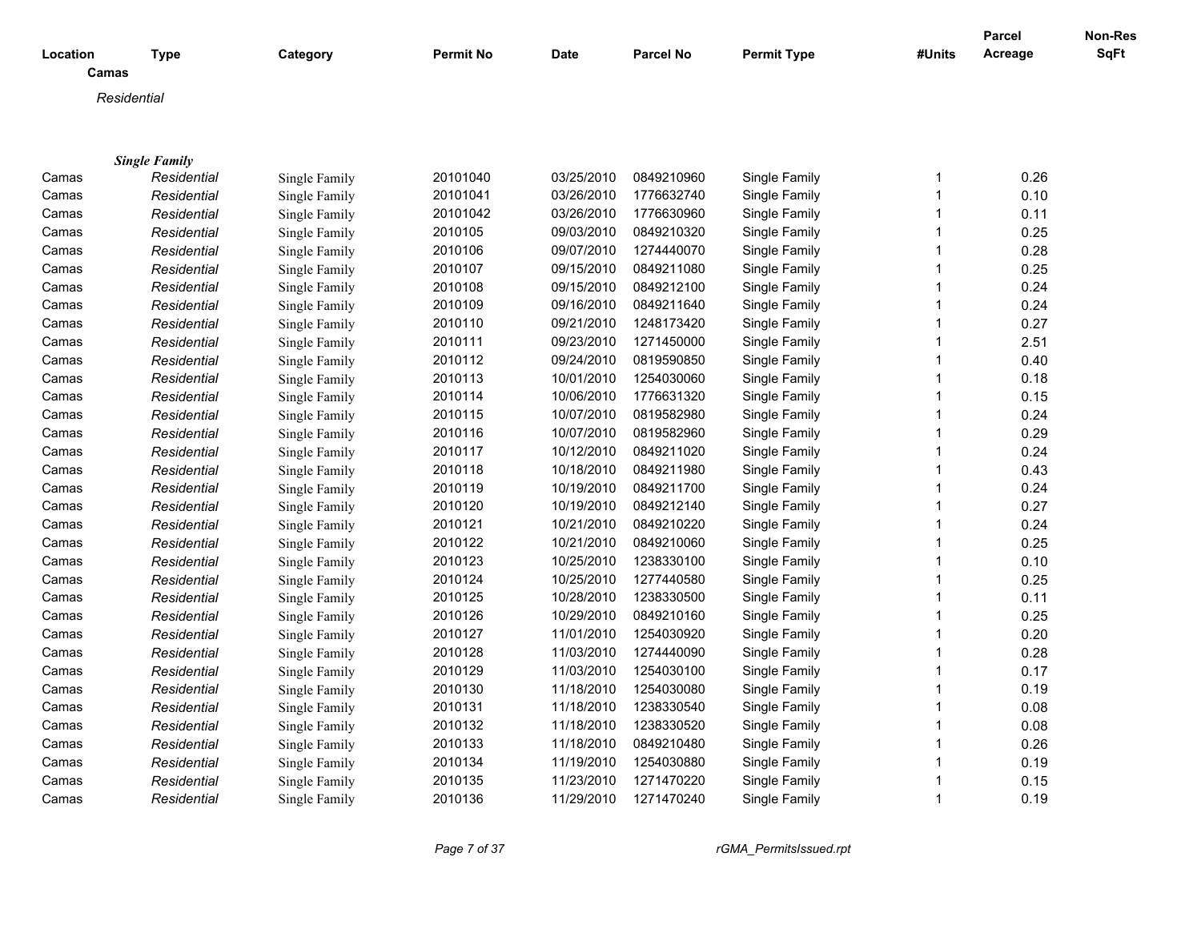| Location | Type | Category | Permit No | Date | Parcel No | Permit Type | #Units | Parcel Acreage | Non-Res SqFt |
|---|---|---|---|---|---|---|---|---|---|
| **Camas** | | | | | | | | | |
| *Residential* | | | | | | | | | |
| ***Single Family*** | | | | | | | | | |
| Camas | *Residential* | Single Family | 20101040 | 03/25/2010 | 0849210960 | Single Family | 1 | 0.26 | |
| Camas | *Residential* | Single Family | 20101041 | 03/26/2010 | 1776632740 | Single Family | 1 | 0.10 | |
| Camas | *Residential* | Single Family | 20101042 | 03/26/2010 | 1776630960 | Single Family | 1 | 0.11 | |
| Camas | *Residential* | Single Family | 2010105 | 09/03/2010 | 0849210320 | Single Family | 1 | 0.25 | |
| Camas | *Residential* | Single Family | 2010106 | 09/07/2010 | 1274440070 | Single Family | 1 | 0.28 | |
| Camas | *Residential* | Single Family | 2010107 | 09/15/2010 | 0849211080 | Single Family | 1 | 0.25 | |
| Camas | *Residential* | Single Family | 2010108 | 09/15/2010 | 0849212100 | Single Family | 1 | 0.24 | |
| Camas | *Residential* | Single Family | 2010109 | 09/16/2010 | 0849211640 | Single Family | 1 | 0.24 | |
| Camas | *Residential* | Single Family | 2010110 | 09/21/2010 | 1248173420 | Single Family | 1 | 0.27 | |
| Camas | *Residential* | Single Family | 2010111 | 09/23/2010 | 1271450000 | Single Family | 1 | 2.51 | |
| Camas | *Residential* | Single Family | 2010112 | 09/24/2010 | 0819590850 | Single Family | 1 | 0.40 | |
| Camas | *Residential* | Single Family | 2010113 | 10/01/2010 | 1254030060 | Single Family | 1 | 0.18 | |
| Camas | *Residential* | Single Family | 2010114 | 10/06/2010 | 1776631320 | Single Family | 1 | 0.15 | |
| Camas | *Residential* | Single Family | 2010115 | 10/07/2010 | 0819582980 | Single Family | 1 | 0.24 | |
| Camas | *Residential* | Single Family | 2010116 | 10/07/2010 | 0819582960 | Single Family | 1 | 0.29 | |
| Camas | *Residential* | Single Family | 2010117 | 10/12/2010 | 0849211020 | Single Family | 1 | 0.24 | |
| Camas | *Residential* | Single Family | 2010118 | 10/18/2010 | 0849211980 | Single Family | 1 | 0.43 | |
| Camas | *Residential* | Single Family | 2010119 | 10/19/2010 | 0849211700 | Single Family | 1 | 0.24 | |
| Camas | *Residential* | Single Family | 2010120 | 10/19/2010 | 0849212140 | Single Family | 1 | 0.27 | |
| Camas | *Residential* | Single Family | 2010121 | 10/21/2010 | 0849210220 | Single Family | 1 | 0.24 | |
| Camas | *Residential* | Single Family | 2010122 | 10/21/2010 | 0849210060 | Single Family | 1 | 0.25 | |
| Camas | *Residential* | Single Family | 2010123 | 10/25/2010 | 1238330100 | Single Family | 1 | 0.10 | |
| Camas | *Residential* | Single Family | 2010124 | 10/25/2010 | 1277440580 | Single Family | 1 | 0.25 | |
| Camas | *Residential* | Single Family | 2010125 | 10/28/2010 | 1238330500 | Single Family | 1 | 0.11 | |
| Camas | *Residential* | Single Family | 2010126 | 10/29/2010 | 0849210160 | Single Family | 1 | 0.25 | |
| Camas | *Residential* | Single Family | 2010127 | 11/01/2010 | 1254030920 | Single Family | 1 | 0.20 | |
| Camas | *Residential* | Single Family | 2010128 | 11/03/2010 | 1274440090 | Single Family | 1 | 0.28 | |
| Camas | *Residential* | Single Family | 2010129 | 11/03/2010 | 1254030100 | Single Family | 1 | 0.17 | |
| Camas | *Residential* | Single Family | 2010130 | 11/18/2010 | 1254030080 | Single Family | 1 | 0.19 | |
| Camas | *Residential* | Single Family | 2010131 | 11/18/2010 | 1238330540 | Single Family | 1 | 0.08 | |
| Camas | *Residential* | Single Family | 2010132 | 11/18/2010 | 1238330520 | Single Family | 1 | 0.08 | |
| Camas | *Residential* | Single Family | 2010133 | 11/18/2010 | 0849210480 | Single Family | 1 | 0.26 | |
| Camas | *Residential* | Single Family | 2010134 | 11/19/2010 | 1254030880 | Single Family | 1 | 0.19 | |
| Camas | *Residential* | Single Family | 2010135 | 11/23/2010 | 1271470220 | Single Family | 1 | 0.15 | |
| Camas | *Residential* | Single Family | 2010136 | 11/29/2010 | 1271470240 | Single Family | 1 | 0.19 | |

rGMA_PermitsIssued.rpt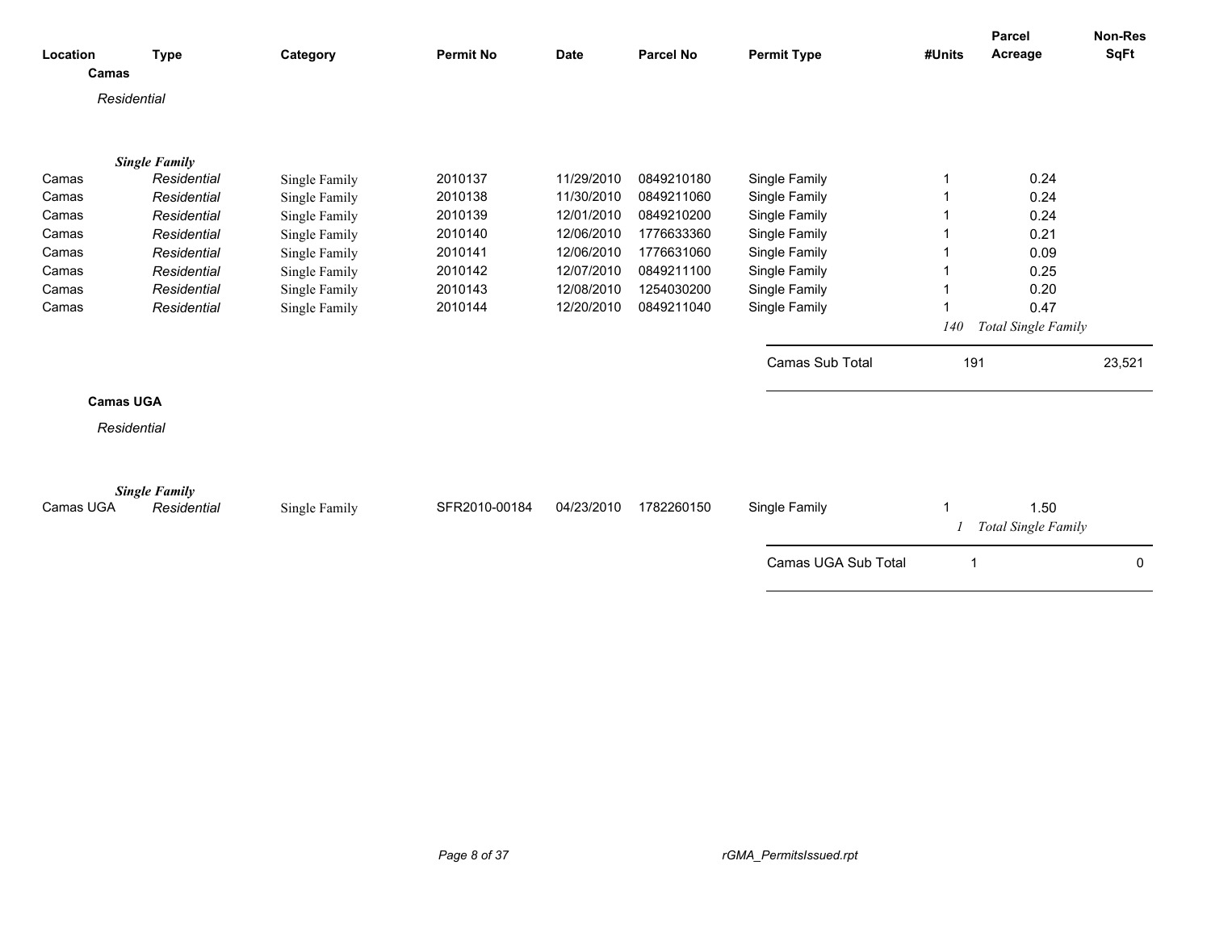| Location | Type | Category | Permit No | Date | Parcel No | Permit Type | #Units | Parcel Acreage | Non-Res SqFt |
|---|---|---|---|---|---|---|---|---|---|
| **Camas** | | | | | | | | | |
| *Residential* | | | | | | | | | |
| | ***Single Family*** | | | | | | | | |
| Camas | *Residential* | Single Family | 2010137 | 11/29/2010 | 0849210180 | Single Family | 1 | 0.24 | |
| Camas | *Residential* | Single Family | 2010138 | 11/30/2010 | 0849211060 | Single Family | 1 | 0.24 | |
| Camas | *Residential* | Single Family | 2010139 | 12/01/2010 | 0849210200 | Single Family | 1 | 0.24 | |
| Camas | *Residential* | Single Family | 2010140 | 12/06/2010 | 1776633360 | Single Family | 1 | 0.21 | |
| Camas | *Residential* | Single Family | 2010141 | 12/06/2010 | 1776631060 | Single Family | 1 | 0.09 | |
| Camas | *Residential* | Single Family | 2010142 | 12/07/2010 | 0849211100 | Single Family | 1 | 0.25 | |
| Camas | *Residential* | Single Family | 2010143 | 12/08/2010 | 1254030200 | Single Family | 1 | 0.20 | |
| Camas | *Residential* | Single Family | 2010144 | 12/20/2010 | 0849211040 | Single Family | 1 | 0.47 | |
| | | | | | | | *140* | *Total Single Family* | |
| | | | | | | Camas Sub Total | 191 | | 23,521 |
| **Camas UGA** | | | | | | | | | |
| *Residential* | | | | | | | | | |
| | ***Single Family*** | | | | | | | | |
| Camas UGA | *Residential* | Single Family | SFR2010-00184 | 04/23/2010 | 1782260150 | Single Family | 1 | 1.50 | |
| | | | | | | | *1* | *Total Single Family* | |
| | | | | | | Camas UGA Sub Total | 1 | | 0 |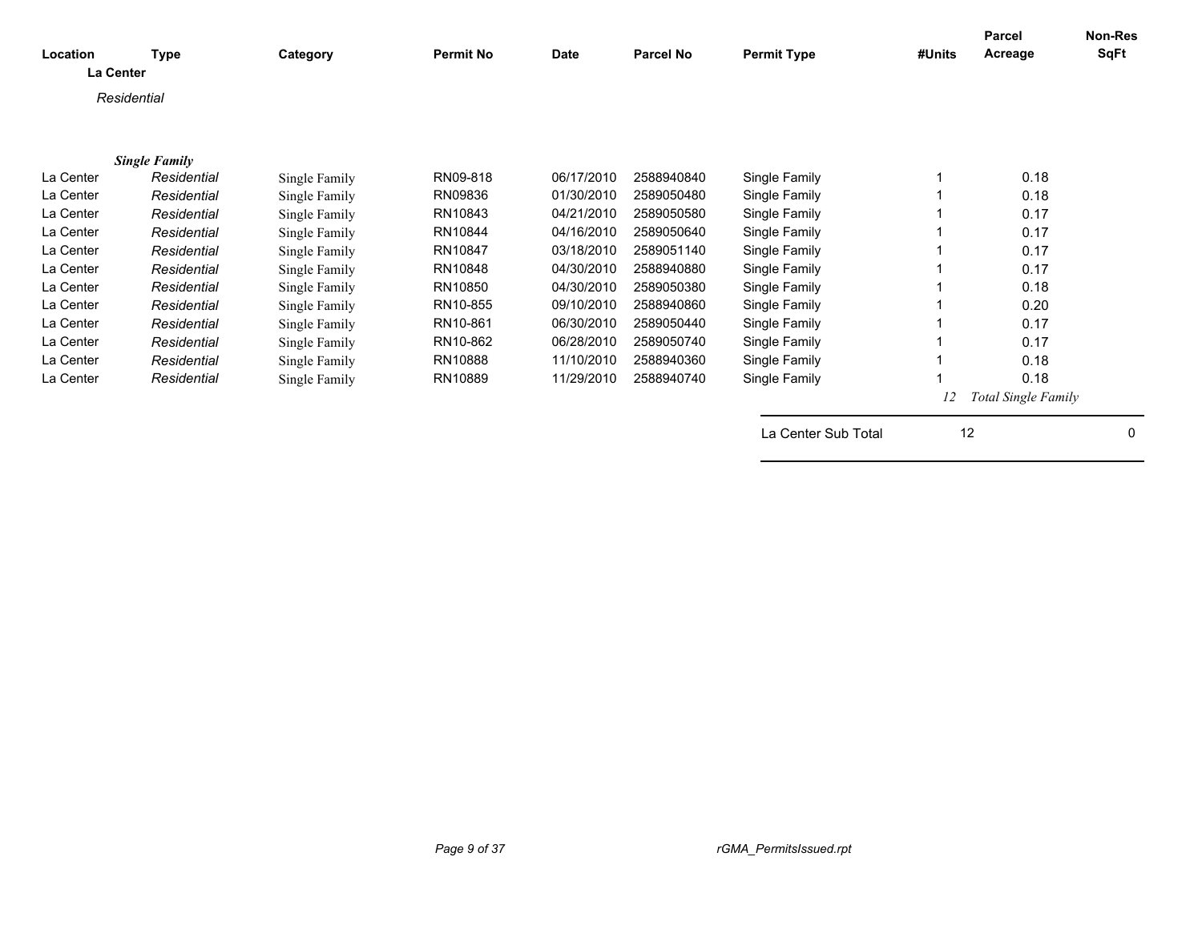| Location | Type | Category | Permit No | Date | Parcel No | Permit Type | #Units | Parcel Acreage | Non-Res SqFt |
|---|---|---|---|---|---|---|---|---|---|
| **La Center** | | | | | | | | | |
| *Residential* | | | | | | | | | |
| ***Single Family*** | | | | | | | | | |
| La Center | *Residential* | Single Family | RN09-818 | 06/17/2010 | 2588940840 | Single Family | 1 | 0.18 | |
| La Center | *Residential* | Single Family | RN09836 | 01/30/2010 | 2589050480 | Single Family | 1 | 0.18 | |
| La Center | *Residential* | Single Family | RN10843 | 04/21/2010 | 2589050580 | Single Family | 1 | 0.17 | |
| La Center | *Residential* | Single Family | RN10844 | 04/16/2010 | 2589050640 | Single Family | 1 | 0.17 | |
| La Center | *Residential* | Single Family | RN10847 | 03/18/2010 | 2589051140 | Single Family | 1 | 0.17 | |
| La Center | *Residential* | Single Family | RN10848 | 04/30/2010 | 2588940880 | Single Family | 1 | 0.17 | |
| La Center | *Residential* | Single Family | RN10850 | 04/30/2010 | 2589050380 | Single Family | 1 | 0.18 | |
| La Center | *Residential* | Single Family | RN10-855 | 09/10/2010 | 2588940860 | Single Family | 1 | 0.20 | |
| La Center | *Residential* | Single Family | RN10-861 | 06/30/2010 | 2589050440 | Single Family | 1 | 0.17 | |
| La Center | *Residential* | Single Family | RN10-862 | 06/28/2010 | 2589050740 | Single Family | 1 | 0.17 | |
| La Center | *Residential* | Single Family | RN10888 | 11/10/2010 | 2588940360 | Single Family | 1 | 0.18 | |
| La Center | *Residential* | Single Family | RN10889 | 11/29/2010 | 2588940740 | Single Family | 1 | 0.18 | |
| | | | | | | | *12* | *Total Single Family* | |
| | | | | | | La Center Sub Total | 12 | | 0 |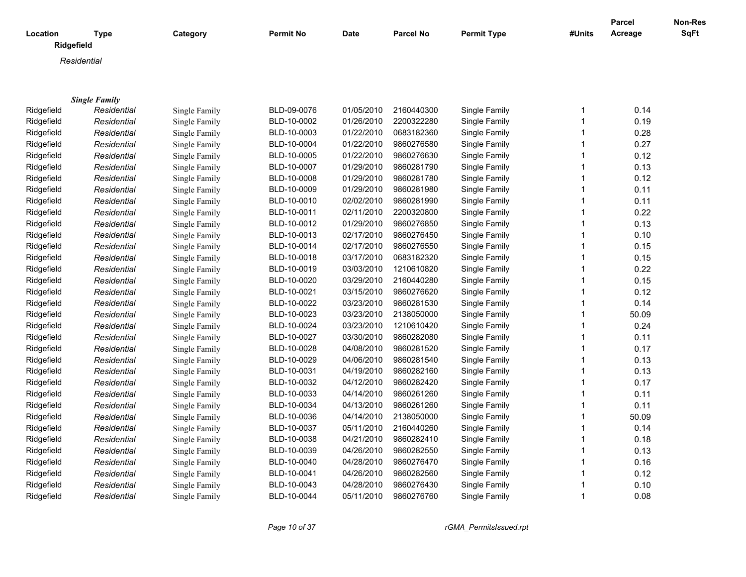| Location | Type | Category | Permit No | Date | Parcel No | Permit Type | #Units | Parcel Acreage | Non-Res SqFt |
|---|---|---|---|---|---|---|---|---|---|

**Ridgefield**

*Residential*

***Single Family***

| Location | Type | Category | Permit No | Date | Parcel No | Permit Type | #Units | Parcel Acreage | Non-Res SqFt |
|---|---|---|---|---|---|---|---|---|---|
| Ridgefield | *Residential* | Single Family | BLD-09-0076 | 01/05/2010 | 2160440300 | Single Family | 1 | 0.14 | |
| Ridgefield | *Residential* | Single Family | BLD-10-0002 | 01/26/2010 | 2200322280 | Single Family | 1 | 0.19 | |
| Ridgefield | *Residential* | Single Family | BLD-10-0003 | 01/22/2010 | 0683182360 | Single Family | 1 | 0.28 | |
| Ridgefield | *Residential* | Single Family | BLD-10-0004 | 01/22/2010 | 9860276580 | Single Family | 1 | 0.27 | |
| Ridgefield | *Residential* | Single Family | BLD-10-0005 | 01/22/2010 | 9860276630 | Single Family | 1 | 0.12 | |
| Ridgefield | *Residential* | Single Family | BLD-10-0007 | 01/29/2010 | 9860281790 | Single Family | 1 | 0.13 | |
| Ridgefield | *Residential* | Single Family | BLD-10-0008 | 01/29/2010 | 9860281780 | Single Family | 1 | 0.12 | |
| Ridgefield | *Residential* | Single Family | BLD-10-0009 | 01/29/2010 | 9860281980 | Single Family | 1 | 0.11 | |
| Ridgefield | *Residential* | Single Family | BLD-10-0010 | 02/02/2010 | 9860281990 | Single Family | 1 | 0.11 | |
| Ridgefield | *Residential* | Single Family | BLD-10-0011 | 02/11/2010 | 2200320800 | Single Family | 1 | 0.22 | |
| Ridgefield | *Residential* | Single Family | BLD-10-0012 | 01/29/2010 | 9860276850 | Single Family | 1 | 0.13 | |
| Ridgefield | *Residential* | Single Family | BLD-10-0013 | 02/17/2010 | 9860276450 | Single Family | 1 | 0.10 | |
| Ridgefield | *Residential* | Single Family | BLD-10-0014 | 02/17/2010 | 9860276550 | Single Family | 1 | 0.15 | |
| Ridgefield | *Residential* | Single Family | BLD-10-0018 | 03/17/2010 | 0683182320 | Single Family | 1 | 0.15 | |
| Ridgefield | *Residential* | Single Family | BLD-10-0019 | 03/03/2010 | 1210610820 | Single Family | 1 | 0.22 | |
| Ridgefield | *Residential* | Single Family | BLD-10-0020 | 03/29/2010 | 2160440280 | Single Family | 1 | 0.15 | |
| Ridgefield | *Residential* | Single Family | BLD-10-0021 | 03/15/2010 | 9860276620 | Single Family | 1 | 0.12 | |
| Ridgefield | *Residential* | Single Family | BLD-10-0022 | 03/23/2010 | 9860281530 | Single Family | 1 | 0.14 | |
| Ridgefield | *Residential* | Single Family | BLD-10-0023 | 03/23/2010 | 2138050000 | Single Family | 1 | 50.09 | |
| Ridgefield | *Residential* | Single Family | BLD-10-0024 | 03/23/2010 | 1210610420 | Single Family | 1 | 0.24 | |
| Ridgefield | *Residential* | Single Family | BLD-10-0027 | 03/30/2010 | 9860282080 | Single Family | 1 | 0.11 | |
| Ridgefield | *Residential* | Single Family | BLD-10-0028 | 04/08/2010 | 9860281520 | Single Family | 1 | 0.17 | |
| Ridgefield | *Residential* | Single Family | BLD-10-0029 | 04/06/2010 | 9860281540 | Single Family | 1 | 0.13 | |
| Ridgefield | *Residential* | Single Family | BLD-10-0031 | 04/19/2010 | 9860282160 | Single Family | 1 | 0.13 | |
| Ridgefield | *Residential* | Single Family | BLD-10-0032 | 04/12/2010 | 9860282420 | Single Family | 1 | 0.17 | |
| Ridgefield | *Residential* | Single Family | BLD-10-0033 | 04/14/2010 | 9860261260 | Single Family | 1 | 0.11 | |
| Ridgefield | *Residential* | Single Family | BLD-10-0034 | 04/13/2010 | 9860261260 | Single Family | 1 | 0.11 | |
| Ridgefield | *Residential* | Single Family | BLD-10-0036 | 04/14/2010 | 2138050000 | Single Family | 1 | 50.09 | |
| Ridgefield | *Residential* | Single Family | BLD-10-0037 | 05/11/2010 | 2160440260 | Single Family | 1 | 0.14 | |
| Ridgefield | *Residential* | Single Family | BLD-10-0038 | 04/21/2010 | 9860282410 | Single Family | 1 | 0.18 | |
| Ridgefield | *Residential* | Single Family | BLD-10-0039 | 04/26/2010 | 9860282550 | Single Family | 1 | 0.13 | |
| Ridgefield | *Residential* | Single Family | BLD-10-0040 | 04/28/2010 | 9860276470 | Single Family | 1 | 0.16 | |
| Ridgefield | *Residential* | Single Family | BLD-10-0041 | 04/26/2010 | 9860282560 | Single Family | 1 | 0.12 | |
| Ridgefield | *Residential* | Single Family | BLD-10-0043 | 04/28/2010 | 9860276430 | Single Family | 1 | 0.10 | |
| Ridgefield | *Residential* | Single Family | BLD-10-0044 | 05/11/2010 | 9860276760 | Single Family | 1 | 0.08 | |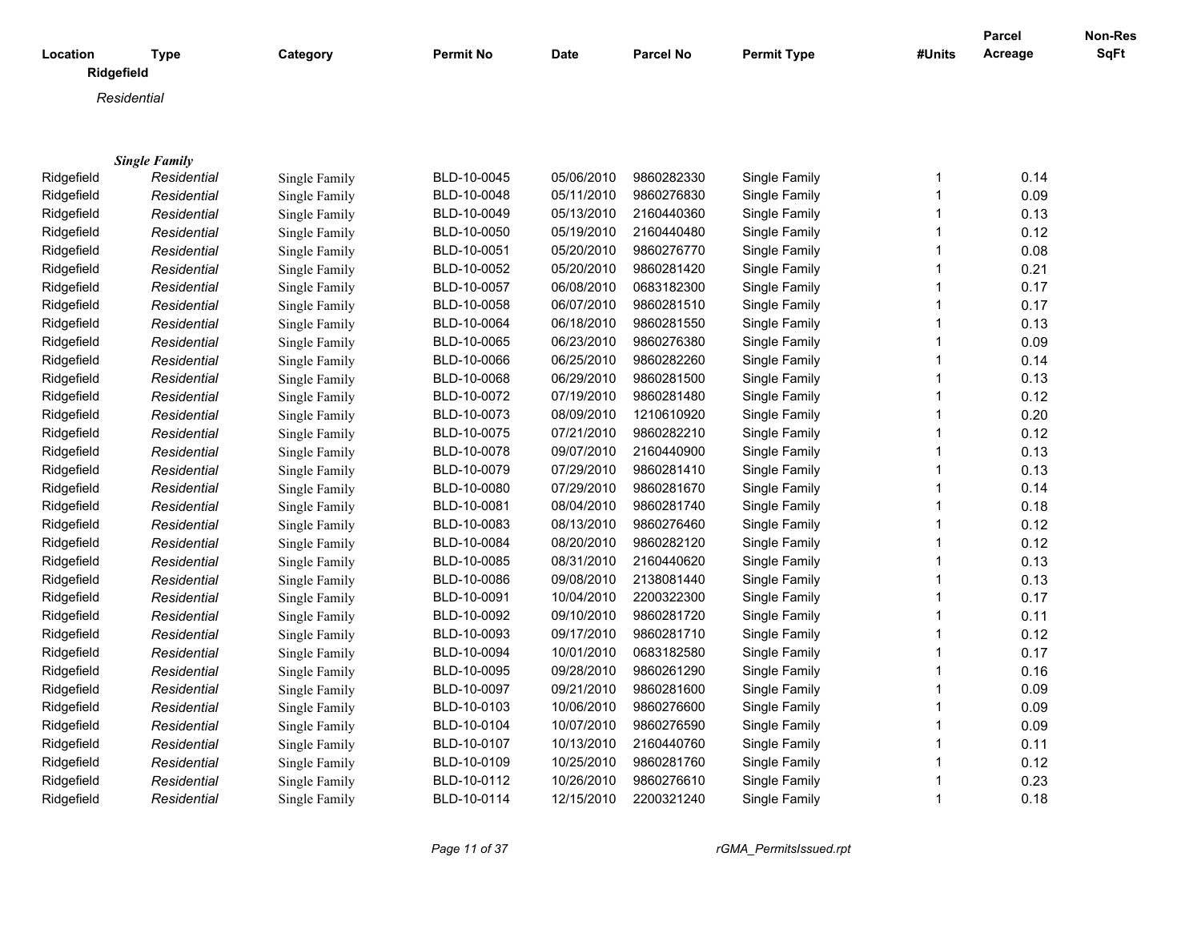| Location | Type | Category | Permit No | Date | Parcel No | Permit Type | #Units | Parcel Acreage | Non-Res SqFt |
|---|---|---|---|---|---|---|---|---|---|

**Ridgefield**

*Residential*

***Single Family***

| Location | Type | Category | Permit No | Date | Parcel No | Permit Type | #Units | Parcel Acreage | Non-Res SqFt |
|---|---|---|---|---|---|---|---|---|---|
| Ridgefield | *Residential* | Single Family | BLD-10-0045 | 05/06/2010 | 9860282330 | Single Family | 1 | 0.14 | |
| Ridgefield | *Residential* | Single Family | BLD-10-0048 | 05/11/2010 | 9860276830 | Single Family | 1 | 0.09 | |
| Ridgefield | *Residential* | Single Family | BLD-10-0049 | 05/13/2010 | 2160440360 | Single Family | 1 | 0.13 | |
| Ridgefield | *Residential* | Single Family | BLD-10-0050 | 05/19/2010 | 2160440480 | Single Family | 1 | 0.12 | |
| Ridgefield | *Residential* | Single Family | BLD-10-0051 | 05/20/2010 | 9860276770 | Single Family | 1 | 0.08 | |
| Ridgefield | *Residential* | Single Family | BLD-10-0052 | 05/20/2010 | 9860281420 | Single Family | 1 | 0.21 | |
| Ridgefield | *Residential* | Single Family | BLD-10-0057 | 06/08/2010 | 0683182300 | Single Family | 1 | 0.17 | |
| Ridgefield | *Residential* | Single Family | BLD-10-0058 | 06/07/2010 | 9860281510 | Single Family | 1 | 0.17 | |
| Ridgefield | *Residential* | Single Family | BLD-10-0064 | 06/18/2010 | 9860281550 | Single Family | 1 | 0.13 | |
| Ridgefield | *Residential* | Single Family | BLD-10-0065 | 06/23/2010 | 9860276380 | Single Family | 1 | 0.09 | |
| Ridgefield | *Residential* | Single Family | BLD-10-0066 | 06/25/2010 | 9860282260 | Single Family | 1 | 0.14 | |
| Ridgefield | *Residential* | Single Family | BLD-10-0068 | 06/29/2010 | 9860281500 | Single Family | 1 | 0.13 | |
| Ridgefield | *Residential* | Single Family | BLD-10-0072 | 07/19/2010 | 9860281480 | Single Family | 1 | 0.12 | |
| Ridgefield | *Residential* | Single Family | BLD-10-0073 | 08/09/2010 | 1210610920 | Single Family | 1 | 0.20 | |
| Ridgefield | *Residential* | Single Family | BLD-10-0075 | 07/21/2010 | 9860282210 | Single Family | 1 | 0.12 | |
| Ridgefield | *Residential* | Single Family | BLD-10-0078 | 09/07/2010 | 2160440900 | Single Family | 1 | 0.13 | |
| Ridgefield | *Residential* | Single Family | BLD-10-0079 | 07/29/2010 | 9860281410 | Single Family | 1 | 0.13 | |
| Ridgefield | *Residential* | Single Family | BLD-10-0080 | 07/29/2010 | 9860281670 | Single Family | 1 | 0.14 | |
| Ridgefield | *Residential* | Single Family | BLD-10-0081 | 08/04/2010 | 9860281740 | Single Family | 1 | 0.18 | |
| Ridgefield | *Residential* | Single Family | BLD-10-0083 | 08/13/2010 | 9860276460 | Single Family | 1 | 0.12 | |
| Ridgefield | *Residential* | Single Family | BLD-10-0084 | 08/20/2010 | 9860282120 | Single Family | 1 | 0.12 | |
| Ridgefield | *Residential* | Single Family | BLD-10-0085 | 08/31/2010 | 2160440620 | Single Family | 1 | 0.13 | |
| Ridgefield | *Residential* | Single Family | BLD-10-0086 | 09/08/2010 | 2138081440 | Single Family | 1 | 0.13 | |
| Ridgefield | *Residential* | Single Family | BLD-10-0091 | 10/04/2010 | 2200322300 | Single Family | 1 | 0.17 | |
| Ridgefield | *Residential* | Single Family | BLD-10-0092 | 09/10/2010 | 9860281720 | Single Family | 1 | 0.11 | |
| Ridgefield | *Residential* | Single Family | BLD-10-0093 | 09/17/2010 | 9860281710 | Single Family | 1 | 0.12 | |
| Ridgefield | *Residential* | Single Family | BLD-10-0094 | 10/01/2010 | 0683182580 | Single Family | 1 | 0.17 | |
| Ridgefield | *Residential* | Single Family | BLD-10-0095 | 09/28/2010 | 9860261290 | Single Family | 1 | 0.16 | |
| Ridgefield | *Residential* | Single Family | BLD-10-0097 | 09/21/2010 | 9860281600 | Single Family | 1 | 0.09 | |
| Ridgefield | *Residential* | Single Family | BLD-10-0103 | 10/06/2010 | 9860276600 | Single Family | 1 | 0.09 | |
| Ridgefield | *Residential* | Single Family | BLD-10-0104 | 10/07/2010 | 9860276590 | Single Family | 1 | 0.09 | |
| Ridgefield | *Residential* | Single Family | BLD-10-0107 | 10/13/2010 | 2160440760 | Single Family | 1 | 0.11 | |
| Ridgefield | *Residential* | Single Family | BLD-10-0109 | 10/25/2010 | 9860281760 | Single Family | 1 | 0.12 | |
| Ridgefield | *Residential* | Single Family | BLD-10-0112 | 10/26/2010 | 9860276610 | Single Family | 1 | 0.23 | |
| Ridgefield | *Residential* | Single Family | BLD-10-0114 | 12/15/2010 | 2200321240 | Single Family | 1 | 0.18 | |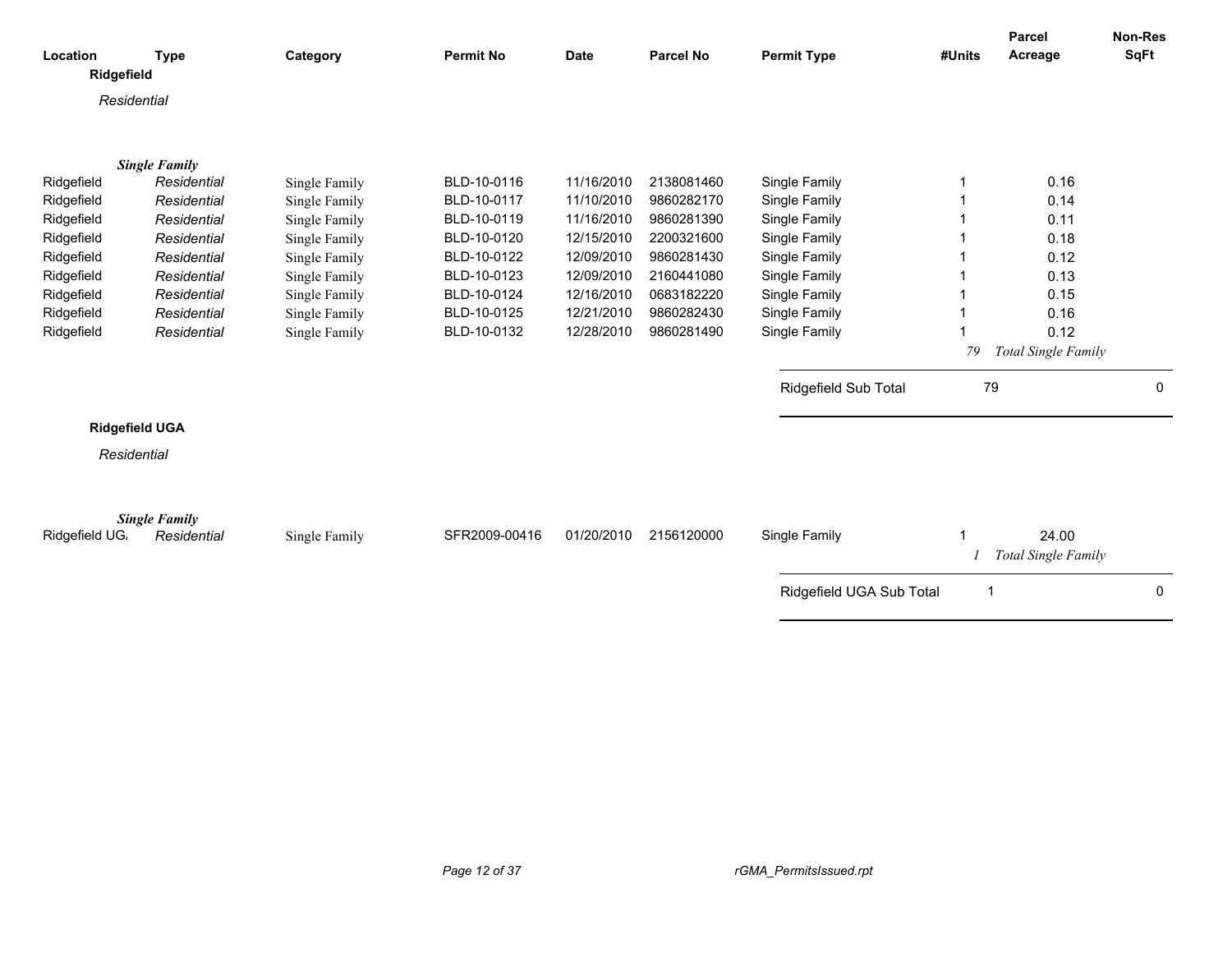| Location | Type | Category | Permit No | Date | Parcel No | Permit Type | #Units | Parcel Acreage | Non-Res SqFt |
|---|---|---|---|---|---|---|---|---|---|

**Ridgefield**

*Residential*

***Single Family***

| Location | Type | Category | Permit No | Date | Parcel No | Permit Type | #Units | Parcel Acreage | Non-Res SqFt |
|---|---|---|---|---|---|---|---|---|---|
| Ridgefield | *Residential* | Single Family | BLD-10-0116 | 11/16/2010 | 2138081460 | Single Family | 1 | 0.16 | |
| Ridgefield | *Residential* | Single Family | BLD-10-0117 | 11/10/2010 | 9860282170 | Single Family | 1 | 0.14 | |
| Ridgefield | *Residential* | Single Family | BLD-10-0119 | 11/16/2010 | 9860281390 | Single Family | 1 | 0.11 | |
| Ridgefield | *Residential* | Single Family | BLD-10-0120 | 12/15/2010 | 2200321600 | Single Family | 1 | 0.18 | |
| Ridgefield | *Residential* | Single Family | BLD-10-0122 | 12/09/2010 | 9860281430 | Single Family | 1 | 0.12 | |
| Ridgefield | *Residential* | Single Family | BLD-10-0123 | 12/09/2010 | 2160441080 | Single Family | 1 | 0.13 | |
| Ridgefield | *Residential* | Single Family | BLD-10-0124 | 12/16/2010 | 0683182220 | Single Family | 1 | 0.15 | |
| Ridgefield | *Residential* | Single Family | BLD-10-0125 | 12/21/2010 | 9860282430 | Single Family | 1 | 0.16 | |
| Ridgefield | *Residential* | Single Family | BLD-10-0132 | 12/28/2010 | 9860281490 | Single Family | 1 | 0.12 | |
| | | | | | | | *79* | *Total Single Family* | |
| | | | | | | Ridgefield Sub Total | 79 | | 0 |

**Ridgefield UGA**

*Residential*

***Single Family***

| Location | Type | Category | Permit No | Date | Parcel No | Permit Type | #Units | Parcel Acreage | Non-Res SqFt |
|---|---|---|---|---|---|---|---|---|---|
| Ridgefield UGA | *Residential* | Single Family | SFR2009-00416 | 01/20/2010 | 2156120000 | Single Family | 1 | 24.00 | |
| | | | | | | | *1* | *Total Single Family* | |
| | | | | | | Ridgefield UGA Sub Total | 1 | | 0 |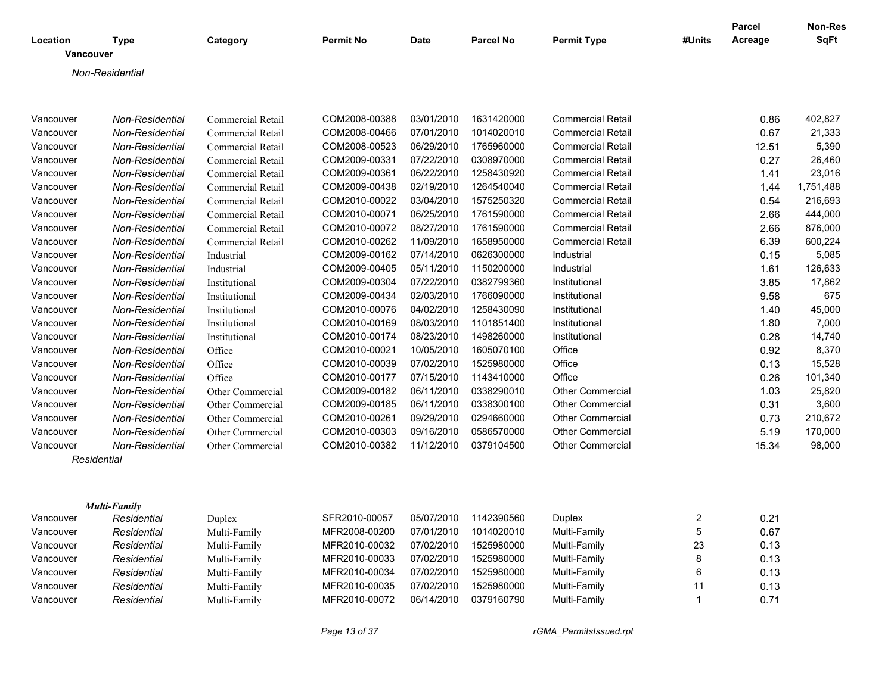| Location | Type | Category | Permit No | Date | Parcel No | Permit Type | #Units | Parcel Acreage | Non-Res SqFt |
|---|---|---|---|---|---|---|---|---|---|
| **Vancouver** | | | | | | | | | |
| *Non-Residential* | | | | | | | | | |
| Vancouver | *Non-Residential* | Commercial Retail | COM2008-00388 | 03/01/2010 | 1631420000 | Commercial Retail | | 0.86 | 402,827 |
| Vancouver | *Non-Residential* | Commercial Retail | COM2008-00466 | 07/01/2010 | 1014020010 | Commercial Retail | | 0.67 | 21,333 |
| Vancouver | *Non-Residential* | Commercial Retail | COM2008-00523 | 06/29/2010 | 1765960000 | Commercial Retail | | 12.51 | 5,390 |
| Vancouver | *Non-Residential* | Commercial Retail | COM2009-00331 | 07/22/2010 | 0308970000 | Commercial Retail | | 0.27 | 26,460 |
| Vancouver | *Non-Residential* | Commercial Retail | COM2009-00361 | 06/22/2010 | 1258430920 | Commercial Retail | | 1.41 | 23,016 |
| Vancouver | *Non-Residential* | Commercial Retail | COM2009-00438 | 02/19/2010 | 1264540040 | Commercial Retail | | 1.44 | 1,751,488 |
| Vancouver | *Non-Residential* | Commercial Retail | COM2010-00022 | 03/04/2010 | 1575250320 | Commercial Retail | | 0.54 | 216,693 |
| Vancouver | *Non-Residential* | Commercial Retail | COM2010-00071 | 06/25/2010 | 1761590000 | Commercial Retail | | 2.66 | 444,000 |
| Vancouver | *Non-Residential* | Commercial Retail | COM2010-00072 | 08/27/2010 | 1761590000 | Commercial Retail | | 2.66 | 876,000 |
| Vancouver | *Non-Residential* | Commercial Retail | COM2010-00262 | 11/09/2010 | 1658950000 | Commercial Retail | | 6.39 | 600,224 |
| Vancouver | *Non-Residential* | Industrial | COM2009-00162 | 07/14/2010 | 0626300000 | Industrial | | 0.15 | 5,085 |
| Vancouver | *Non-Residential* | Industrial | COM2009-00405 | 05/11/2010 | 1150200000 | Industrial | | 1.61 | 126,633 |
| Vancouver | *Non-Residential* | Institutional | COM2009-00304 | 07/22/2010 | 0382799360 | Institutional | | 3.85 | 17,862 |
| Vancouver | *Non-Residential* | Institutional | COM2009-00434 | 02/03/2010 | 1766090000 | Institutional | | 9.58 | 675 |
| Vancouver | *Non-Residential* | Institutional | COM2010-00076 | 04/02/2010 | 1258430090 | Institutional | | 1.40 | 45,000 |
| Vancouver | *Non-Residential* | Institutional | COM2010-00169 | 08/03/2010 | 1101851400 | Institutional | | 1.80 | 7,000 |
| Vancouver | *Non-Residential* | Institutional | COM2010-00174 | 08/23/2010 | 1498260000 | Institutional | | 0.28 | 14,740 |
| Vancouver | *Non-Residential* | Office | COM2010-00021 | 10/05/2010 | 1605070100 | Office | | 0.92 | 8,370 |
| Vancouver | *Non-Residential* | Office | COM2010-00039 | 07/02/2010 | 1525980000 | Office | | 0.13 | 15,528 |
| Vancouver | *Non-Residential* | Office | COM2010-00177 | 07/15/2010 | 1143410000 | Office | | 0.26 | 101,340 |
| Vancouver | *Non-Residential* | Other Commercial | COM2009-00182 | 06/11/2010 | 0338290010 | Other Commercial | | 1.03 | 25,820 |
| Vancouver | *Non-Residential* | Other Commercial | COM2009-00185 | 06/11/2010 | 0338300100 | Other Commercial | | 0.31 | 3,600 |
| Vancouver | *Non-Residential* | Other Commercial | COM2010-00261 | 09/29/2010 | 0294660000 | Other Commercial | | 0.73 | 210,672 |
| Vancouver | *Non-Residential* | Other Commercial | COM2010-00303 | 09/16/2010 | 0586570000 | Other Commercial | | 5.19 | 170,000 |
| Vancouver | *Non-Residential* | Other Commercial | COM2010-00382 | 11/12/2010 | 0379104500 | Other Commercial | | 15.34 | 98,000 |
| *Residential* | | | | | | | | | |
| ***Multi-Family*** | | | | | | | | | |
| Vancouver | *Residential* | Duplex | SFR2010-00057 | 05/07/2010 | 1142390560 | Duplex | 2 | 0.21 | |
| Vancouver | *Residential* | Multi-Family | MFR2008-00200 | 07/01/2010 | 1014020010 | Multi-Family | 5 | 0.67 | |
| Vancouver | *Residential* | Multi-Family | MFR2010-00032 | 07/02/2010 | 1525980000 | Multi-Family | 23 | 0.13 | |
| Vancouver | *Residential* | Multi-Family | MFR2010-00033 | 07/02/2010 | 1525980000 | Multi-Family | 8 | 0.13 | |
| Vancouver | *Residential* | Multi-Family | MFR2010-00034 | 07/02/2010 | 1525980000 | Multi-Family | 6 | 0.13 | |
| Vancouver | *Residential* | Multi-Family | MFR2010-00035 | 07/02/2010 | 1525980000 | Multi-Family | 11 | 0.13 | |
| Vancouver | *Residential* | Multi-Family | MFR2010-00072 | 06/14/2010 | 0379160790 | Multi-Family | 1 | 0.71 | |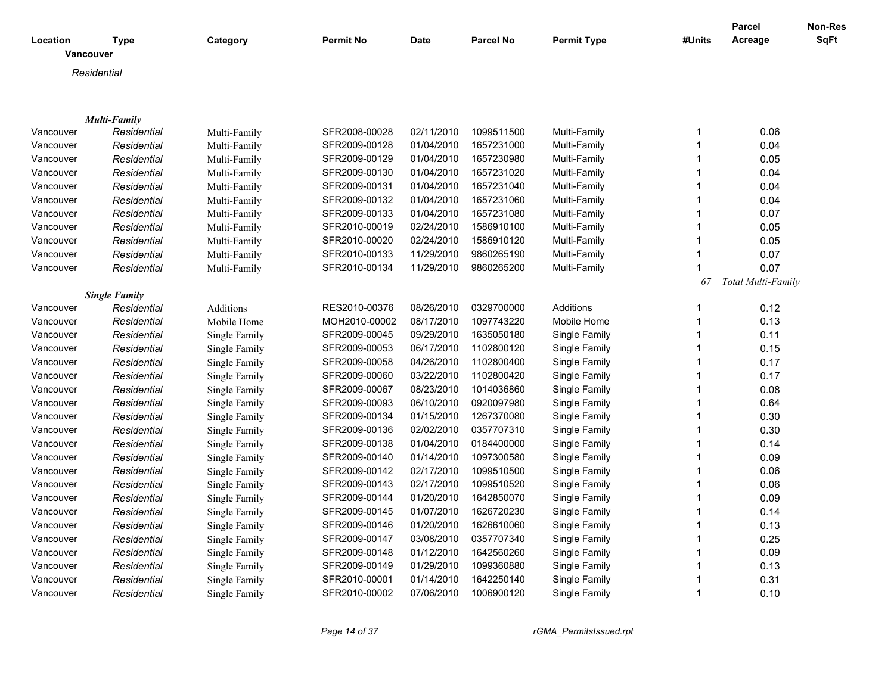| Location | Type | Category | Permit No | Date | Parcel No | Permit Type | #Units | Parcel Acreage | Non-Res SqFt |
|---|---|---|---|---|---|---|---|---|---|
| **Vancouver** | | | | | | | | | |
| *Residential* | | | | | | | | | |
| | ***Multi-Family*** | | | | | | | | |
| Vancouver | *Residential* | Multi-Family | SFR2008-00028 | 02/11/2010 | 1099511500 | Multi-Family | 1 | 0.06 | |
| Vancouver | *Residential* | Multi-Family | SFR2009-00128 | 01/04/2010 | 1657231000 | Multi-Family | 1 | 0.04 | |
| Vancouver | *Residential* | Multi-Family | SFR2009-00129 | 01/04/2010 | 1657230980 | Multi-Family | 1 | 0.05 | |
| Vancouver | *Residential* | Multi-Family | SFR2009-00130 | 01/04/2010 | 1657231020 | Multi-Family | 1 | 0.04 | |
| Vancouver | *Residential* | Multi-Family | SFR2009-00131 | 01/04/2010 | 1657231040 | Multi-Family | 1 | 0.04 | |
| Vancouver | *Residential* | Multi-Family | SFR2009-00132 | 01/04/2010 | 1657231060 | Multi-Family | 1 | 0.04 | |
| Vancouver | *Residential* | Multi-Family | SFR2009-00133 | 01/04/2010 | 1657231080 | Multi-Family | 1 | 0.07 | |
| Vancouver | *Residential* | Multi-Family | SFR2010-00019 | 02/24/2010 | 1586910100 | Multi-Family | 1 | 0.05 | |
| Vancouver | *Residential* | Multi-Family | SFR2010-00020 | 02/24/2010 | 1586910120 | Multi-Family | 1 | 0.05 | |
| Vancouver | *Residential* | Multi-Family | SFR2010-00133 | 11/29/2010 | 9860265190 | Multi-Family | 1 | 0.07 | |
| Vancouver | *Residential* | Multi-Family | SFR2010-00134 | 11/29/2010 | 9860265200 | Multi-Family | 1 | 0.07 | |
| | | | | | | | *67* | *Total Multi-Family* | |
| | ***Single Family*** | | | | | | | | |
| Vancouver | *Residential* | Additions | RES2010-00376 | 08/26/2010 | 0329700000 | Additions | 1 | 0.12 | |
| Vancouver | *Residential* | Mobile Home | MOH2010-00002 | 08/17/2010 | 1097743220 | Mobile Home | 1 | 0.13 | |
| Vancouver | *Residential* | Single Family | SFR2009-00045 | 09/29/2010 | 1635050180 | Single Family | 1 | 0.11 | |
| Vancouver | *Residential* | Single Family | SFR2009-00053 | 06/17/2010 | 1102800120 | Single Family | 1 | 0.15 | |
| Vancouver | *Residential* | Single Family | SFR2009-00058 | 04/26/2010 | 1102800400 | Single Family | 1 | 0.17 | |
| Vancouver | *Residential* | Single Family | SFR2009-00060 | 03/22/2010 | 1102800420 | Single Family | 1 | 0.17 | |
| Vancouver | *Residential* | Single Family | SFR2009-00067 | 08/23/2010 | 1014036860 | Single Family | 1 | 0.08 | |
| Vancouver | *Residential* | Single Family | SFR2009-00093 | 06/10/2010 | 0920097980 | Single Family | 1 | 0.64 | |
| Vancouver | *Residential* | Single Family | SFR2009-00134 | 01/15/2010 | 1267370080 | Single Family | 1 | 0.30 | |
| Vancouver | *Residential* | Single Family | SFR2009-00136 | 02/02/2010 | 0357707310 | Single Family | 1 | 0.30 | |
| Vancouver | *Residential* | Single Family | SFR2009-00138 | 01/04/2010 | 0184400000 | Single Family | 1 | 0.14 | |
| Vancouver | *Residential* | Single Family | SFR2009-00140 | 01/14/2010 | 1097300580 | Single Family | 1 | 0.09 | |
| Vancouver | *Residential* | Single Family | SFR2009-00142 | 02/17/2010 | 1099510500 | Single Family | 1 | 0.06 | |
| Vancouver | *Residential* | Single Family | SFR2009-00143 | 02/17/2010 | 1099510520 | Single Family | 1 | 0.06 | |
| Vancouver | *Residential* | Single Family | SFR2009-00144 | 01/20/2010 | 1642850070 | Single Family | 1 | 0.09 | |
| Vancouver | *Residential* | Single Family | SFR2009-00145 | 01/07/2010 | 1626720230 | Single Family | 1 | 0.14 | |
| Vancouver | *Residential* | Single Family | SFR2009-00146 | 01/20/2010 | 1626610060 | Single Family | 1 | 0.13 | |
| Vancouver | *Residential* | Single Family | SFR2009-00147 | 03/08/2010 | 0357707340 | Single Family | 1 | 0.25 | |
| Vancouver | *Residential* | Single Family | SFR2009-00148 | 01/12/2010 | 1642560260 | Single Family | 1 | 0.09 | |
| Vancouver | *Residential* | Single Family | SFR2009-00149 | 01/29/2010 | 1099360880 | Single Family | 1 | 0.13 | |
| Vancouver | *Residential* | Single Family | SFR2010-00001 | 01/14/2010 | 1642250140 | Single Family | 1 | 0.31 | |
| Vancouver | *Residential* | Single Family | SFR2010-00002 | 07/06/2010 | 1006900120 | Single Family | 1 | 0.10 | |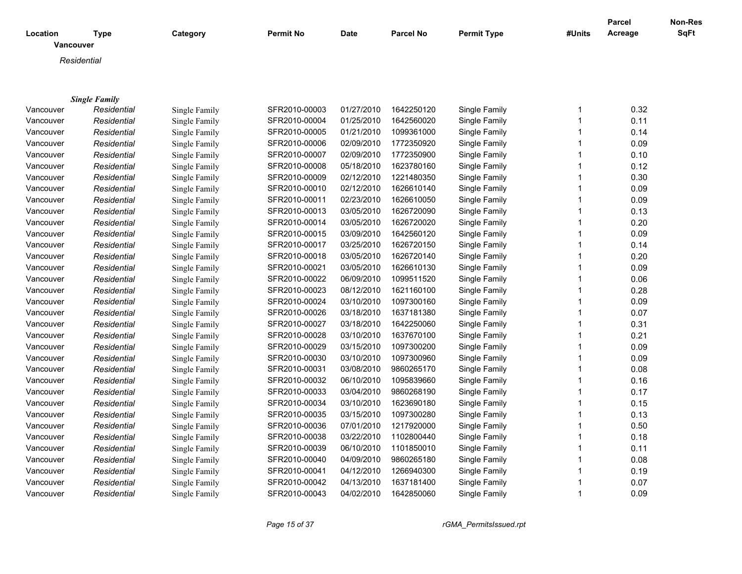| Location | Type | Category | Permit No | Date | Parcel No | Permit Type | #Units | Parcel Acreage | Non-Res SqFt |
|---|---|---|---|---|---|---|---|---|---|
| **Vancouver** | | | | | | | | | |
| *Residential* | | | | | | | | | |
| ***Single Family*** | | | | | | | | | |
| Vancouver | *Residential* | Single Family | SFR2010-00003 | 01/27/2010 | 1642250120 | Single Family | 1 | 0.32 | |
| Vancouver | *Residential* | Single Family | SFR2010-00004 | 01/25/2010 | 1642560020 | Single Family | 1 | 0.11 | |
| Vancouver | *Residential* | Single Family | SFR2010-00005 | 01/21/2010 | 1099361000 | Single Family | 1 | 0.14 | |
| Vancouver | *Residential* | Single Family | SFR2010-00006 | 02/09/2010 | 1772350920 | Single Family | 1 | 0.09 | |
| Vancouver | *Residential* | Single Family | SFR2010-00007 | 02/09/2010 | 1772350900 | Single Family | 1 | 0.10 | |
| Vancouver | *Residential* | Single Family | SFR2010-00008 | 05/18/2010 | 1623780160 | Single Family | 1 | 0.12 | |
| Vancouver | *Residential* | Single Family | SFR2010-00009 | 02/12/2010 | 1221480350 | Single Family | 1 | 0.30 | |
| Vancouver | *Residential* | Single Family | SFR2010-00010 | 02/12/2010 | 1626610140 | Single Family | 1 | 0.09 | |
| Vancouver | *Residential* | Single Family | SFR2010-00011 | 02/23/2010 | 1626610050 | Single Family | 1 | 0.09 | |
| Vancouver | *Residential* | Single Family | SFR2010-00013 | 03/05/2010 | 1626720090 | Single Family | 1 | 0.13 | |
| Vancouver | *Residential* | Single Family | SFR2010-00014 | 03/05/2010 | 1626720020 | Single Family | 1 | 0.20 | |
| Vancouver | *Residential* | Single Family | SFR2010-00015 | 03/09/2010 | 1642560120 | Single Family | 1 | 0.09 | |
| Vancouver | *Residential* | Single Family | SFR2010-00017 | 03/25/2010 | 1626720150 | Single Family | 1 | 0.14 | |
| Vancouver | *Residential* | Single Family | SFR2010-00018 | 03/05/2010 | 1626720140 | Single Family | 1 | 0.20 | |
| Vancouver | *Residential* | Single Family | SFR2010-00021 | 03/05/2010 | 1626610130 | Single Family | 1 | 0.09 | |
| Vancouver | *Residential* | Single Family | SFR2010-00022 | 06/09/2010 | 1099511520 | Single Family | 1 | 0.06 | |
| Vancouver | *Residential* | Single Family | SFR2010-00023 | 08/12/2010 | 1621160100 | Single Family | 1 | 0.28 | |
| Vancouver | *Residential* | Single Family | SFR2010-00024 | 03/10/2010 | 1097300160 | Single Family | 1 | 0.09 | |
| Vancouver | *Residential* | Single Family | SFR2010-00026 | 03/18/2010 | 1637181380 | Single Family | 1 | 0.07 | |
| Vancouver | *Residential* | Single Family | SFR2010-00027 | 03/18/2010 | 1642250060 | Single Family | 1 | 0.31 | |
| Vancouver | *Residential* | Single Family | SFR2010-00028 | 03/10/2010 | 1637670100 | Single Family | 1 | 0.21 | |
| Vancouver | *Residential* | Single Family | SFR2010-00029 | 03/15/2010 | 1097300200 | Single Family | 1 | 0.09 | |
| Vancouver | *Residential* | Single Family | SFR2010-00030 | 03/10/2010 | 1097300960 | Single Family | 1 | 0.09 | |
| Vancouver | *Residential* | Single Family | SFR2010-00031 | 03/08/2010 | 9860265170 | Single Family | 1 | 0.08 | |
| Vancouver | *Residential* | Single Family | SFR2010-00032 | 06/10/2010 | 1095839660 | Single Family | 1 | 0.16 | |
| Vancouver | *Residential* | Single Family | SFR2010-00033 | 03/04/2010 | 9860268190 | Single Family | 1 | 0.17 | |
| Vancouver | *Residential* | Single Family | SFR2010-00034 | 03/10/2010 | 1623690180 | Single Family | 1 | 0.15 | |
| Vancouver | *Residential* | Single Family | SFR2010-00035 | 03/15/2010 | 1097300280 | Single Family | 1 | 0.13 | |
| Vancouver | *Residential* | Single Family | SFR2010-00036 | 07/01/2010 | 1217920000 | Single Family | 1 | 0.50 | |
| Vancouver | *Residential* | Single Family | SFR2010-00038 | 03/22/2010 | 1102800440 | Single Family | 1 | 0.18 | |
| Vancouver | *Residential* | Single Family | SFR2010-00039 | 06/10/2010 | 1101850010 | Single Family | 1 | 0.11 | |
| Vancouver | *Residential* | Single Family | SFR2010-00040 | 04/09/2010 | 9860265180 | Single Family | 1 | 0.08 | |
| Vancouver | *Residential* | Single Family | SFR2010-00041 | 04/12/2010 | 1266940300 | Single Family | 1 | 0.19 | |
| Vancouver | *Residential* | Single Family | SFR2010-00042 | 04/13/2010 | 1637181400 | Single Family | 1 | 0.07 | |
| Vancouver | *Residential* | Single Family | SFR2010-00043 | 04/02/2010 | 1642850060 | Single Family | 1 | 0.09 | |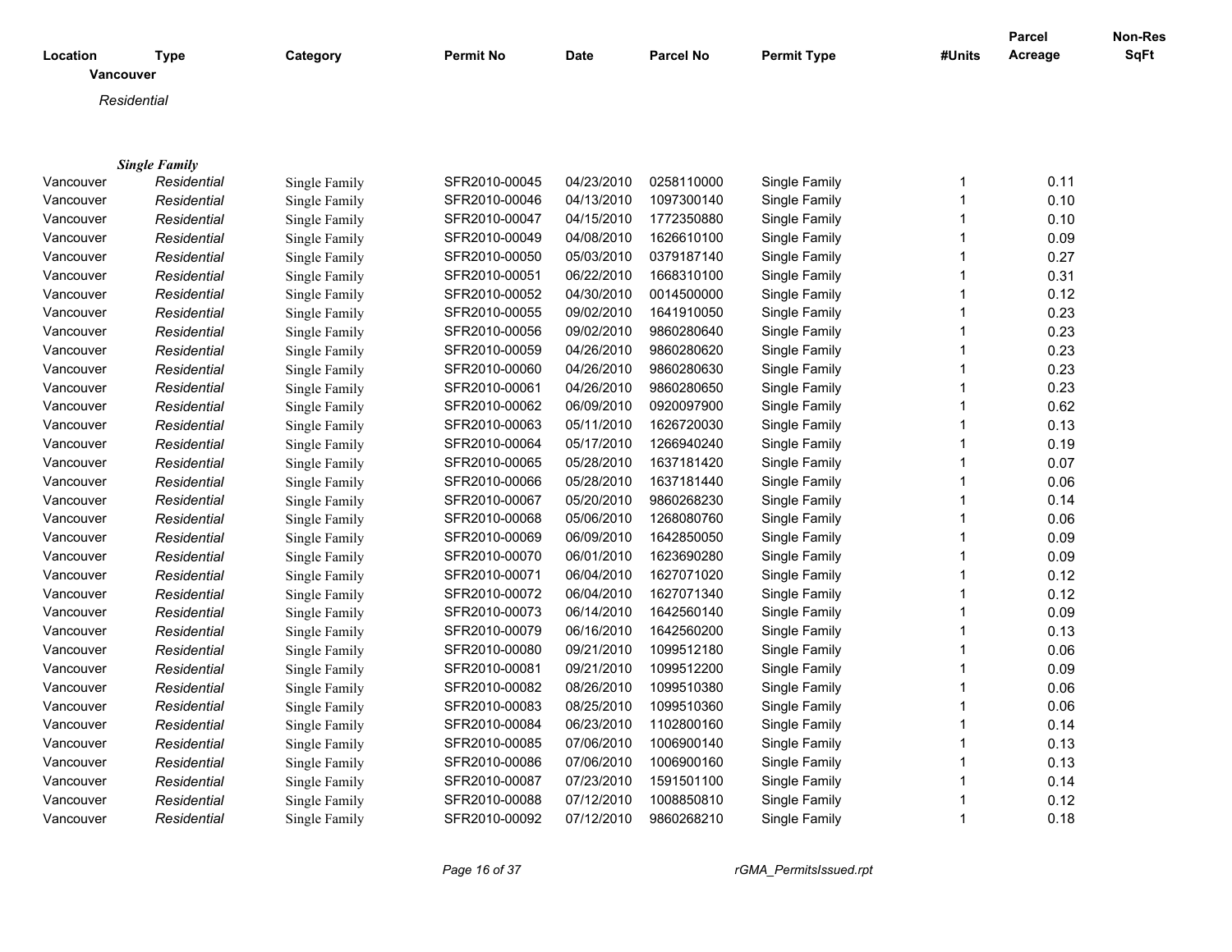| Location | Type | Category | Permit No | Date | Parcel No | Permit Type | #Units | Parcel Acreage | Non-Res SqFt |
|---|---|---|---|---|---|---|---|---|---|
| **Vancouver** | | | | | | | | | |
| *Residential* | | | | | | | | | |
| ***Single Family*** | | | | | | | | | |
| Vancouver | *Residential* | Single Family | SFR2010-00045 | 04/23/2010 | 0258110000 | Single Family | 1 | 0.11 | |
| Vancouver | *Residential* | Single Family | SFR2010-00046 | 04/13/2010 | 1097300140 | Single Family | 1 | 0.10 | |
| Vancouver | *Residential* | Single Family | SFR2010-00047 | 04/15/2010 | 1772350880 | Single Family | 1 | 0.10 | |
| Vancouver | *Residential* | Single Family | SFR2010-00049 | 04/08/2010 | 1626610100 | Single Family | 1 | 0.09 | |
| Vancouver | *Residential* | Single Family | SFR2010-00050 | 05/03/2010 | 0379187140 | Single Family | 1 | 0.27 | |
| Vancouver | *Residential* | Single Family | SFR2010-00051 | 06/22/2010 | 1668310100 | Single Family | 1 | 0.31 | |
| Vancouver | *Residential* | Single Family | SFR2010-00052 | 04/30/2010 | 0014500000 | Single Family | 1 | 0.12 | |
| Vancouver | *Residential* | Single Family | SFR2010-00055 | 09/02/2010 | 1641910050 | Single Family | 1 | 0.23 | |
| Vancouver | *Residential* | Single Family | SFR2010-00056 | 09/02/2010 | 9860280640 | Single Family | 1 | 0.23 | |
| Vancouver | *Residential* | Single Family | SFR2010-00059 | 04/26/2010 | 9860280620 | Single Family | 1 | 0.23 | |
| Vancouver | *Residential* | Single Family | SFR2010-00060 | 04/26/2010 | 9860280630 | Single Family | 1 | 0.23 | |
| Vancouver | *Residential* | Single Family | SFR2010-00061 | 04/26/2010 | 9860280650 | Single Family | 1 | 0.23 | |
| Vancouver | *Residential* | Single Family | SFR2010-00062 | 06/09/2010 | 0920097900 | Single Family | 1 | 0.62 | |
| Vancouver | *Residential* | Single Family | SFR2010-00063 | 05/11/2010 | 1626720030 | Single Family | 1 | 0.13 | |
| Vancouver | *Residential* | Single Family | SFR2010-00064 | 05/17/2010 | 1266940240 | Single Family | 1 | 0.19 | |
| Vancouver | *Residential* | Single Family | SFR2010-00065 | 05/28/2010 | 1637181420 | Single Family | 1 | 0.07 | |
| Vancouver | *Residential* | Single Family | SFR2010-00066 | 05/28/2010 | 1637181440 | Single Family | 1 | 0.06 | |
| Vancouver | *Residential* | Single Family | SFR2010-00067 | 05/20/2010 | 9860268230 | Single Family | 1 | 0.14 | |
| Vancouver | *Residential* | Single Family | SFR2010-00068 | 05/06/2010 | 1268080760 | Single Family | 1 | 0.06 | |
| Vancouver | *Residential* | Single Family | SFR2010-00069 | 06/09/2010 | 1642850050 | Single Family | 1 | 0.09 | |
| Vancouver | *Residential* | Single Family | SFR2010-00070 | 06/01/2010 | 1623690280 | Single Family | 1 | 0.09 | |
| Vancouver | *Residential* | Single Family | SFR2010-00071 | 06/04/2010 | 1627071020 | Single Family | 1 | 0.12 | |
| Vancouver | *Residential* | Single Family | SFR2010-00072 | 06/04/2010 | 1627071340 | Single Family | 1 | 0.12 | |
| Vancouver | *Residential* | Single Family | SFR2010-00073 | 06/14/2010 | 1642560140 | Single Family | 1 | 0.09 | |
| Vancouver | *Residential* | Single Family | SFR2010-00079 | 06/16/2010 | 1642560200 | Single Family | 1 | 0.13 | |
| Vancouver | *Residential* | Single Family | SFR2010-00080 | 09/21/2010 | 1099512180 | Single Family | 1 | 0.06 | |
| Vancouver | *Residential* | Single Family | SFR2010-00081 | 09/21/2010 | 1099512200 | Single Family | 1 | 0.09 | |
| Vancouver | *Residential* | Single Family | SFR2010-00082 | 08/26/2010 | 1099510380 | Single Family | 1 | 0.06 | |
| Vancouver | *Residential* | Single Family | SFR2010-00083 | 08/25/2010 | 1099510360 | Single Family | 1 | 0.06 | |
| Vancouver | *Residential* | Single Family | SFR2010-00084 | 06/23/2010 | 1102800160 | Single Family | 1 | 0.14 | |
| Vancouver | *Residential* | Single Family | SFR2010-00085 | 07/06/2010 | 1006900140 | Single Family | 1 | 0.13 | |
| Vancouver | *Residential* | Single Family | SFR2010-00086 | 07/06/2010 | 1006900160 | Single Family | 1 | 0.13 | |
| Vancouver | *Residential* | Single Family | SFR2010-00087 | 07/23/2010 | 1591501100 | Single Family | 1 | 0.14 | |
| Vancouver | *Residential* | Single Family | SFR2010-00088 | 07/12/2010 | 1008850810 | Single Family | 1 | 0.12 | |
| Vancouver | *Residential* | Single Family | SFR2010-00092 | 07/12/2010 | 9860268210 | Single Family | 1 | 0.18 | |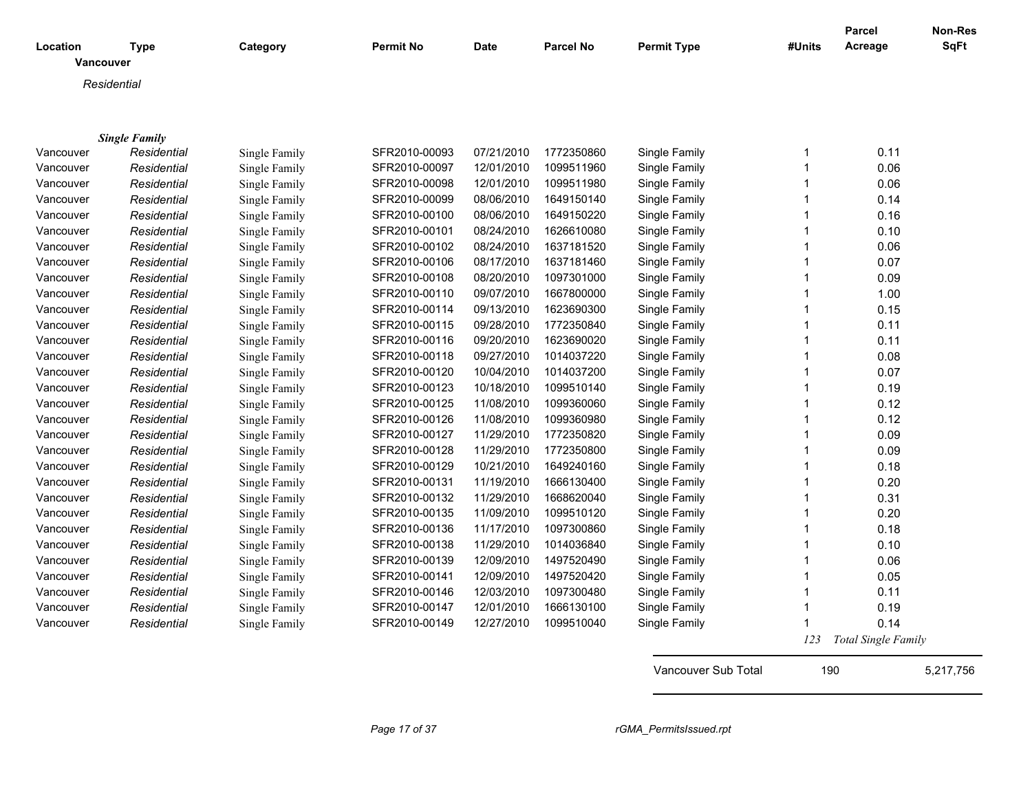| Location | Type | Category | Permit No | Date | Parcel No | Permit Type | #Units | Parcel Acreage | Non-Res SqFt |
|---|---|---|---|---|---|---|---|---|---|
| **Vancouver** | | | | | | | | | |
| *Residential* | | | | | | | | | |
| ***Single Family*** | | | | | | | | | |
| Vancouver | *Residential* | Single Family | SFR2010-00093 | 07/21/2010 | 1772350860 | Single Family | 1 | 0.11 | |
| Vancouver | *Residential* | Single Family | SFR2010-00097 | 12/01/2010 | 1099511960 | Single Family | 1 | 0.06 | |
| Vancouver | *Residential* | Single Family | SFR2010-00098 | 12/01/2010 | 1099511980 | Single Family | 1 | 0.06 | |
| Vancouver | *Residential* | Single Family | SFR2010-00099 | 08/06/2010 | 1649150140 | Single Family | 1 | 0.14 | |
| Vancouver | *Residential* | Single Family | SFR2010-00100 | 08/06/2010 | 1649150220 | Single Family | 1 | 0.16 | |
| Vancouver | *Residential* | Single Family | SFR2010-00101 | 08/24/2010 | 1626610080 | Single Family | 1 | 0.10 | |
| Vancouver | *Residential* | Single Family | SFR2010-00102 | 08/24/2010 | 1637181520 | Single Family | 1 | 0.06 | |
| Vancouver | *Residential* | Single Family | SFR2010-00106 | 08/17/2010 | 1637181460 | Single Family | 1 | 0.07 | |
| Vancouver | *Residential* | Single Family | SFR2010-00108 | 08/20/2010 | 1097301000 | Single Family | 1 | 0.09 | |
| Vancouver | *Residential* | Single Family | SFR2010-00110 | 09/07/2010 | 1667800000 | Single Family | 1 | 1.00 | |
| Vancouver | *Residential* | Single Family | SFR2010-00114 | 09/13/2010 | 1623690300 | Single Family | 1 | 0.15 | |
| Vancouver | *Residential* | Single Family | SFR2010-00115 | 09/28/2010 | 1772350840 | Single Family | 1 | 0.11 | |
| Vancouver | *Residential* | Single Family | SFR2010-00116 | 09/20/2010 | 1623690020 | Single Family | 1 | 0.11 | |
| Vancouver | *Residential* | Single Family | SFR2010-00118 | 09/27/2010 | 1014037220 | Single Family | 1 | 0.08 | |
| Vancouver | *Residential* | Single Family | SFR2010-00120 | 10/04/2010 | 1014037200 | Single Family | 1 | 0.07 | |
| Vancouver | *Residential* | Single Family | SFR2010-00123 | 10/18/2010 | 1099510140 | Single Family | 1 | 0.19 | |
| Vancouver | *Residential* | Single Family | SFR2010-00125 | 11/08/2010 | 1099360060 | Single Family | 1 | 0.12 | |
| Vancouver | *Residential* | Single Family | SFR2010-00126 | 11/08/2010 | 1099360980 | Single Family | 1 | 0.12 | |
| Vancouver | *Residential* | Single Family | SFR2010-00127 | 11/29/2010 | 1772350820 | Single Family | 1 | 0.09 | |
| Vancouver | *Residential* | Single Family | SFR2010-00128 | 11/29/2010 | 1772350800 | Single Family | 1 | 0.09 | |
| Vancouver | *Residential* | Single Family | SFR2010-00129 | 10/21/2010 | 1649240160 | Single Family | 1 | 0.18 | |
| Vancouver | *Residential* | Single Family | SFR2010-00131 | 11/19/2010 | 1666130400 | Single Family | 1 | 0.20 | |
| Vancouver | *Residential* | Single Family | SFR2010-00132 | 11/29/2010 | 1668620040 | Single Family | 1 | 0.31 | |
| Vancouver | *Residential* | Single Family | SFR2010-00135 | 11/09/2010 | 1099510120 | Single Family | 1 | 0.20 | |
| Vancouver | *Residential* | Single Family | SFR2010-00136 | 11/17/2010 | 1097300860 | Single Family | 1 | 0.18 | |
| Vancouver | *Residential* | Single Family | SFR2010-00138 | 11/29/2010 | 1014036840 | Single Family | 1 | 0.10 | |
| Vancouver | *Residential* | Single Family | SFR2010-00139 | 12/09/2010 | 1497520490 | Single Family | 1 | 0.06 | |
| Vancouver | *Residential* | Single Family | SFR2010-00141 | 12/09/2010 | 1497520420 | Single Family | 1 | 0.05 | |
| Vancouver | *Residential* | Single Family | SFR2010-00146 | 12/03/2010 | 1097300480 | Single Family | 1 | 0.11 | |
| Vancouver | *Residential* | Single Family | SFR2010-00147 | 12/01/2010 | 1666130100 | Single Family | 1 | 0.19 | |
| Vancouver | *Residential* | Single Family | SFR2010-00149 | 12/27/2010 | 1099510040 | Single Family | 1 | 0.14 | |
| | | | | | | | *123* | *Total Single Family* | |
| | | | | | | Vancouver Sub Total | 190 | | 5,217,756 |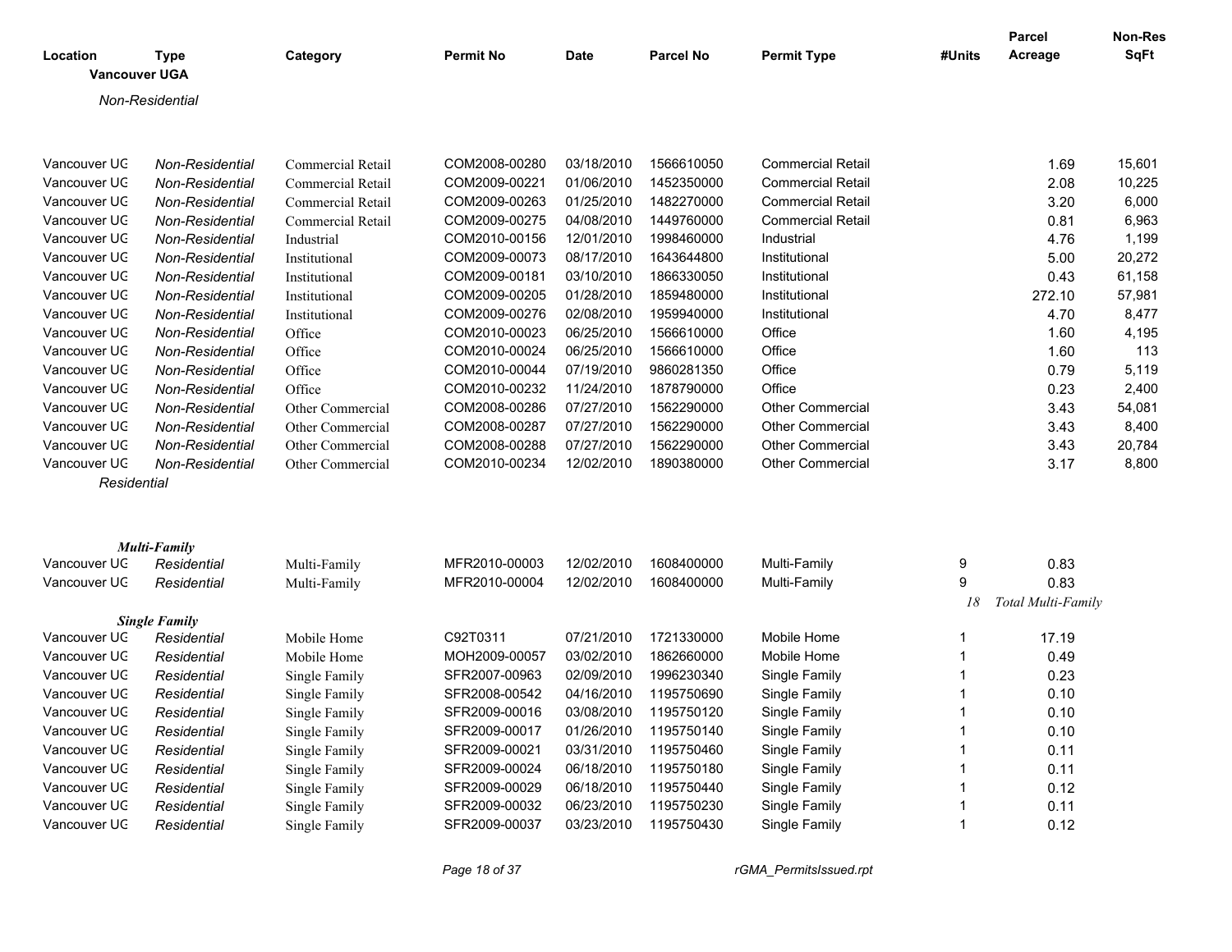| Location | Type | Category | Permit No | Date | Parcel No | Permit Type | #Units | Parcel Acreage | Non-Res SqFt |
|---|---|---|---|---|---|---|---|---|---|
| **Vancouver UGA** | | | | | | | | | |
| *Non-Residential* | | | | | | | | | |
| Vancouver UG | *Non-Residential* | Commercial Retail | COM2008-00280 | 03/18/2010 | 1566610050 | Commercial Retail | | 1.69 | 15,601 |
| Vancouver UG | *Non-Residential* | Commercial Retail | COM2009-00221 | 01/06/2010 | 1452350000 | Commercial Retail | | 2.08 | 10,225 |
| Vancouver UG | *Non-Residential* | Commercial Retail | COM2009-00263 | 01/25/2010 | 1482270000 | Commercial Retail | | 3.20 | 6,000 |
| Vancouver UG | *Non-Residential* | Commercial Retail | COM2009-00275 | 04/08/2010 | 1449760000 | Commercial Retail | | 0.81 | 6,963 |
| Vancouver UG | *Non-Residential* | Industrial | COM2010-00156 | 12/01/2010 | 1998460000 | Industrial | | 4.76 | 1,199 |
| Vancouver UG | *Non-Residential* | Institutional | COM2009-00073 | 08/17/2010 | 1643644800 | Institutional | | 5.00 | 20,272 |
| Vancouver UG | *Non-Residential* | Institutional | COM2009-00181 | 03/10/2010 | 1866330050 | Institutional | | 0.43 | 61,158 |
| Vancouver UG | *Non-Residential* | Institutional | COM2009-00205 | 01/28/2010 | 1859480000 | Institutional | | 272.10 | 57,981 |
| Vancouver UG | *Non-Residential* | Institutional | COM2009-00276 | 02/08/2010 | 1959940000 | Institutional | | 4.70 | 8,477 |
| Vancouver UG | *Non-Residential* | Office | COM2010-00023 | 06/25/2010 | 1566610000 | Office | | 1.60 | 4,195 |
| Vancouver UG | *Non-Residential* | Office | COM2010-00024 | 06/25/2010 | 1566610000 | Office | | 1.60 | 113 |
| Vancouver UG | *Non-Residential* | Office | COM2010-00044 | 07/19/2010 | 9860281350 | Office | | 0.79 | 5,119 |
| Vancouver UG | *Non-Residential* | Office | COM2010-00232 | 11/24/2010 | 1878790000 | Office | | 0.23 | 2,400 |
| Vancouver UG | *Non-Residential* | Other Commercial | COM2008-00286 | 07/27/2010 | 1562290000 | Other Commercial | | 3.43 | 54,081 |
| Vancouver UG | *Non-Residential* | Other Commercial | COM2008-00287 | 07/27/2010 | 1562290000 | Other Commercial | | 3.43 | 8,400 |
| Vancouver UG | *Non-Residential* | Other Commercial | COM2008-00288 | 07/27/2010 | 1562290000 | Other Commercial | | 3.43 | 20,784 |
| Vancouver UG | *Non-Residential* | Other Commercial | COM2010-00234 | 12/02/2010 | 1890380000 | Other Commercial | | 3.17 | 8,800 |
| *Residential* | | | | | | | | | |
| ***Multi-Family*** | | | | | | | | | |
| Vancouver UG | *Residential* | Multi-Family | MFR2010-00003 | 12/02/2010 | 1608400000 | Multi-Family | 9 | 0.83 | |
| Vancouver UG | *Residential* | Multi-Family | MFR2010-00004 | 12/02/2010 | 1608400000 | Multi-Family | 9 | 0.83 | |
| | | | | | | | *18* | *Total Multi-Family* | |
| ***Single Family*** | | | | | | | | | |
| Vancouver UG | *Residential* | Mobile Home | C92T0311 | 07/21/2010 | 1721330000 | Mobile Home | 1 | 17.19 | |
| Vancouver UG | *Residential* | Mobile Home | MOH2009-00057 | 03/02/2010 | 1862660000 | Mobile Home | 1 | 0.49 | |
| Vancouver UG | *Residential* | Single Family | SFR2007-00963 | 02/09/2010 | 1996230340 | Single Family | 1 | 0.23 | |
| Vancouver UG | *Residential* | Single Family | SFR2008-00542 | 04/16/2010 | 1195750690 | Single Family | 1 | 0.10 | |
| Vancouver UG | *Residential* | Single Family | SFR2009-00016 | 03/08/2010 | 1195750120 | Single Family | 1 | 0.10 | |
| Vancouver UG | *Residential* | Single Family | SFR2009-00017 | 01/26/2010 | 1195750140 | Single Family | 1 | 0.10 | |
| Vancouver UG | *Residential* | Single Family | SFR2009-00021 | 03/31/2010 | 1195750460 | Single Family | 1 | 0.11 | |
| Vancouver UG | *Residential* | Single Family | SFR2009-00024 | 06/18/2010 | 1195750180 | Single Family | 1 | 0.11 | |
| Vancouver UG | *Residential* | Single Family | SFR2009-00029 | 06/18/2010 | 1195750440 | Single Family | 1 | 0.12 | |
| Vancouver UG | *Residential* | Single Family | SFR2009-00032 | 06/23/2010 | 1195750230 | Single Family | 1 | 0.11 | |
| Vancouver UG | *Residential* | Single Family | SFR2009-00037 | 03/23/2010 | 1195750430 | Single Family | 1 | 0.12 | |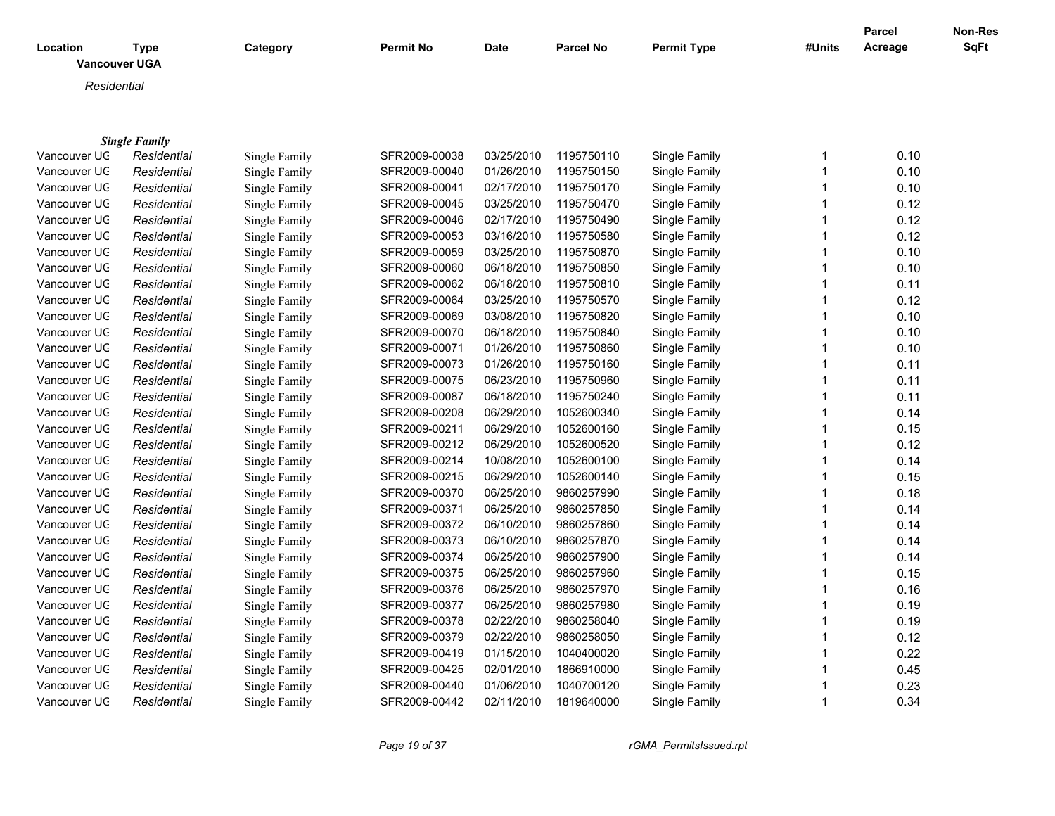| Location | Type | Category | Permit No | Date | Parcel No | Permit Type | #Units | Parcel Acreage | Non-Res SqFt |
|---|---|---|---|---|---|---|---|---|---|

**Vancouver UGA**

*Residential*

***Single Family***

| Location | Type | Category | Permit No | Date | Parcel No | Permit Type | #Units | Parcel Acreage | Non-Res SqFt |
|---|---|---|---|---|---|---|---|---|---|
| Vancouver UG | *Residential* | Single Family | SFR2009-00038 | 03/25/2010 | 1195750110 | Single Family | 1 | 0.10 | |
| Vancouver UG | *Residential* | Single Family | SFR2009-00040 | 01/26/2010 | 1195750150 | Single Family | 1 | 0.10 | |
| Vancouver UG | *Residential* | Single Family | SFR2009-00041 | 02/17/2010 | 1195750170 | Single Family | 1 | 0.10 | |
| Vancouver UG | *Residential* | Single Family | SFR2009-00045 | 03/25/2010 | 1195750470 | Single Family | 1 | 0.12 | |
| Vancouver UG | *Residential* | Single Family | SFR2009-00046 | 02/17/2010 | 1195750490 | Single Family | 1 | 0.12 | |
| Vancouver UG | *Residential* | Single Family | SFR2009-00053 | 03/16/2010 | 1195750580 | Single Family | 1 | 0.12 | |
| Vancouver UG | *Residential* | Single Family | SFR2009-00059 | 03/25/2010 | 1195750870 | Single Family | 1 | 0.10 | |
| Vancouver UG | *Residential* | Single Family | SFR2009-00060 | 06/18/2010 | 1195750850 | Single Family | 1 | 0.10 | |
| Vancouver UG | *Residential* | Single Family | SFR2009-00062 | 06/18/2010 | 1195750810 | Single Family | 1 | 0.11 | |
| Vancouver UG | *Residential* | Single Family | SFR2009-00064 | 03/25/2010 | 1195750570 | Single Family | 1 | 0.12 | |
| Vancouver UG | *Residential* | Single Family | SFR2009-00069 | 03/08/2010 | 1195750820 | Single Family | 1 | 0.10 | |
| Vancouver UG | *Residential* | Single Family | SFR2009-00070 | 06/18/2010 | 1195750840 | Single Family | 1 | 0.10 | |
| Vancouver UG | *Residential* | Single Family | SFR2009-00071 | 01/26/2010 | 1195750860 | Single Family | 1 | 0.10 | |
| Vancouver UG | *Residential* | Single Family | SFR2009-00073 | 01/26/2010 | 1195750160 | Single Family | 1 | 0.11 | |
| Vancouver UG | *Residential* | Single Family | SFR2009-00075 | 06/23/2010 | 1195750960 | Single Family | 1 | 0.11 | |
| Vancouver UG | *Residential* | Single Family | SFR2009-00087 | 06/18/2010 | 1195750240 | Single Family | 1 | 0.11 | |
| Vancouver UG | *Residential* | Single Family | SFR2009-00208 | 06/29/2010 | 1052600340 | Single Family | 1 | 0.14 | |
| Vancouver UG | *Residential* | Single Family | SFR2009-00211 | 06/29/2010 | 1052600160 | Single Family | 1 | 0.15 | |
| Vancouver UG | *Residential* | Single Family | SFR2009-00212 | 06/29/2010 | 1052600520 | Single Family | 1 | 0.12 | |
| Vancouver UG | *Residential* | Single Family | SFR2009-00214 | 10/08/2010 | 1052600100 | Single Family | 1 | 0.14 | |
| Vancouver UG | *Residential* | Single Family | SFR2009-00215 | 06/29/2010 | 1052600140 | Single Family | 1 | 0.15 | |
| Vancouver UG | *Residential* | Single Family | SFR2009-00370 | 06/25/2010 | 9860257990 | Single Family | 1 | 0.18 | |
| Vancouver UG | *Residential* | Single Family | SFR2009-00371 | 06/25/2010 | 9860257850 | Single Family | 1 | 0.14 | |
| Vancouver UG | *Residential* | Single Family | SFR2009-00372 | 06/10/2010 | 9860257860 | Single Family | 1 | 0.14 | |
| Vancouver UG | *Residential* | Single Family | SFR2009-00373 | 06/10/2010 | 9860257870 | Single Family | 1 | 0.14 | |
| Vancouver UG | *Residential* | Single Family | SFR2009-00374 | 06/25/2010 | 9860257900 | Single Family | 1 | 0.14 | |
| Vancouver UG | *Residential* | Single Family | SFR2009-00375 | 06/25/2010 | 9860257960 | Single Family | 1 | 0.15 | |
| Vancouver UG | *Residential* | Single Family | SFR2009-00376 | 06/25/2010 | 9860257970 | Single Family | 1 | 0.16 | |
| Vancouver UG | *Residential* | Single Family | SFR2009-00377 | 06/25/2010 | 9860257980 | Single Family | 1 | 0.19 | |
| Vancouver UG | *Residential* | Single Family | SFR2009-00378 | 02/22/2010 | 9860258040 | Single Family | 1 | 0.19 | |
| Vancouver UG | *Residential* | Single Family | SFR2009-00379 | 02/22/2010 | 9860258050 | Single Family | 1 | 0.12 | |
| Vancouver UG | *Residential* | Single Family | SFR2009-00419 | 01/15/2010 | 1040400020 | Single Family | 1 | 0.22 | |
| Vancouver UG | *Residential* | Single Family | SFR2009-00425 | 02/01/2010 | 1866910000 | Single Family | 1 | 0.45 | |
| Vancouver UG | *Residential* | Single Family | SFR2009-00440 | 01/06/2010 | 1040700120 | Single Family | 1 | 0.23 | |
| Vancouver UG | *Residential* | Single Family | SFR2009-00442 | 02/11/2010 | 1819640000 | Single Family | 1 | 0.34 | |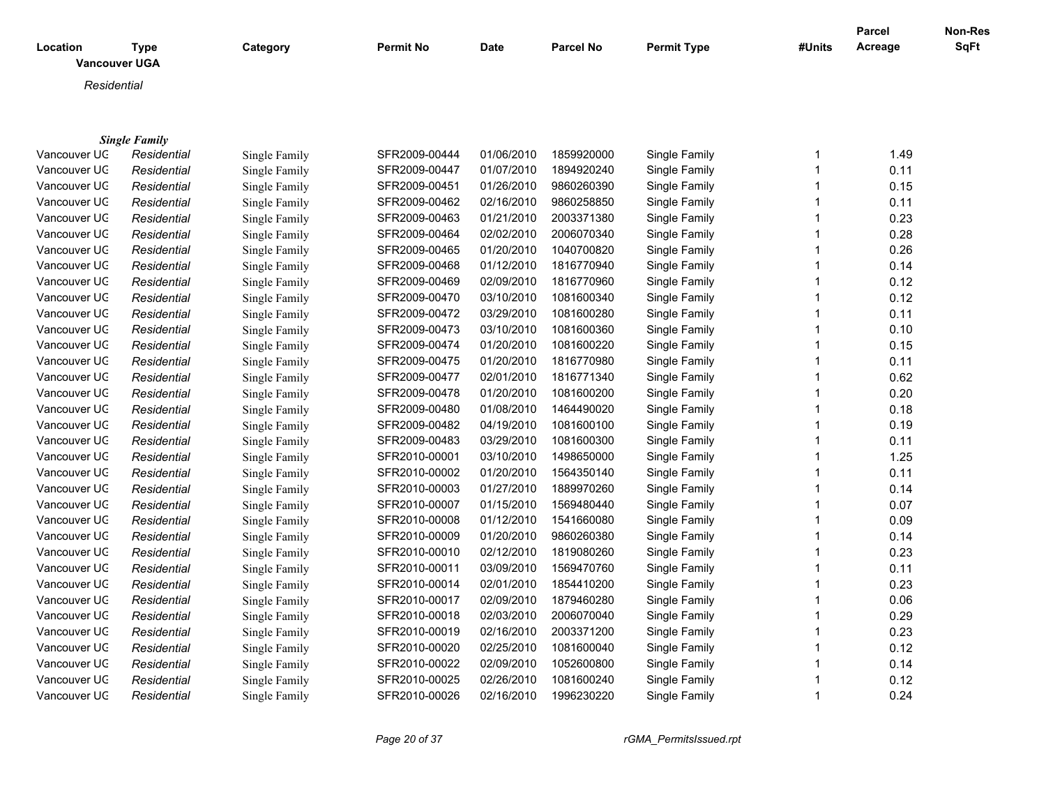| Location | Type | Category | Permit No | Date | Parcel No | Permit Type | #Units | Parcel Acreage | Non-Res SqFt |
|---|---|---|---|---|---|---|---|---|---|

**Vancouver UGA**

*Residential*

***Single Family***

| Location | Type | Category | Permit No | Date | Parcel No | Permit Type | #Units | Parcel Acreage | Non-Res SqFt |
|---|---|---|---|---|---|---|---|---|---|
| Vancouver UG | *Residential* | Single Family | SFR2009-00444 | 01/06/2010 | 1859920000 | Single Family | 1 | 1.49 | |
| Vancouver UG | *Residential* | Single Family | SFR2009-00447 | 01/07/2010 | 1894920240 | Single Family | 1 | 0.11 | |
| Vancouver UG | *Residential* | Single Family | SFR2009-00451 | 01/26/2010 | 9860260390 | Single Family | 1 | 0.15 | |
| Vancouver UG | *Residential* | Single Family | SFR2009-00462 | 02/16/2010 | 9860258850 | Single Family | 1 | 0.11 | |
| Vancouver UG | *Residential* | Single Family | SFR2009-00463 | 01/21/2010 | 2003371380 | Single Family | 1 | 0.23 | |
| Vancouver UG | *Residential* | Single Family | SFR2009-00464 | 02/02/2010 | 2006070340 | Single Family | 1 | 0.28 | |
| Vancouver UG | *Residential* | Single Family | SFR2009-00465 | 01/20/2010 | 1040700820 | Single Family | 1 | 0.26 | |
| Vancouver UG | *Residential* | Single Family | SFR2009-00468 | 01/12/2010 | 1816770940 | Single Family | 1 | 0.14 | |
| Vancouver UG | *Residential* | Single Family | SFR2009-00469 | 02/09/2010 | 1816770960 | Single Family | 1 | 0.12 | |
| Vancouver UG | *Residential* | Single Family | SFR2009-00470 | 03/10/2010 | 1081600340 | Single Family | 1 | 0.12 | |
| Vancouver UG | *Residential* | Single Family | SFR2009-00472 | 03/29/2010 | 1081600280 | Single Family | 1 | 0.11 | |
| Vancouver UG | *Residential* | Single Family | SFR2009-00473 | 03/10/2010 | 1081600360 | Single Family | 1 | 0.10 | |
| Vancouver UG | *Residential* | Single Family | SFR2009-00474 | 01/20/2010 | 1081600220 | Single Family | 1 | 0.15 | |
| Vancouver UG | *Residential* | Single Family | SFR2009-00475 | 01/20/2010 | 1816770980 | Single Family | 1 | 0.11 | |
| Vancouver UG | *Residential* | Single Family | SFR2009-00477 | 02/01/2010 | 1816771340 | Single Family | 1 | 0.62 | |
| Vancouver UG | *Residential* | Single Family | SFR2009-00478 | 01/20/2010 | 1081600200 | Single Family | 1 | 0.20 | |
| Vancouver UG | *Residential* | Single Family | SFR2009-00480 | 01/08/2010 | 1464490020 | Single Family | 1 | 0.18 | |
| Vancouver UG | *Residential* | Single Family | SFR2009-00482 | 04/19/2010 | 1081600100 | Single Family | 1 | 0.19 | |
| Vancouver UG | *Residential* | Single Family | SFR2009-00483 | 03/29/2010 | 1081600300 | Single Family | 1 | 0.11 | |
| Vancouver UG | *Residential* | Single Family | SFR2010-00001 | 03/10/2010 | 1498650000 | Single Family | 1 | 1.25 | |
| Vancouver UG | *Residential* | Single Family | SFR2010-00002 | 01/20/2010 | 1564350140 | Single Family | 1 | 0.11 | |
| Vancouver UG | *Residential* | Single Family | SFR2010-00003 | 01/27/2010 | 1889970260 | Single Family | 1 | 0.14 | |
| Vancouver UG | *Residential* | Single Family | SFR2010-00007 | 01/15/2010 | 1569480440 | Single Family | 1 | 0.07 | |
| Vancouver UG | *Residential* | Single Family | SFR2010-00008 | 01/12/2010 | 1541660080 | Single Family | 1 | 0.09 | |
| Vancouver UG | *Residential* | Single Family | SFR2010-00009 | 01/20/2010 | 9860260380 | Single Family | 1 | 0.14 | |
| Vancouver UG | *Residential* | Single Family | SFR2010-00010 | 02/12/2010 | 1819080260 | Single Family | 1 | 0.23 | |
| Vancouver UG | *Residential* | Single Family | SFR2010-00011 | 03/09/2010 | 1569470760 | Single Family | 1 | 0.11 | |
| Vancouver UG | *Residential* | Single Family | SFR2010-00014 | 02/01/2010 | 1854410200 | Single Family | 1 | 0.23 | |
| Vancouver UG | *Residential* | Single Family | SFR2010-00017 | 02/09/2010 | 1879460280 | Single Family | 1 | 0.06 | |
| Vancouver UG | *Residential* | Single Family | SFR2010-00018 | 02/03/2010 | 2006070040 | Single Family | 1 | 0.29 | |
| Vancouver UG | *Residential* | Single Family | SFR2010-00019 | 02/16/2010 | 2003371200 | Single Family | 1 | 0.23 | |
| Vancouver UG | *Residential* | Single Family | SFR2010-00020 | 02/25/2010 | 1081600040 | Single Family | 1 | 0.12 | |
| Vancouver UG | *Residential* | Single Family | SFR2010-00022 | 02/09/2010 | 1052600800 | Single Family | 1 | 0.14 | |
| Vancouver UG | *Residential* | Single Family | SFR2010-00025 | 02/26/2010 | 1081600240 | Single Family | 1 | 0.12 | |
| Vancouver UG | *Residential* | Single Family | SFR2010-00026 | 02/16/2010 | 1996230220 | Single Family | 1 | 0.24 | |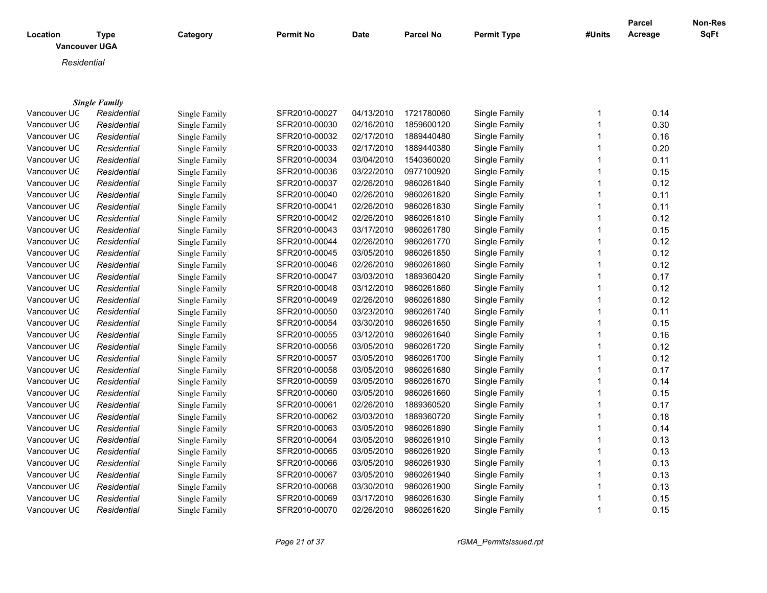| Location | Type | Category | Permit No | Date | Parcel No | Permit Type | #Units | Parcel Acreage | Non-Res SqFt |
|---|---|---|---|---|---|---|---|---|---|

**Vancouver UGA**

*Residential*

***Single Family***

| Location | Type | Category | Permit No | Date | Parcel No | Permit Type | #Units | Parcel Acreage | Non-Res SqFt |
|---|---|---|---|---|---|---|---|---|---|
| Vancouver UG | *Residential* | Single Family | SFR2010-00027 | 04/13/2010 | 1721780060 | Single Family | 1 | 0.14 | |
| Vancouver UG | *Residential* | Single Family | SFR2010-00030 | 02/16/2010 | 1859600120 | Single Family | 1 | 0.30 | |
| Vancouver UG | *Residential* | Single Family | SFR2010-00032 | 02/17/2010 | 1889440480 | Single Family | 1 | 0.16 | |
| Vancouver UG | *Residential* | Single Family | SFR2010-00033 | 02/17/2010 | 1889440380 | Single Family | 1 | 0.20 | |
| Vancouver UG | *Residential* | Single Family | SFR2010-00034 | 03/04/2010 | 1540360020 | Single Family | 1 | 0.11 | |
| Vancouver UG | *Residential* | Single Family | SFR2010-00036 | 03/22/2010 | 0977100920 | Single Family | 1 | 0.15 | |
| Vancouver UG | *Residential* | Single Family | SFR2010-00037 | 02/26/2010 | 9860261840 | Single Family | 1 | 0.12 | |
| Vancouver UG | *Residential* | Single Family | SFR2010-00040 | 02/26/2010 | 9860261820 | Single Family | 1 | 0.11 | |
| Vancouver UG | *Residential* | Single Family | SFR2010-00041 | 02/26/2010 | 9860261830 | Single Family | 1 | 0.11 | |
| Vancouver UG | *Residential* | Single Family | SFR2010-00042 | 02/26/2010 | 9860261810 | Single Family | 1 | 0.12 | |
| Vancouver UG | *Residential* | Single Family | SFR2010-00043 | 03/17/2010 | 9860261780 | Single Family | 1 | 0.15 | |
| Vancouver UG | *Residential* | Single Family | SFR2010-00044 | 02/26/2010 | 9860261770 | Single Family | 1 | 0.12 | |
| Vancouver UG | *Residential* | Single Family | SFR2010-00045 | 03/05/2010 | 9860261850 | Single Family | 1 | 0.12 | |
| Vancouver UG | *Residential* | Single Family | SFR2010-00046 | 02/26/2010 | 9860261860 | Single Family | 1 | 0.12 | |
| Vancouver UG | *Residential* | Single Family | SFR2010-00047 | 03/03/2010 | 1889360420 | Single Family | 1 | 0.17 | |
| Vancouver UG | *Residential* | Single Family | SFR2010-00048 | 03/12/2010 | 9860261860 | Single Family | 1 | 0.12 | |
| Vancouver UG | *Residential* | Single Family | SFR2010-00049 | 02/26/2010 | 9860261880 | Single Family | 1 | 0.12 | |
| Vancouver UG | *Residential* | Single Family | SFR2010-00050 | 03/23/2010 | 9860261740 | Single Family | 1 | 0.11 | |
| Vancouver UG | *Residential* | Single Family | SFR2010-00054 | 03/30/2010 | 9860261650 | Single Family | 1 | 0.15 | |
| Vancouver UG | *Residential* | Single Family | SFR2010-00055 | 03/12/2010 | 9860261640 | Single Family | 1 | 0.16 | |
| Vancouver UG | *Residential* | Single Family | SFR2010-00056 | 03/05/2010 | 9860261720 | Single Family | 1 | 0.12 | |
| Vancouver UG | *Residential* | Single Family | SFR2010-00057 | 03/05/2010 | 9860261700 | Single Family | 1 | 0.12 | |
| Vancouver UG | *Residential* | Single Family | SFR2010-00058 | 03/05/2010 | 9860261680 | Single Family | 1 | 0.17 | |
| Vancouver UG | *Residential* | Single Family | SFR2010-00059 | 03/05/2010 | 9860261670 | Single Family | 1 | 0.14 | |
| Vancouver UG | *Residential* | Single Family | SFR2010-00060 | 03/05/2010 | 9860261660 | Single Family | 1 | 0.15 | |
| Vancouver UG | *Residential* | Single Family | SFR2010-00061 | 02/26/2010 | 1889360520 | Single Family | 1 | 0.17 | |
| Vancouver UG | *Residential* | Single Family | SFR2010-00062 | 03/03/2010 | 1889360720 | Single Family | 1 | 0.18 | |
| Vancouver UG | *Residential* | Single Family | SFR2010-00063 | 03/05/2010 | 9860261890 | Single Family | 1 | 0.14 | |
| Vancouver UG | *Residential* | Single Family | SFR2010-00064 | 03/05/2010 | 9860261910 | Single Family | 1 | 0.13 | |
| Vancouver UG | *Residential* | Single Family | SFR2010-00065 | 03/05/2010 | 9860261920 | Single Family | 1 | 0.13 | |
| Vancouver UG | *Residential* | Single Family | SFR2010-00066 | 03/05/2010 | 9860261930 | Single Family | 1 | 0.13 | |
| Vancouver UG | *Residential* | Single Family | SFR2010-00067 | 03/05/2010 | 9860261940 | Single Family | 1 | 0.13 | |
| Vancouver UG | *Residential* | Single Family | SFR2010-00068 | 03/30/2010 | 9860261900 | Single Family | 1 | 0.13 | |
| Vancouver UG | *Residential* | Single Family | SFR2010-00069 | 03/17/2010 | 9860261630 | Single Family | 1 | 0.15 | |
| Vancouver UG | *Residential* | Single Family | SFR2010-00070 | 02/26/2010 | 9860261620 | Single Family | 1 | 0.15 | |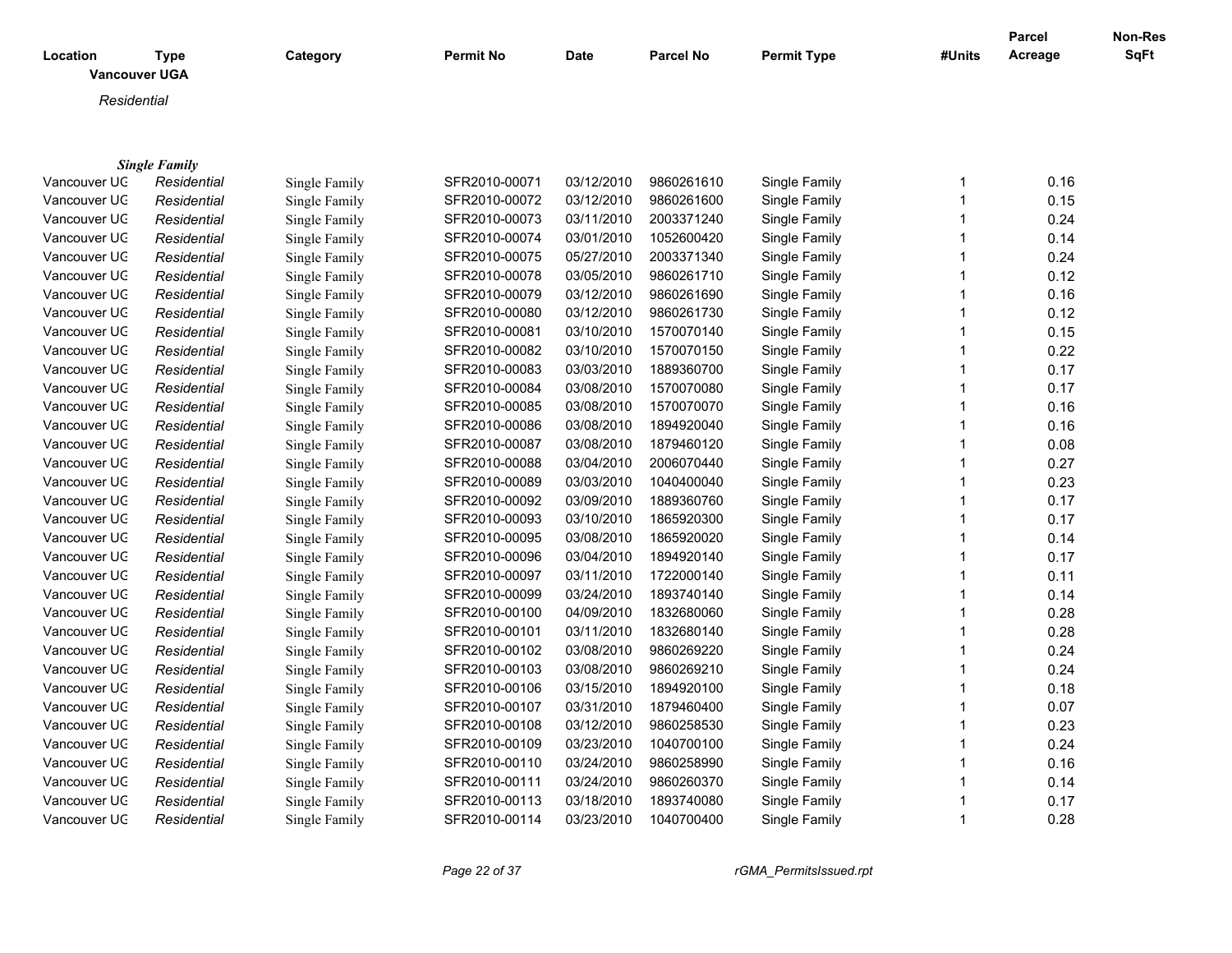| Location | Type | Category | Permit No | Date | Parcel No | Permit Type | #Units | Parcel Acreage | Non-Res SqFt |
|---|---|---|---|---|---|---|---|---|---|

**Vancouver UGA**

*Residential*

***Single Family***

| Location | Type | Category | Permit No | Date | Parcel No | Permit Type | #Units | Parcel Acreage | Non-Res SqFt |
|---|---|---|---|---|---|---|---|---|---|
| Vancouver UG | *Residential* | Single Family | SFR2010-00071 | 03/12/2010 | 9860261610 | Single Family | 1 | 0.16 | |
| Vancouver UG | *Residential* | Single Family | SFR2010-00072 | 03/12/2010 | 9860261600 | Single Family | 1 | 0.15 | |
| Vancouver UG | *Residential* | Single Family | SFR2010-00073 | 03/11/2010 | 2003371240 | Single Family | 1 | 0.24 | |
| Vancouver UG | *Residential* | Single Family | SFR2010-00074 | 03/01/2010 | 1052600420 | Single Family | 1 | 0.14 | |
| Vancouver UG | *Residential* | Single Family | SFR2010-00075 | 05/27/2010 | 2003371340 | Single Family | 1 | 0.24 | |
| Vancouver UG | *Residential* | Single Family | SFR2010-00078 | 03/05/2010 | 9860261710 | Single Family | 1 | 0.12 | |
| Vancouver UG | *Residential* | Single Family | SFR2010-00079 | 03/12/2010 | 9860261690 | Single Family | 1 | 0.16 | |
| Vancouver UG | *Residential* | Single Family | SFR2010-00080 | 03/12/2010 | 9860261730 | Single Family | 1 | 0.12 | |
| Vancouver UG | *Residential* | Single Family | SFR2010-00081 | 03/10/2010 | 1570070140 | Single Family | 1 | 0.15 | |
| Vancouver UG | *Residential* | Single Family | SFR2010-00082 | 03/10/2010 | 1570070150 | Single Family | 1 | 0.22 | |
| Vancouver UG | *Residential* | Single Family | SFR2010-00083 | 03/03/2010 | 1889360700 | Single Family | 1 | 0.17 | |
| Vancouver UG | *Residential* | Single Family | SFR2010-00084 | 03/08/2010 | 1570070080 | Single Family | 1 | 0.17 | |
| Vancouver UG | *Residential* | Single Family | SFR2010-00085 | 03/08/2010 | 1570070070 | Single Family | 1 | 0.16 | |
| Vancouver UG | *Residential* | Single Family | SFR2010-00086 | 03/08/2010 | 1894920040 | Single Family | 1 | 0.16 | |
| Vancouver UG | *Residential* | Single Family | SFR2010-00087 | 03/08/2010 | 1879460120 | Single Family | 1 | 0.08 | |
| Vancouver UG | *Residential* | Single Family | SFR2010-00088 | 03/04/2010 | 2006070440 | Single Family | 1 | 0.27 | |
| Vancouver UG | *Residential* | Single Family | SFR2010-00089 | 03/03/2010 | 1040400040 | Single Family | 1 | 0.23 | |
| Vancouver UG | *Residential* | Single Family | SFR2010-00092 | 03/09/2010 | 1889360760 | Single Family | 1 | 0.17 | |
| Vancouver UG | *Residential* | Single Family | SFR2010-00093 | 03/10/2010 | 1865920300 | Single Family | 1 | 0.17 | |
| Vancouver UG | *Residential* | Single Family | SFR2010-00095 | 03/08/2010 | 1865920020 | Single Family | 1 | 0.14 | |
| Vancouver UG | *Residential* | Single Family | SFR2010-00096 | 03/04/2010 | 1894920140 | Single Family | 1 | 0.17 | |
| Vancouver UG | *Residential* | Single Family | SFR2010-00097 | 03/11/2010 | 1722000140 | Single Family | 1 | 0.11 | |
| Vancouver UG | *Residential* | Single Family | SFR2010-00099 | 03/24/2010 | 1893740140 | Single Family | 1 | 0.14 | |
| Vancouver UG | *Residential* | Single Family | SFR2010-00100 | 04/09/2010 | 1832680060 | Single Family | 1 | 0.28 | |
| Vancouver UG | *Residential* | Single Family | SFR2010-00101 | 03/11/2010 | 1832680140 | Single Family | 1 | 0.28 | |
| Vancouver UG | *Residential* | Single Family | SFR2010-00102 | 03/08/2010 | 9860269220 | Single Family | 1 | 0.24 | |
| Vancouver UG | *Residential* | Single Family | SFR2010-00103 | 03/08/2010 | 9860269210 | Single Family | 1 | 0.24 | |
| Vancouver UG | *Residential* | Single Family | SFR2010-00106 | 03/15/2010 | 1894920100 | Single Family | 1 | 0.18 | |
| Vancouver UG | *Residential* | Single Family | SFR2010-00107 | 03/31/2010 | 1879460400 | Single Family | 1 | 0.07 | |
| Vancouver UG | *Residential* | Single Family | SFR2010-00108 | 03/12/2010 | 9860258530 | Single Family | 1 | 0.23 | |
| Vancouver UG | *Residential* | Single Family | SFR2010-00109 | 03/23/2010 | 1040700100 | Single Family | 1 | 0.24 | |
| Vancouver UG | *Residential* | Single Family | SFR2010-00110 | 03/24/2010 | 9860258990 | Single Family | 1 | 0.16 | |
| Vancouver UG | *Residential* | Single Family | SFR2010-00111 | 03/24/2010 | 9860260370 | Single Family | 1 | 0.14 | |
| Vancouver UG | *Residential* | Single Family | SFR2010-00113 | 03/18/2010 | 1893740080 | Single Family | 1 | 0.17 | |
| Vancouver UG | *Residential* | Single Family | SFR2010-00114 | 03/23/2010 | 1040700400 | Single Family | 1 | 0.28 | |

rGMA_PermitsIssued.rpt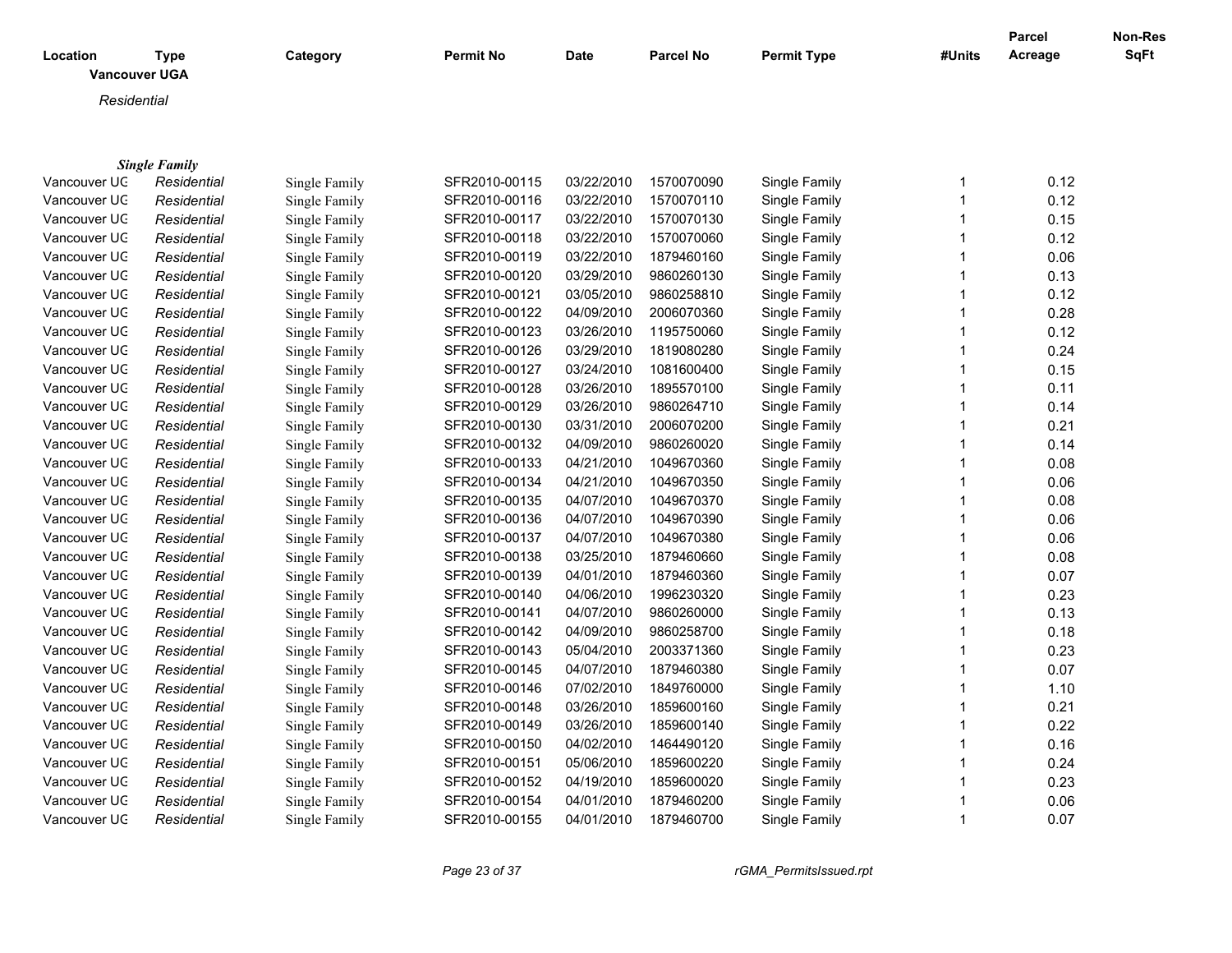| Location | Type | Category | Permit No | Date | Parcel No | Permit Type | #Units | Parcel Acreage | Non-Res SqFt |
|---|---|---|---|---|---|---|---|---|---|

**Vancouver UGA**

*Residential*

***Single Family***

| Location | Type | Category | Permit No | Date | Parcel No | Permit Type | #Units | Parcel Acreage | Non-Res SqFt |
|---|---|---|---|---|---|---|---|---|---|
| Vancouver UG | *Residential* | Single Family | SFR2010-00115 | 03/22/2010 | 1570070090 | Single Family | 1 | 0.12 | |
| Vancouver UG | *Residential* | Single Family | SFR2010-00116 | 03/22/2010 | 1570070110 | Single Family | 1 | 0.12 | |
| Vancouver UG | *Residential* | Single Family | SFR2010-00117 | 03/22/2010 | 1570070130 | Single Family | 1 | 0.15 | |
| Vancouver UG | *Residential* | Single Family | SFR2010-00118 | 03/22/2010 | 1570070060 | Single Family | 1 | 0.12 | |
| Vancouver UG | *Residential* | Single Family | SFR2010-00119 | 03/22/2010 | 1879460160 | Single Family | 1 | 0.06 | |
| Vancouver UG | *Residential* | Single Family | SFR2010-00120 | 03/29/2010 | 9860260130 | Single Family | 1 | 0.13 | |
| Vancouver UG | *Residential* | Single Family | SFR2010-00121 | 03/05/2010 | 9860258810 | Single Family | 1 | 0.12 | |
| Vancouver UG | *Residential* | Single Family | SFR2010-00122 | 04/09/2010 | 2006070360 | Single Family | 1 | 0.28 | |
| Vancouver UG | *Residential* | Single Family | SFR2010-00123 | 03/26/2010 | 1195750060 | Single Family | 1 | 0.12 | |
| Vancouver UG | *Residential* | Single Family | SFR2010-00126 | 03/29/2010 | 1819080280 | Single Family | 1 | 0.24 | |
| Vancouver UG | *Residential* | Single Family | SFR2010-00127 | 03/24/2010 | 1081600400 | Single Family | 1 | 0.15 | |
| Vancouver UG | *Residential* | Single Family | SFR2010-00128 | 03/26/2010 | 1895570100 | Single Family | 1 | 0.11 | |
| Vancouver UG | *Residential* | Single Family | SFR2010-00129 | 03/26/2010 | 9860264710 | Single Family | 1 | 0.14 | |
| Vancouver UG | *Residential* | Single Family | SFR2010-00130 | 03/31/2010 | 2006070200 | Single Family | 1 | 0.21 | |
| Vancouver UG | *Residential* | Single Family | SFR2010-00132 | 04/09/2010 | 9860260020 | Single Family | 1 | 0.14 | |
| Vancouver UG | *Residential* | Single Family | SFR2010-00133 | 04/21/2010 | 1049670360 | Single Family | 1 | 0.08 | |
| Vancouver UG | *Residential* | Single Family | SFR2010-00134 | 04/21/2010 | 1049670350 | Single Family | 1 | 0.06 | |
| Vancouver UG | *Residential* | Single Family | SFR2010-00135 | 04/07/2010 | 1049670370 | Single Family | 1 | 0.08 | |
| Vancouver UG | *Residential* | Single Family | SFR2010-00136 | 04/07/2010 | 1049670390 | Single Family | 1 | 0.06 | |
| Vancouver UG | *Residential* | Single Family | SFR2010-00137 | 04/07/2010 | 1049670380 | Single Family | 1 | 0.06 | |
| Vancouver UG | *Residential* | Single Family | SFR2010-00138 | 03/25/2010 | 1879460660 | Single Family | 1 | 0.08 | |
| Vancouver UG | *Residential* | Single Family | SFR2010-00139 | 04/01/2010 | 1879460360 | Single Family | 1 | 0.07 | |
| Vancouver UG | *Residential* | Single Family | SFR2010-00140 | 04/06/2010 | 1996230320 | Single Family | 1 | 0.23 | |
| Vancouver UG | *Residential* | Single Family | SFR2010-00141 | 04/07/2010 | 9860260000 | Single Family | 1 | 0.13 | |
| Vancouver UG | *Residential* | Single Family | SFR2010-00142 | 04/09/2010 | 9860258700 | Single Family | 1 | 0.18 | |
| Vancouver UG | *Residential* | Single Family | SFR2010-00143 | 05/04/2010 | 2003371360 | Single Family | 1 | 0.23 | |
| Vancouver UG | *Residential* | Single Family | SFR2010-00145 | 04/07/2010 | 1879460380 | Single Family | 1 | 0.07 | |
| Vancouver UG | *Residential* | Single Family | SFR2010-00146 | 07/02/2010 | 1849760000 | Single Family | 1 | 1.10 | |
| Vancouver UG | *Residential* | Single Family | SFR2010-00148 | 03/26/2010 | 1859600160 | Single Family | 1 | 0.21 | |
| Vancouver UG | *Residential* | Single Family | SFR2010-00149 | 03/26/2010 | 1859600140 | Single Family | 1 | 0.22 | |
| Vancouver UG | *Residential* | Single Family | SFR2010-00150 | 04/02/2010 | 1464490120 | Single Family | 1 | 0.16 | |
| Vancouver UG | *Residential* | Single Family | SFR2010-00151 | 05/06/2010 | 1859600220 | Single Family | 1 | 0.24 | |
| Vancouver UG | *Residential* | Single Family | SFR2010-00152 | 04/19/2010 | 1859600020 | Single Family | 1 | 0.23 | |
| Vancouver UG | *Residential* | Single Family | SFR2010-00154 | 04/01/2010 | 1879460200 | Single Family | 1 | 0.06 | |
| Vancouver UG | *Residential* | Single Family | SFR2010-00155 | 04/01/2010 | 1879460700 | Single Family | 1 | 0.07 | |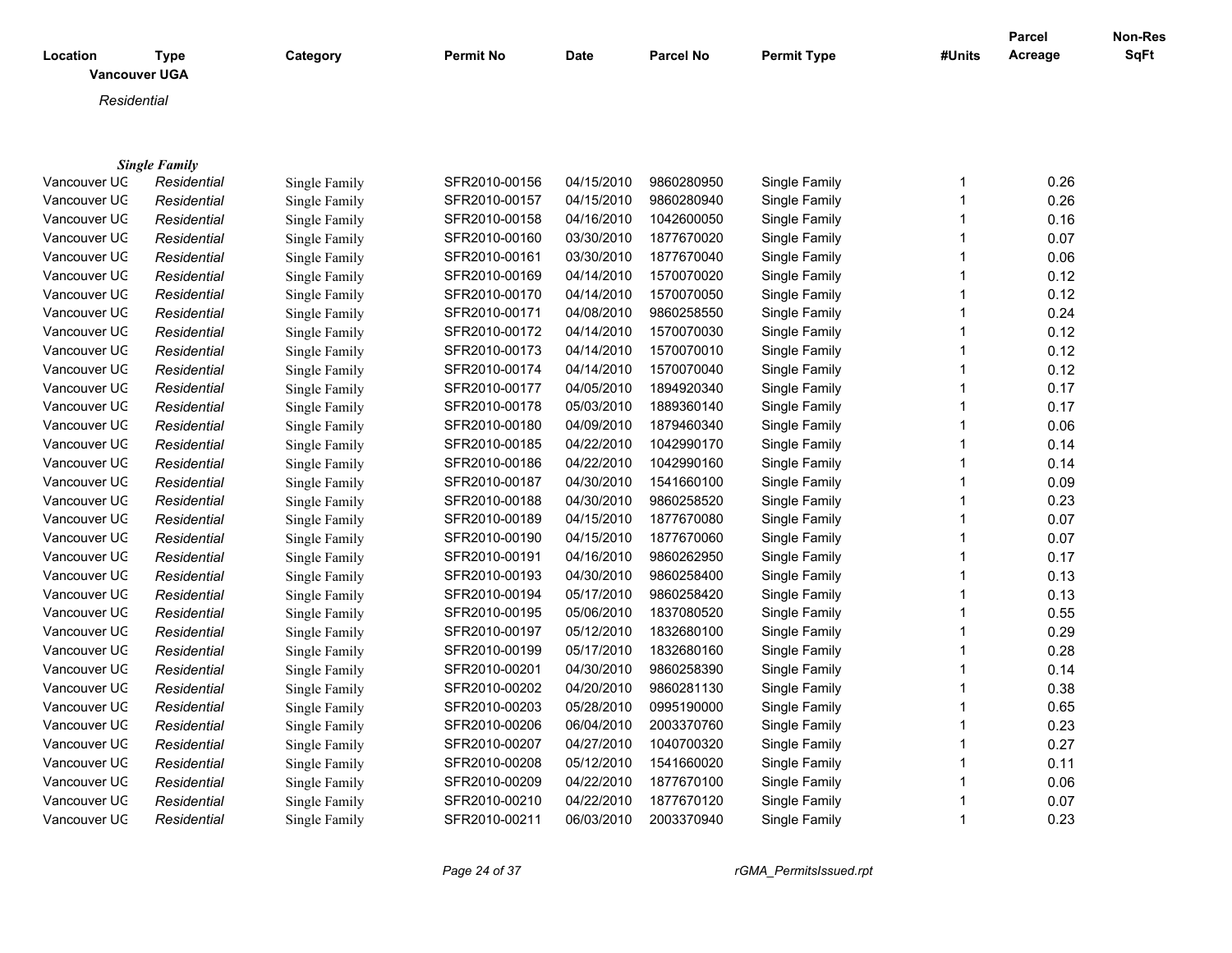| Location | Type | Category | Permit No | Date | Parcel No | Permit Type | #Units | Parcel Acreage | Non-Res SqFt |
|---|---|---|---|---|---|---|---|---|---|

**Vancouver UGA**

*Residential*

***Single Family***

| Location | Type | Category | Permit No | Date | Parcel No | Permit Type | #Units | Parcel Acreage | Non-Res SqFt |
|---|---|---|---|---|---|---|---|---|---|
| Vancouver UG | *Residential* | Single Family | SFR2010-00156 | 04/15/2010 | 9860280950 | Single Family | 1 | 0.26 | |
| Vancouver UG | *Residential* | Single Family | SFR2010-00157 | 04/15/2010 | 9860280940 | Single Family | 1 | 0.26 | |
| Vancouver UG | *Residential* | Single Family | SFR2010-00158 | 04/16/2010 | 1042600050 | Single Family | 1 | 0.16 | |
| Vancouver UG | *Residential* | Single Family | SFR2010-00160 | 03/30/2010 | 1877670020 | Single Family | 1 | 0.07 | |
| Vancouver UG | *Residential* | Single Family | SFR2010-00161 | 03/30/2010 | 1877670040 | Single Family | 1 | 0.06 | |
| Vancouver UG | *Residential* | Single Family | SFR2010-00169 | 04/14/2010 | 1570070020 | Single Family | 1 | 0.12 | |
| Vancouver UG | *Residential* | Single Family | SFR2010-00170 | 04/14/2010 | 1570070050 | Single Family | 1 | 0.12 | |
| Vancouver UG | *Residential* | Single Family | SFR2010-00171 | 04/08/2010 | 9860258550 | Single Family | 1 | 0.24 | |
| Vancouver UG | *Residential* | Single Family | SFR2010-00172 | 04/14/2010 | 1570070030 | Single Family | 1 | 0.12 | |
| Vancouver UG | *Residential* | Single Family | SFR2010-00173 | 04/14/2010 | 1570070010 | Single Family | 1 | 0.12 | |
| Vancouver UG | *Residential* | Single Family | SFR2010-00174 | 04/14/2010 | 1570070040 | Single Family | 1 | 0.12 | |
| Vancouver UG | *Residential* | Single Family | SFR2010-00177 | 04/05/2010 | 1894920340 | Single Family | 1 | 0.17 | |
| Vancouver UG | *Residential* | Single Family | SFR2010-00178 | 05/03/2010 | 1889360140 | Single Family | 1 | 0.17 | |
| Vancouver UG | *Residential* | Single Family | SFR2010-00180 | 04/09/2010 | 1879460340 | Single Family | 1 | 0.06 | |
| Vancouver UG | *Residential* | Single Family | SFR2010-00185 | 04/22/2010 | 1042990170 | Single Family | 1 | 0.14 | |
| Vancouver UG | *Residential* | Single Family | SFR2010-00186 | 04/22/2010 | 1042990160 | Single Family | 1 | 0.14 | |
| Vancouver UG | *Residential* | Single Family | SFR2010-00187 | 04/30/2010 | 1541660100 | Single Family | 1 | 0.09 | |
| Vancouver UG | *Residential* | Single Family | SFR2010-00188 | 04/30/2010 | 9860258520 | Single Family | 1 | 0.23 | |
| Vancouver UG | *Residential* | Single Family | SFR2010-00189 | 04/15/2010 | 1877670080 | Single Family | 1 | 0.07 | |
| Vancouver UG | *Residential* | Single Family | SFR2010-00190 | 04/15/2010 | 1877670060 | Single Family | 1 | 0.07 | |
| Vancouver UG | *Residential* | Single Family | SFR2010-00191 | 04/16/2010 | 9860262950 | Single Family | 1 | 0.17 | |
| Vancouver UG | *Residential* | Single Family | SFR2010-00193 | 04/30/2010 | 9860258400 | Single Family | 1 | 0.13 | |
| Vancouver UG | *Residential* | Single Family | SFR2010-00194 | 05/17/2010 | 9860258420 | Single Family | 1 | 0.13 | |
| Vancouver UG | *Residential* | Single Family | SFR2010-00195 | 05/06/2010 | 1837080520 | Single Family | 1 | 0.55 | |
| Vancouver UG | *Residential* | Single Family | SFR2010-00197 | 05/12/2010 | 1832680100 | Single Family | 1 | 0.29 | |
| Vancouver UG | *Residential* | Single Family | SFR2010-00199 | 05/17/2010 | 1832680160 | Single Family | 1 | 0.28 | |
| Vancouver UG | *Residential* | Single Family | SFR2010-00201 | 04/30/2010 | 9860258390 | Single Family | 1 | 0.14 | |
| Vancouver UG | *Residential* | Single Family | SFR2010-00202 | 04/20/2010 | 9860281130 | Single Family | 1 | 0.38 | |
| Vancouver UG | *Residential* | Single Family | SFR2010-00203 | 05/28/2010 | 0995190000 | Single Family | 1 | 0.65 | |
| Vancouver UG | *Residential* | Single Family | SFR2010-00206 | 06/04/2010 | 2003370760 | Single Family | 1 | 0.23 | |
| Vancouver UG | *Residential* | Single Family | SFR2010-00207 | 04/27/2010 | 1040700320 | Single Family | 1 | 0.27 | |
| Vancouver UG | *Residential* | Single Family | SFR2010-00208 | 05/12/2010 | 1541660020 | Single Family | 1 | 0.11 | |
| Vancouver UG | *Residential* | Single Family | SFR2010-00209 | 04/22/2010 | 1877670100 | Single Family | 1 | 0.06 | |
| Vancouver UG | *Residential* | Single Family | SFR2010-00210 | 04/22/2010 | 1877670120 | Single Family | 1 | 0.07 | |
| Vancouver UG | *Residential* | Single Family | SFR2010-00211 | 06/03/2010 | 2003370940 | Single Family | 1 | 0.23 | |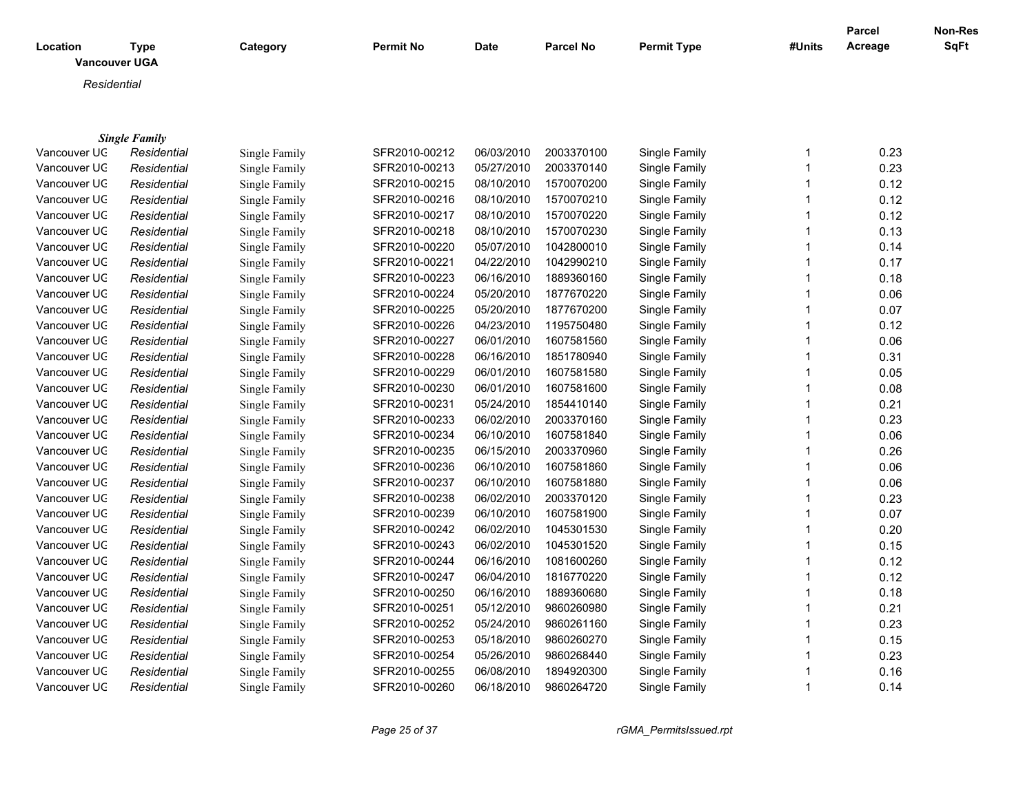| Location | Type | Category | Permit No | Date | Parcel No | Permit Type | #Units | Parcel Acreage | Non-Res SqFt |
|---|---|---|---|---|---|---|---|---|---|

**Vancouver UGA**

*Residential*

***Single Family***

| Location | Type | Category | Permit No | Date | Parcel No | Permit Type | #Units | Parcel Acreage | Non-Res SqFt |
|---|---|---|---|---|---|---|---|---|---|
| Vancouver UG | *Residential* | Single Family | SFR2010-00212 | 06/03/2010 | 2003370100 | Single Family | 1 | 0.23 | |
| Vancouver UG | *Residential* | Single Family | SFR2010-00213 | 05/27/2010 | 2003370140 | Single Family | 1 | 0.23 | |
| Vancouver UG | *Residential* | Single Family | SFR2010-00215 | 08/10/2010 | 1570070200 | Single Family | 1 | 0.12 | |
| Vancouver UG | *Residential* | Single Family | SFR2010-00216 | 08/10/2010 | 1570070210 | Single Family | 1 | 0.12 | |
| Vancouver UG | *Residential* | Single Family | SFR2010-00217 | 08/10/2010 | 1570070220 | Single Family | 1 | 0.12 | |
| Vancouver UG | *Residential* | Single Family | SFR2010-00218 | 08/10/2010 | 1570070230 | Single Family | 1 | 0.13 | |
| Vancouver UG | *Residential* | Single Family | SFR2010-00220 | 05/07/2010 | 1042800010 | Single Family | 1 | 0.14 | |
| Vancouver UG | *Residential* | Single Family | SFR2010-00221 | 04/22/2010 | 1042990210 | Single Family | 1 | 0.17 | |
| Vancouver UG | *Residential* | Single Family | SFR2010-00223 | 06/16/2010 | 1889360160 | Single Family | 1 | 0.18 | |
| Vancouver UG | *Residential* | Single Family | SFR2010-00224 | 05/20/2010 | 1877670220 | Single Family | 1 | 0.06 | |
| Vancouver UG | *Residential* | Single Family | SFR2010-00225 | 05/20/2010 | 1877670200 | Single Family | 1 | 0.07 | |
| Vancouver UG | *Residential* | Single Family | SFR2010-00226 | 04/23/2010 | 1195750480 | Single Family | 1 | 0.12 | |
| Vancouver UG | *Residential* | Single Family | SFR2010-00227 | 06/01/2010 | 1607581560 | Single Family | 1 | 0.06 | |
| Vancouver UG | *Residential* | Single Family | SFR2010-00228 | 06/16/2010 | 1851780940 | Single Family | 1 | 0.31 | |
| Vancouver UG | *Residential* | Single Family | SFR2010-00229 | 06/01/2010 | 1607581580 | Single Family | 1 | 0.05 | |
| Vancouver UG | *Residential* | Single Family | SFR2010-00230 | 06/01/2010 | 1607581600 | Single Family | 1 | 0.08 | |
| Vancouver UG | *Residential* | Single Family | SFR2010-00231 | 05/24/2010 | 1854410140 | Single Family | 1 | 0.21 | |
| Vancouver UG | *Residential* | Single Family | SFR2010-00233 | 06/02/2010 | 2003370160 | Single Family | 1 | 0.23 | |
| Vancouver UG | *Residential* | Single Family | SFR2010-00234 | 06/10/2010 | 1607581840 | Single Family | 1 | 0.06 | |
| Vancouver UG | *Residential* | Single Family | SFR2010-00235 | 06/15/2010 | 2003370960 | Single Family | 1 | 0.26 | |
| Vancouver UG | *Residential* | Single Family | SFR2010-00236 | 06/10/2010 | 1607581860 | Single Family | 1 | 0.06 | |
| Vancouver UG | *Residential* | Single Family | SFR2010-00237 | 06/10/2010 | 1607581880 | Single Family | 1 | 0.06 | |
| Vancouver UG | *Residential* | Single Family | SFR2010-00238 | 06/02/2010 | 2003370120 | Single Family | 1 | 0.23 | |
| Vancouver UG | *Residential* | Single Family | SFR2010-00239 | 06/10/2010 | 1607581900 | Single Family | 1 | 0.07 | |
| Vancouver UG | *Residential* | Single Family | SFR2010-00242 | 06/02/2010 | 1045301530 | Single Family | 1 | 0.20 | |
| Vancouver UG | *Residential* | Single Family | SFR2010-00243 | 06/02/2010 | 1045301520 | Single Family | 1 | 0.15 | |
| Vancouver UG | *Residential* | Single Family | SFR2010-00244 | 06/16/2010 | 1081600260 | Single Family | 1 | 0.12 | |
| Vancouver UG | *Residential* | Single Family | SFR2010-00247 | 06/04/2010 | 1816770220 | Single Family | 1 | 0.12 | |
| Vancouver UG | *Residential* | Single Family | SFR2010-00250 | 06/16/2010 | 1889360680 | Single Family | 1 | 0.18 | |
| Vancouver UG | *Residential* | Single Family | SFR2010-00251 | 05/12/2010 | 9860260980 | Single Family | 1 | 0.21 | |
| Vancouver UG | *Residential* | Single Family | SFR2010-00252 | 05/24/2010 | 9860261160 | Single Family | 1 | 0.23 | |
| Vancouver UG | *Residential* | Single Family | SFR2010-00253 | 05/18/2010 | 9860260270 | Single Family | 1 | 0.15 | |
| Vancouver UG | *Residential* | Single Family | SFR2010-00254 | 05/26/2010 | 9860268440 | Single Family | 1 | 0.23 | |
| Vancouver UG | *Residential* | Single Family | SFR2010-00255 | 06/08/2010 | 1894920300 | Single Family | 1 | 0.16 | |
| Vancouver UG | *Residential* | Single Family | SFR2010-00260 | 06/18/2010 | 9860264720 | Single Family | 1 | 0.14 | |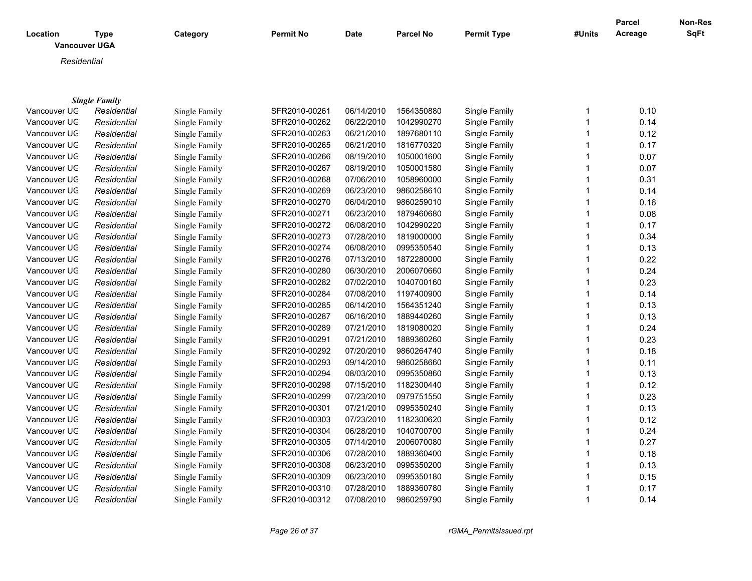| Location | Type | Category | Permit No | Date | Parcel No | Permit Type | #Units | Parcel Acreage | Non-Res SqFt |
|---|---|---|---|---|---|---|---|---|---|
| **Vancouver UGA** | | | | | | | | | |
| *Residential* | | | | | | | | | |
| ***Single Family*** | | | | | | | | | |
| Vancouver UG | *Residential* | Single Family | SFR2010-00261 | 06/14/2010 | 1564350880 | Single Family | 1 | 0.10 | |
| Vancouver UG | *Residential* | Single Family | SFR2010-00262 | 06/22/2010 | 1042990270 | Single Family | 1 | 0.14 | |
| Vancouver UG | *Residential* | Single Family | SFR2010-00263 | 06/21/2010 | 1897680110 | Single Family | 1 | 0.12 | |
| Vancouver UG | *Residential* | Single Family | SFR2010-00265 | 06/21/2010 | 1816770320 | Single Family | 1 | 0.17 | |
| Vancouver UG | *Residential* | Single Family | SFR2010-00266 | 08/19/2010 | 1050001600 | Single Family | 1 | 0.07 | |
| Vancouver UG | *Residential* | Single Family | SFR2010-00267 | 08/19/2010 | 1050001580 | Single Family | 1 | 0.07 | |
| Vancouver UG | *Residential* | Single Family | SFR2010-00268 | 07/06/2010 | 1058960000 | Single Family | 1 | 0.31 | |
| Vancouver UG | *Residential* | Single Family | SFR2010-00269 | 06/23/2010 | 9860258610 | Single Family | 1 | 0.14 | |
| Vancouver UG | *Residential* | Single Family | SFR2010-00270 | 06/04/2010 | 9860259010 | Single Family | 1 | 0.16 | |
| Vancouver UG | *Residential* | Single Family | SFR2010-00271 | 06/23/2010 | 1879460680 | Single Family | 1 | 0.08 | |
| Vancouver UG | *Residential* | Single Family | SFR2010-00272 | 06/08/2010 | 1042990220 | Single Family | 1 | 0.17 | |
| Vancouver UG | *Residential* | Single Family | SFR2010-00273 | 07/28/2010 | 1819000000 | Single Family | 1 | 0.34 | |
| Vancouver UG | *Residential* | Single Family | SFR2010-00274 | 06/08/2010 | 0995350540 | Single Family | 1 | 0.13 | |
| Vancouver UG | *Residential* | Single Family | SFR2010-00276 | 07/13/2010 | 1872280000 | Single Family | 1 | 0.22 | |
| Vancouver UG | *Residential* | Single Family | SFR2010-00280 | 06/30/2010 | 2006070660 | Single Family | 1 | 0.24 | |
| Vancouver UG | *Residential* | Single Family | SFR2010-00282 | 07/02/2010 | 1040700160 | Single Family | 1 | 0.23 | |
| Vancouver UG | *Residential* | Single Family | SFR2010-00284 | 07/08/2010 | 1197400900 | Single Family | 1 | 0.14 | |
| Vancouver UG | *Residential* | Single Family | SFR2010-00285 | 06/14/2010 | 1564351240 | Single Family | 1 | 0.13 | |
| Vancouver UG | *Residential* | Single Family | SFR2010-00287 | 06/16/2010 | 1889440260 | Single Family | 1 | 0.13 | |
| Vancouver UG | *Residential* | Single Family | SFR2010-00289 | 07/21/2010 | 1819080020 | Single Family | 1 | 0.24 | |
| Vancouver UG | *Residential* | Single Family | SFR2010-00291 | 07/21/2010 | 1889360260 | Single Family | 1 | 0.23 | |
| Vancouver UG | *Residential* | Single Family | SFR2010-00292 | 07/20/2010 | 9860264740 | Single Family | 1 | 0.18 | |
| Vancouver UG | *Residential* | Single Family | SFR2010-00293 | 09/14/2010 | 9860258660 | Single Family | 1 | 0.11 | |
| Vancouver UG | *Residential* | Single Family | SFR2010-00294 | 08/03/2010 | 0995350860 | Single Family | 1 | 0.13 | |
| Vancouver UG | *Residential* | Single Family | SFR2010-00298 | 07/15/2010 | 1182300440 | Single Family | 1 | 0.12 | |
| Vancouver UG | *Residential* | Single Family | SFR2010-00299 | 07/23/2010 | 0979751550 | Single Family | 1 | 0.23 | |
| Vancouver UG | *Residential* | Single Family | SFR2010-00301 | 07/21/2010 | 0995350240 | Single Family | 1 | 0.13 | |
| Vancouver UG | *Residential* | Single Family | SFR2010-00303 | 07/23/2010 | 1182300620 | Single Family | 1 | 0.12 | |
| Vancouver UG | *Residential* | Single Family | SFR2010-00304 | 06/28/2010 | 1040700700 | Single Family | 1 | 0.24 | |
| Vancouver UG | *Residential* | Single Family | SFR2010-00305 | 07/14/2010 | 2006070080 | Single Family | 1 | 0.27 | |
| Vancouver UG | *Residential* | Single Family | SFR2010-00306 | 07/28/2010 | 1889360400 | Single Family | 1 | 0.18 | |
| Vancouver UG | *Residential* | Single Family | SFR2010-00308 | 06/23/2010 | 0995350200 | Single Family | 1 | 0.13 | |
| Vancouver UG | *Residential* | Single Family | SFR2010-00309 | 06/23/2010 | 0995350180 | Single Family | 1 | 0.15 | |
| Vancouver UG | *Residential* | Single Family | SFR2010-00310 | 07/28/2010 | 1889360780 | Single Family | 1 | 0.17 | |
| Vancouver UG | *Residential* | Single Family | SFR2010-00312 | 07/08/2010 | 9860259790 | Single Family | 1 | 0.14 | |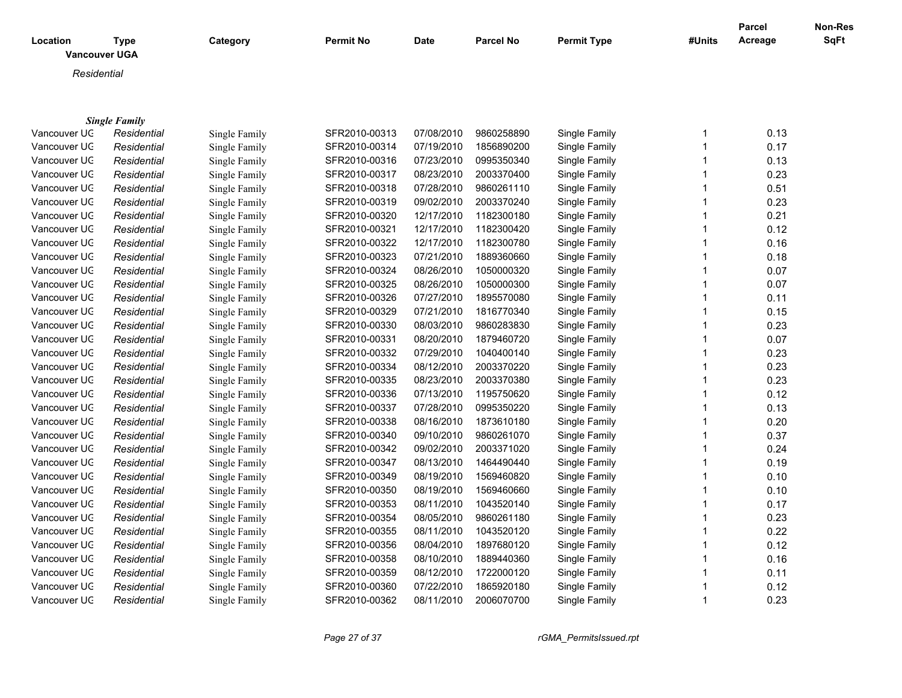| Location | Type | Category | Permit No | Date | Parcel No | Permit Type | #Units | Parcel Acreage | Non-Res SqFt |
|---|---|---|---|---|---|---|---|---|---|

**Vancouver UGA**

*Residential*

***Single Family***

| Location | Type | Category | Permit No | Date | Parcel No | Permit Type | #Units | Parcel Acreage | Non-Res SqFt |
|---|---|---|---|---|---|---|---|---|---|
| Vancouver UG | *Residential* | Single Family | SFR2010-00313 | 07/08/2010 | 9860258890 | Single Family | 1 | 0.13 | |
| Vancouver UG | *Residential* | Single Family | SFR2010-00314 | 07/19/2010 | 1856890200 | Single Family | 1 | 0.17 | |
| Vancouver UG | *Residential* | Single Family | SFR2010-00316 | 07/23/2010 | 0995350340 | Single Family | 1 | 0.13 | |
| Vancouver UG | *Residential* | Single Family | SFR2010-00317 | 08/23/2010 | 2003370400 | Single Family | 1 | 0.23 | |
| Vancouver UG | *Residential* | Single Family | SFR2010-00318 | 07/28/2010 | 9860261110 | Single Family | 1 | 0.51 | |
| Vancouver UG | *Residential* | Single Family | SFR2010-00319 | 09/02/2010 | 2003370240 | Single Family | 1 | 0.23 | |
| Vancouver UG | *Residential* | Single Family | SFR2010-00320 | 12/17/2010 | 1182300180 | Single Family | 1 | 0.21 | |
| Vancouver UG | *Residential* | Single Family | SFR2010-00321 | 12/17/2010 | 1182300420 | Single Family | 1 | 0.12 | |
| Vancouver UG | *Residential* | Single Family | SFR2010-00322 | 12/17/2010 | 1182300780 | Single Family | 1 | 0.16 | |
| Vancouver UG | *Residential* | Single Family | SFR2010-00323 | 07/21/2010 | 1889360660 | Single Family | 1 | 0.18 | |
| Vancouver UG | *Residential* | Single Family | SFR2010-00324 | 08/26/2010 | 1050000320 | Single Family | 1 | 0.07 | |
| Vancouver UG | *Residential* | Single Family | SFR2010-00325 | 08/26/2010 | 1050000300 | Single Family | 1 | 0.07 | |
| Vancouver UG | *Residential* | Single Family | SFR2010-00326 | 07/27/2010 | 1895570080 | Single Family | 1 | 0.11 | |
| Vancouver UG | *Residential* | Single Family | SFR2010-00329 | 07/21/2010 | 1816770340 | Single Family | 1 | 0.15 | |
| Vancouver UG | *Residential* | Single Family | SFR2010-00330 | 08/03/2010 | 9860283830 | Single Family | 1 | 0.23 | |
| Vancouver UG | *Residential* | Single Family | SFR2010-00331 | 08/20/2010 | 1879460720 | Single Family | 1 | 0.07 | |
| Vancouver UG | *Residential* | Single Family | SFR2010-00332 | 07/29/2010 | 1040400140 | Single Family | 1 | 0.23 | |
| Vancouver UG | *Residential* | Single Family | SFR2010-00334 | 08/12/2010 | 2003370220 | Single Family | 1 | 0.23 | |
| Vancouver UG | *Residential* | Single Family | SFR2010-00335 | 08/23/2010 | 2003370380 | Single Family | 1 | 0.23 | |
| Vancouver UG | *Residential* | Single Family | SFR2010-00336 | 07/13/2010 | 1195750620 | Single Family | 1 | 0.12 | |
| Vancouver UG | *Residential* | Single Family | SFR2010-00337 | 07/28/2010 | 0995350220 | Single Family | 1 | 0.13 | |
| Vancouver UG | *Residential* | Single Family | SFR2010-00338 | 08/16/2010 | 1873610180 | Single Family | 1 | 0.20 | |
| Vancouver UG | *Residential* | Single Family | SFR2010-00340 | 09/10/2010 | 9860261070 | Single Family | 1 | 0.37 | |
| Vancouver UG | *Residential* | Single Family | SFR2010-00342 | 09/02/2010 | 2003371020 | Single Family | 1 | 0.24 | |
| Vancouver UG | *Residential* | Single Family | SFR2010-00347 | 08/13/2010 | 1464490440 | Single Family | 1 | 0.19 | |
| Vancouver UG | *Residential* | Single Family | SFR2010-00349 | 08/19/2010 | 1569460820 | Single Family | 1 | 0.10 | |
| Vancouver UG | *Residential* | Single Family | SFR2010-00350 | 08/19/2010 | 1569460660 | Single Family | 1 | 0.10 | |
| Vancouver UG | *Residential* | Single Family | SFR2010-00353 | 08/11/2010 | 1043520140 | Single Family | 1 | 0.17 | |
| Vancouver UG | *Residential* | Single Family | SFR2010-00354 | 08/05/2010 | 9860261180 | Single Family | 1 | 0.23 | |
| Vancouver UG | *Residential* | Single Family | SFR2010-00355 | 08/11/2010 | 1043520120 | Single Family | 1 | 0.22 | |
| Vancouver UG | *Residential* | Single Family | SFR2010-00356 | 08/04/2010 | 1897680120 | Single Family | 1 | 0.12 | |
| Vancouver UG | *Residential* | Single Family | SFR2010-00358 | 08/10/2010 | 1889440360 | Single Family | 1 | 0.16 | |
| Vancouver UG | *Residential* | Single Family | SFR2010-00359 | 08/12/2010 | 1722000120 | Single Family | 1 | 0.11 | |
| Vancouver UG | *Residential* | Single Family | SFR2010-00360 | 07/22/2010 | 1865920180 | Single Family | 1 | 0.12 | |
| Vancouver UG | *Residential* | Single Family | SFR2010-00362 | 08/11/2010 | 2006070700 | Single Family | 1 | 0.23 | |

rGMA_PermitsIssued.rpt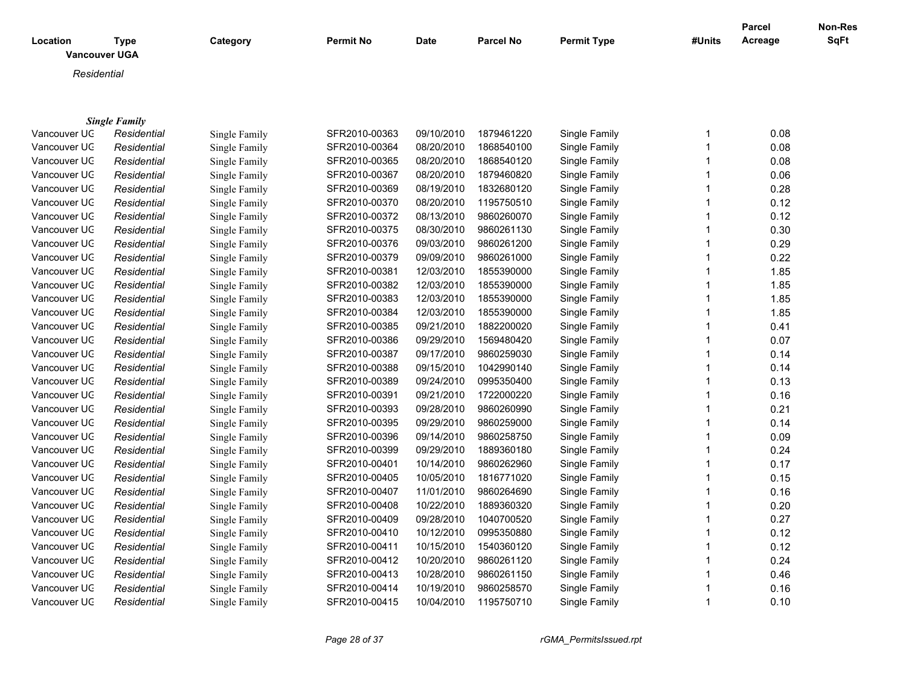| Location | Type | Category | Permit No | Date | Parcel No | Permit Type | #Units | Parcel Acreage | Non-Res SqFt |
|---|---|---|---|---|---|---|---|---|---|

**Vancouver UGA**

*Residential*

***Single Family***

| Location | Type | Category | Permit No | Date | Parcel No | Permit Type | #Units | Parcel Acreage | Non-Res SqFt |
|---|---|---|---|---|---|---|---|---|---|
| Vancouver UG | *Residential* | Single Family | SFR2010-00363 | 09/10/2010 | 1879461220 | Single Family | 1 | 0.08 | |
| Vancouver UG | *Residential* | Single Family | SFR2010-00364 | 08/20/2010 | 1868540100 | Single Family | 1 | 0.08 | |
| Vancouver UG | *Residential* | Single Family | SFR2010-00365 | 08/20/2010 | 1868540120 | Single Family | 1 | 0.08 | |
| Vancouver UG | *Residential* | Single Family | SFR2010-00367 | 08/20/2010 | 1879460820 | Single Family | 1 | 0.06 | |
| Vancouver UG | *Residential* | Single Family | SFR2010-00369 | 08/19/2010 | 1832680120 | Single Family | 1 | 0.28 | |
| Vancouver UG | *Residential* | Single Family | SFR2010-00370 | 08/20/2010 | 1195750510 | Single Family | 1 | 0.12 | |
| Vancouver UG | *Residential* | Single Family | SFR2010-00372 | 08/13/2010 | 9860260070 | Single Family | 1 | 0.12 | |
| Vancouver UG | *Residential* | Single Family | SFR2010-00375 | 08/30/2010 | 9860261130 | Single Family | 1 | 0.30 | |
| Vancouver UG | *Residential* | Single Family | SFR2010-00376 | 09/03/2010 | 9860261200 | Single Family | 1 | 0.29 | |
| Vancouver UG | *Residential* | Single Family | SFR2010-00379 | 09/09/2010 | 9860261000 | Single Family | 1 | 0.22 | |
| Vancouver UG | *Residential* | Single Family | SFR2010-00381 | 12/03/2010 | 1855390000 | Single Family | 1 | 1.85 | |
| Vancouver UG | *Residential* | Single Family | SFR2010-00382 | 12/03/2010 | 1855390000 | Single Family | 1 | 1.85 | |
| Vancouver UG | *Residential* | Single Family | SFR2010-00383 | 12/03/2010 | 1855390000 | Single Family | 1 | 1.85 | |
| Vancouver UG | *Residential* | Single Family | SFR2010-00384 | 12/03/2010 | 1855390000 | Single Family | 1 | 1.85 | |
| Vancouver UG | *Residential* | Single Family | SFR2010-00385 | 09/21/2010 | 1882200020 | Single Family | 1 | 0.41 | |
| Vancouver UG | *Residential* | Single Family | SFR2010-00386 | 09/29/2010 | 1569480420 | Single Family | 1 | 0.07 | |
| Vancouver UG | *Residential* | Single Family | SFR2010-00387 | 09/17/2010 | 9860259030 | Single Family | 1 | 0.14 | |
| Vancouver UG | *Residential* | Single Family | SFR2010-00388 | 09/15/2010 | 1042990140 | Single Family | 1 | 0.14 | |
| Vancouver UG | *Residential* | Single Family | SFR2010-00389 | 09/24/2010 | 0995350400 | Single Family | 1 | 0.13 | |
| Vancouver UG | *Residential* | Single Family | SFR2010-00391 | 09/21/2010 | 1722000220 | Single Family | 1 | 0.16 | |
| Vancouver UG | *Residential* | Single Family | SFR2010-00393 | 09/28/2010 | 9860260990 | Single Family | 1 | 0.21 | |
| Vancouver UG | *Residential* | Single Family | SFR2010-00395 | 09/29/2010 | 9860259000 | Single Family | 1 | 0.14 | |
| Vancouver UG | *Residential* | Single Family | SFR2010-00396 | 09/14/2010 | 9860258750 | Single Family | 1 | 0.09 | |
| Vancouver UG | *Residential* | Single Family | SFR2010-00399 | 09/29/2010 | 1889360180 | Single Family | 1 | 0.24 | |
| Vancouver UG | *Residential* | Single Family | SFR2010-00401 | 10/14/2010 | 9860262960 | Single Family | 1 | 0.17 | |
| Vancouver UG | *Residential* | Single Family | SFR2010-00405 | 10/05/2010 | 1816771020 | Single Family | 1 | 0.15 | |
| Vancouver UG | *Residential* | Single Family | SFR2010-00407 | 11/01/2010 | 9860264690 | Single Family | 1 | 0.16 | |
| Vancouver UG | *Residential* | Single Family | SFR2010-00408 | 10/22/2010 | 1889360320 | Single Family | 1 | 0.20 | |
| Vancouver UG | *Residential* | Single Family | SFR2010-00409 | 09/28/2010 | 1040700520 | Single Family | 1 | 0.27 | |
| Vancouver UG | *Residential* | Single Family | SFR2010-00410 | 10/12/2010 | 0995350880 | Single Family | 1 | 0.12 | |
| Vancouver UG | *Residential* | Single Family | SFR2010-00411 | 10/15/2010 | 1540360120 | Single Family | 1 | 0.12 | |
| Vancouver UG | *Residential* | Single Family | SFR2010-00412 | 10/20/2010 | 9860261120 | Single Family | 1 | 0.24 | |
| Vancouver UG | *Residential* | Single Family | SFR2010-00413 | 10/28/2010 | 9860261150 | Single Family | 1 | 0.46 | |
| Vancouver UG | *Residential* | Single Family | SFR2010-00414 | 10/19/2010 | 9860258570 | Single Family | 1 | 0.16 | |
| Vancouver UG | *Residential* | Single Family | SFR2010-00415 | 10/04/2010 | 1195750710 | Single Family | 1 | 0.10 | |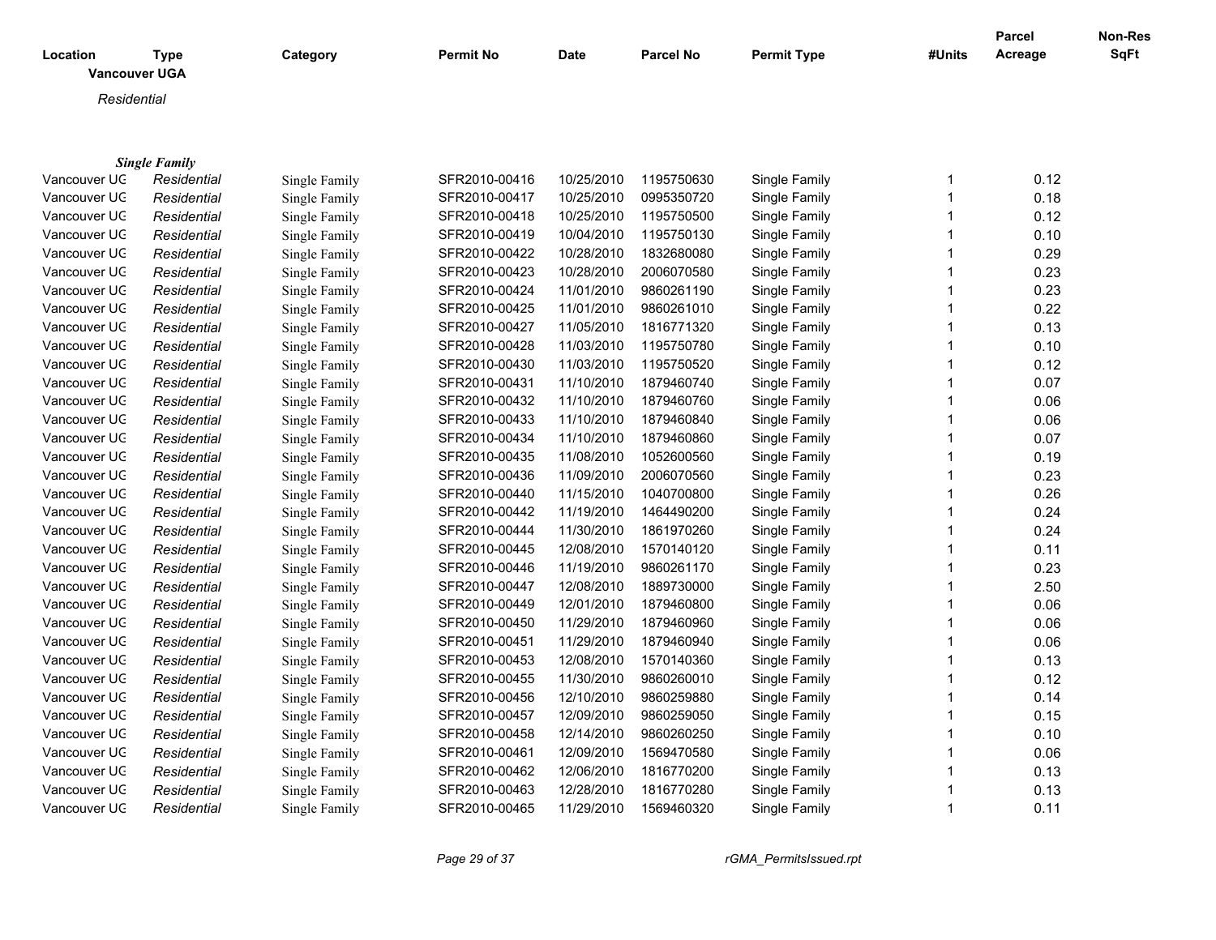| Location | Type | Category | Permit No | Date | Parcel No | Permit Type | #Units | Parcel Acreage | Non-Res SqFt |
|---|---|---|---|---|---|---|---|---|---|
| **Vancouver UGA** | | | | | | | | | |
| *Residential* | | | | | | | | | |
| ***Single Family*** | | | | | | | | | |
| Vancouver UG | *Residential* | Single Family | SFR2010-00416 | 10/25/2010 | 1195750630 | Single Family | 1 | 0.12 | |
| Vancouver UG | *Residential* | Single Family | SFR2010-00417 | 10/25/2010 | 0995350720 | Single Family | 1 | 0.18 | |
| Vancouver UG | *Residential* | Single Family | SFR2010-00418 | 10/25/2010 | 1195750500 | Single Family | 1 | 0.12 | |
| Vancouver UG | *Residential* | Single Family | SFR2010-00419 | 10/04/2010 | 1195750130 | Single Family | 1 | 0.10 | |
| Vancouver UG | *Residential* | Single Family | SFR2010-00422 | 10/28/2010 | 1832680080 | Single Family | 1 | 0.29 | |
| Vancouver UG | *Residential* | Single Family | SFR2010-00423 | 10/28/2010 | 2006070580 | Single Family | 1 | 0.23 | |
| Vancouver UG | *Residential* | Single Family | SFR2010-00424 | 11/01/2010 | 9860261190 | Single Family | 1 | 0.23 | |
| Vancouver UG | *Residential* | Single Family | SFR2010-00425 | 11/01/2010 | 9860261010 | Single Family | 1 | 0.22 | |
| Vancouver UG | *Residential* | Single Family | SFR2010-00427 | 11/05/2010 | 1816771320 | Single Family | 1 | 0.13 | |
| Vancouver UG | *Residential* | Single Family | SFR2010-00428 | 11/03/2010 | 1195750780 | Single Family | 1 | 0.10 | |
| Vancouver UG | *Residential* | Single Family | SFR2010-00430 | 11/03/2010 | 1195750520 | Single Family | 1 | 0.12 | |
| Vancouver UG | *Residential* | Single Family | SFR2010-00431 | 11/10/2010 | 1879460740 | Single Family | 1 | 0.07 | |
| Vancouver UG | *Residential* | Single Family | SFR2010-00432 | 11/10/2010 | 1879460760 | Single Family | 1 | 0.06 | |
| Vancouver UG | *Residential* | Single Family | SFR2010-00433 | 11/10/2010 | 1879460840 | Single Family | 1 | 0.06 | |
| Vancouver UG | *Residential* | Single Family | SFR2010-00434 | 11/10/2010 | 1879460860 | Single Family | 1 | 0.07 | |
| Vancouver UG | *Residential* | Single Family | SFR2010-00435 | 11/08/2010 | 1052600560 | Single Family | 1 | 0.19 | |
| Vancouver UG | *Residential* | Single Family | SFR2010-00436 | 11/09/2010 | 2006070560 | Single Family | 1 | 0.23 | |
| Vancouver UG | *Residential* | Single Family | SFR2010-00440 | 11/15/2010 | 1040700800 | Single Family | 1 | 0.26 | |
| Vancouver UG | *Residential* | Single Family | SFR2010-00442 | 11/19/2010 | 1464490200 | Single Family | 1 | 0.24 | |
| Vancouver UG | *Residential* | Single Family | SFR2010-00444 | 11/30/2010 | 1861970260 | Single Family | 1 | 0.24 | |
| Vancouver UG | *Residential* | Single Family | SFR2010-00445 | 12/08/2010 | 1570140120 | Single Family | 1 | 0.11 | |
| Vancouver UG | *Residential* | Single Family | SFR2010-00446 | 11/19/2010 | 9860261170 | Single Family | 1 | 0.23 | |
| Vancouver UG | *Residential* | Single Family | SFR2010-00447 | 12/08/2010 | 1889730000 | Single Family | 1 | 2.50 | |
| Vancouver UG | *Residential* | Single Family | SFR2010-00449 | 12/01/2010 | 1879460800 | Single Family | 1 | 0.06 | |
| Vancouver UG | *Residential* | Single Family | SFR2010-00450 | 11/29/2010 | 1879460960 | Single Family | 1 | 0.06 | |
| Vancouver UG | *Residential* | Single Family | SFR2010-00451 | 11/29/2010 | 1879460940 | Single Family | 1 | 0.06 | |
| Vancouver UG | *Residential* | Single Family | SFR2010-00453 | 12/08/2010 | 1570140360 | Single Family | 1 | 0.13 | |
| Vancouver UG | *Residential* | Single Family | SFR2010-00455 | 11/30/2010 | 9860260010 | Single Family | 1 | 0.12 | |
| Vancouver UG | *Residential* | Single Family | SFR2010-00456 | 12/10/2010 | 9860259880 | Single Family | 1 | 0.14 | |
| Vancouver UG | *Residential* | Single Family | SFR2010-00457 | 12/09/2010 | 9860259050 | Single Family | 1 | 0.15 | |
| Vancouver UG | *Residential* | Single Family | SFR2010-00458 | 12/14/2010 | 9860260250 | Single Family | 1 | 0.10 | |
| Vancouver UG | *Residential* | Single Family | SFR2010-00461 | 12/09/2010 | 1569470580 | Single Family | 1 | 0.06 | |
| Vancouver UG | *Residential* | Single Family | SFR2010-00462 | 12/06/2010 | 1816770200 | Single Family | 1 | 0.13 | |
| Vancouver UG | *Residential* | Single Family | SFR2010-00463 | 12/28/2010 | 1816770280 | Single Family | 1 | 0.13 | |
| Vancouver UG | *Residential* | Single Family | SFR2010-00465 | 11/29/2010 | 1569460320 | Single Family | 1 | 0.11 | |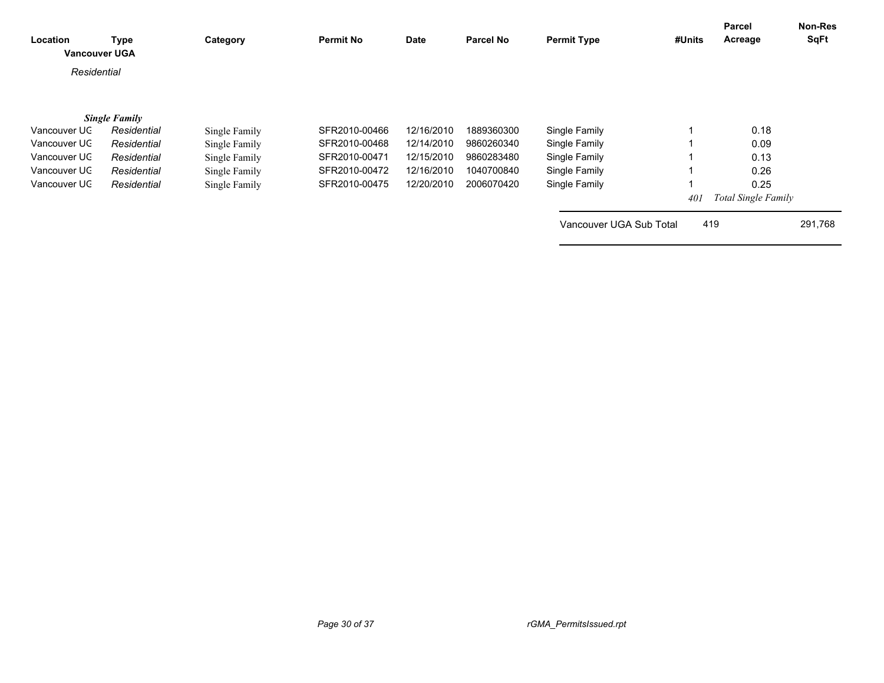| Location | Type | Category | Permit No | Date | Parcel No | Permit Type | #Units | Parcel Acreage | Non-Res SqFt |
|---|---|---|---|---|---|---|---|---|---|
| **Vancouver UGA** | | | | | | | | | |
| *Residential* | | | | | | | | | |
| ***Single Family*** | | | | | | | | | |
| Vancouver UG | *Residential* | Single Family | SFR2010-00466 | 12/16/2010 | 1889360300 | Single Family | 1 | 0.18 | |
| Vancouver UG | *Residential* | Single Family | SFR2010-00468 | 12/14/2010 | 9860260340 | Single Family | 1 | 0.09 | |
| Vancouver UG | *Residential* | Single Family | SFR2010-00471 | 12/15/2010 | 9860283480 | Single Family | 1 | 0.13 | |
| Vancouver UG | *Residential* | Single Family | SFR2010-00472 | 12/16/2010 | 1040700840 | Single Family | 1 | 0.26 | |
| Vancouver UG | *Residential* | Single Family | SFR2010-00475 | 12/20/2010 | 2006070420 | Single Family | 1 | 0.25 | |
| | | | | | | | *401* | *Total Single Family* | |
| | | | | | | Vancouver UGA Sub Total | 419 | | 291,768 |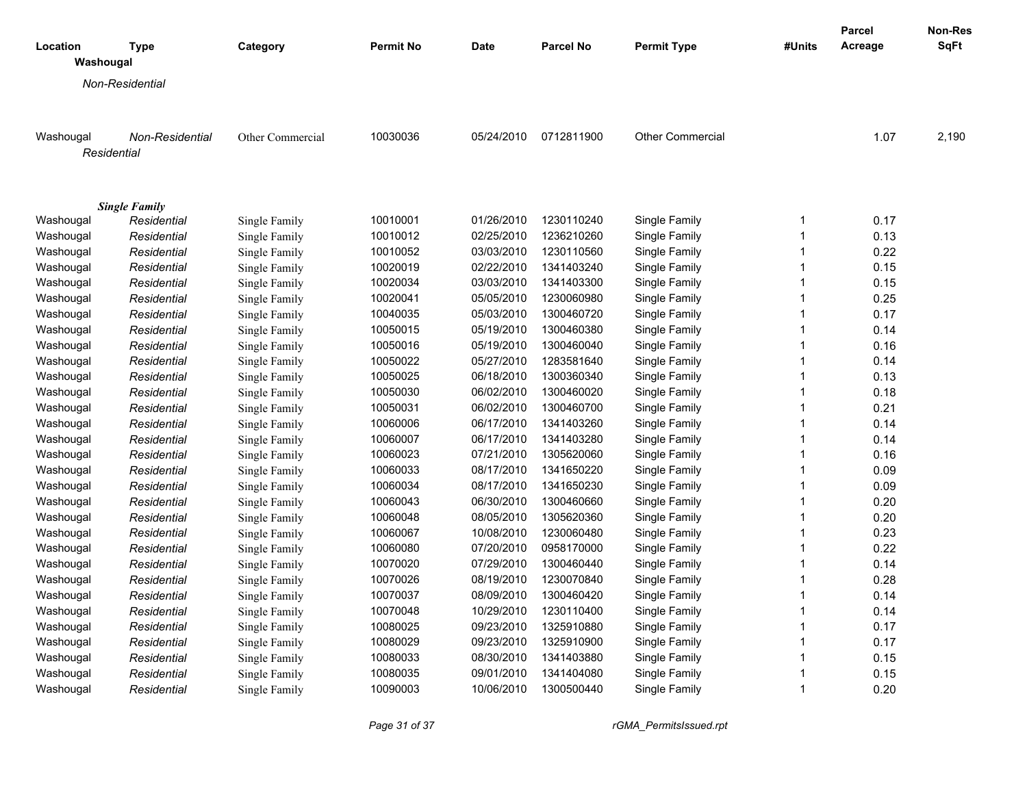| Location | Type | Category | Permit No | Date | Parcel No | Permit Type | #Units | Parcel Acreage | Non-Res SqFt |
|---|---|---|---|---|---|---|---|---|---|
| **Washougal** | | | | | | | | | |
| *Non-Residential* | | | | | | | | | |
| Washougal | *Non-Residential* | Other Commercial | 10030036 | 05/24/2010 | 0712811900 | Other Commercial | | 1.07 | 2,190 |
| *Residential* | | | | | | | | | |
| ***Single Family*** | | | | | | | | | |
| Washougal | *Residential* | Single Family | 10010001 | 01/26/2010 | 1230110240 | Single Family | 1 | 0.17 | |
| Washougal | *Residential* | Single Family | 10010012 | 02/25/2010 | 1236210260 | Single Family | 1 | 0.13 | |
| Washougal | *Residential* | Single Family | 10010052 | 03/03/2010 | 1230110560 | Single Family | 1 | 0.22 | |
| Washougal | *Residential* | Single Family | 10020019 | 02/22/2010 | 1341403240 | Single Family | 1 | 0.15 | |
| Washougal | *Residential* | Single Family | 10020034 | 03/03/2010 | 1341403300 | Single Family | 1 | 0.15 | |
| Washougal | *Residential* | Single Family | 10020041 | 05/05/2010 | 1230060980 | Single Family | 1 | 0.25 | |
| Washougal | *Residential* | Single Family | 10040035 | 05/03/2010 | 1300460720 | Single Family | 1 | 0.17 | |
| Washougal | *Residential* | Single Family | 10050015 | 05/19/2010 | 1300460380 | Single Family | 1 | 0.14 | |
| Washougal | *Residential* | Single Family | 10050016 | 05/19/2010 | 1300460040 | Single Family | 1 | 0.16 | |
| Washougal | *Residential* | Single Family | 10050022 | 05/27/2010 | 1283581640 | Single Family | 1 | 0.14 | |
| Washougal | *Residential* | Single Family | 10050025 | 06/18/2010 | 1300360340 | Single Family | 1 | 0.13 | |
| Washougal | *Residential* | Single Family | 10050030 | 06/02/2010 | 1300460020 | Single Family | 1 | 0.18 | |
| Washougal | *Residential* | Single Family | 10050031 | 06/02/2010 | 1300460700 | Single Family | 1 | 0.21 | |
| Washougal | *Residential* | Single Family | 10060006 | 06/17/2010 | 1341403260 | Single Family | 1 | 0.14 | |
| Washougal | *Residential* | Single Family | 10060007 | 06/17/2010 | 1341403280 | Single Family | 1 | 0.14 | |
| Washougal | *Residential* | Single Family | 10060023 | 07/21/2010 | 1305620060 | Single Family | 1 | 0.16 | |
| Washougal | *Residential* | Single Family | 10060033 | 08/17/2010 | 1341650220 | Single Family | 1 | 0.09 | |
| Washougal | *Residential* | Single Family | 10060034 | 08/17/2010 | 1341650230 | Single Family | 1 | 0.09 | |
| Washougal | *Residential* | Single Family | 10060043 | 06/30/2010 | 1300460660 | Single Family | 1 | 0.20 | |
| Washougal | *Residential* | Single Family | 10060048 | 08/05/2010 | 1305620360 | Single Family | 1 | 0.20 | |
| Washougal | *Residential* | Single Family | 10060067 | 10/08/2010 | 1230060480 | Single Family | 1 | 0.23 | |
| Washougal | *Residential* | Single Family | 10060080 | 07/20/2010 | 0958170000 | Single Family | 1 | 0.22 | |
| Washougal | *Residential* | Single Family | 10070020 | 07/29/2010 | 1300460440 | Single Family | 1 | 0.14 | |
| Washougal | *Residential* | Single Family | 10070026 | 08/19/2010 | 1230070840 | Single Family | 1 | 0.28 | |
| Washougal | *Residential* | Single Family | 10070037 | 08/09/2010 | 1300460420 | Single Family | 1 | 0.14 | |
| Washougal | *Residential* | Single Family | 10070048 | 10/29/2010 | 1230110400 | Single Family | 1 | 0.14 | |
| Washougal | *Residential* | Single Family | 10080025 | 09/23/2010 | 1325910880 | Single Family | 1 | 0.17 | |
| Washougal | *Residential* | Single Family | 10080029 | 09/23/2010 | 1325910900 | Single Family | 1 | 0.17 | |
| Washougal | *Residential* | Single Family | 10080033 | 08/30/2010 | 1341403880 | Single Family | 1 | 0.15 | |
| Washougal | *Residential* | Single Family | 10080035 | 09/01/2010 | 1341404080 | Single Family | 1 | 0.15 | |
| Washougal | *Residential* | Single Family | 10090003 | 10/06/2010 | 1300500440 | Single Family | 1 | 0.20 | |

rGMA_PermitsIssued.rpt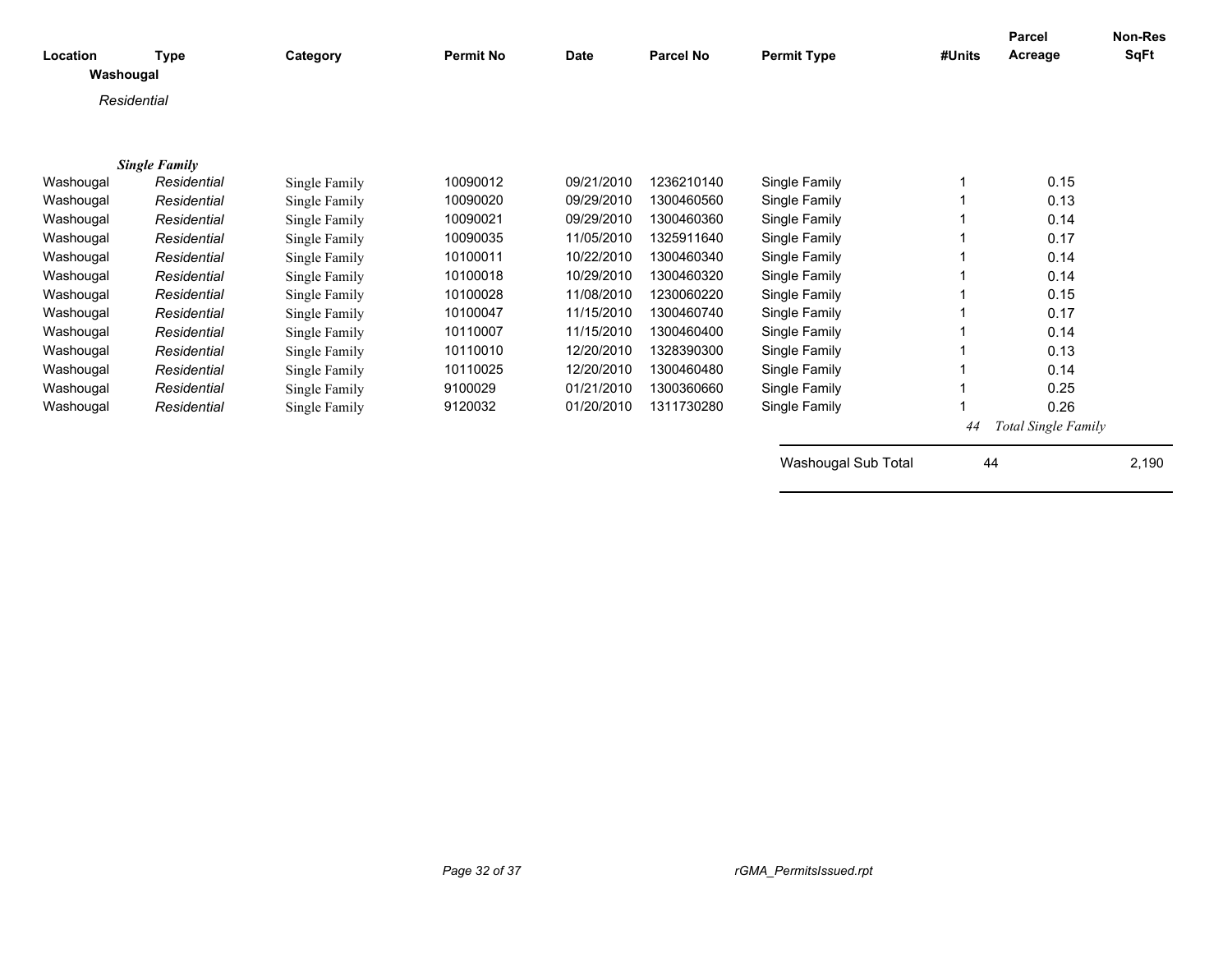| Location | Type | Category | Permit No | Date | Parcel No | Permit Type | #Units | Parcel Acreage | Non-Res SqFt |
|---|---|---|---|---|---|---|---|---|---|
| **Washougal** | | | | | | | | | |
| *Residential* | | | | | | | | | |
| ***Single Family*** | | | | | | | | | |
| Washougal | *Residential* | Single Family | 10090012 | 09/21/2010 | 1236210140 | Single Family | 1 | 0.15 | |
| Washougal | *Residential* | Single Family | 10090020 | 09/29/2010 | 1300460560 | Single Family | 1 | 0.13 | |
| Washougal | *Residential* | Single Family | 10090021 | 09/29/2010 | 1300460360 | Single Family | 1 | 0.14 | |
| Washougal | *Residential* | Single Family | 10090035 | 11/05/2010 | 1325911640 | Single Family | 1 | 0.17 | |
| Washougal | *Residential* | Single Family | 10100011 | 10/22/2010 | 1300460340 | Single Family | 1 | 0.14 | |
| Washougal | *Residential* | Single Family | 10100018 | 10/29/2010 | 1300460320 | Single Family | 1 | 0.14 | |
| Washougal | *Residential* | Single Family | 10100028 | 11/08/2010 | 1230060220 | Single Family | 1 | 0.15 | |
| Washougal | *Residential* | Single Family | 10100047 | 11/15/2010 | 1300460740 | Single Family | 1 | 0.17 | |
| Washougal | *Residential* | Single Family | 10110007 | 11/15/2010 | 1300460400 | Single Family | 1 | 0.14 | |
| Washougal | *Residential* | Single Family | 10110010 | 12/20/2010 | 1328390300 | Single Family | 1 | 0.13 | |
| Washougal | *Residential* | Single Family | 10110025 | 12/20/2010 | 1300460480 | Single Family | 1 | 0.14 | |
| Washougal | *Residential* | Single Family | 9100029 | 01/21/2010 | 1300360660 | Single Family | 1 | 0.25 | |
| Washougal | *Residential* | Single Family | 9120032 | 01/20/2010 | 1311730280 | Single Family | 1 | 0.26 | |
| | | | | | | | *44* | *Total Single Family* | |
| | | | | | | Washougal Sub Total | 44 | | 2,190 |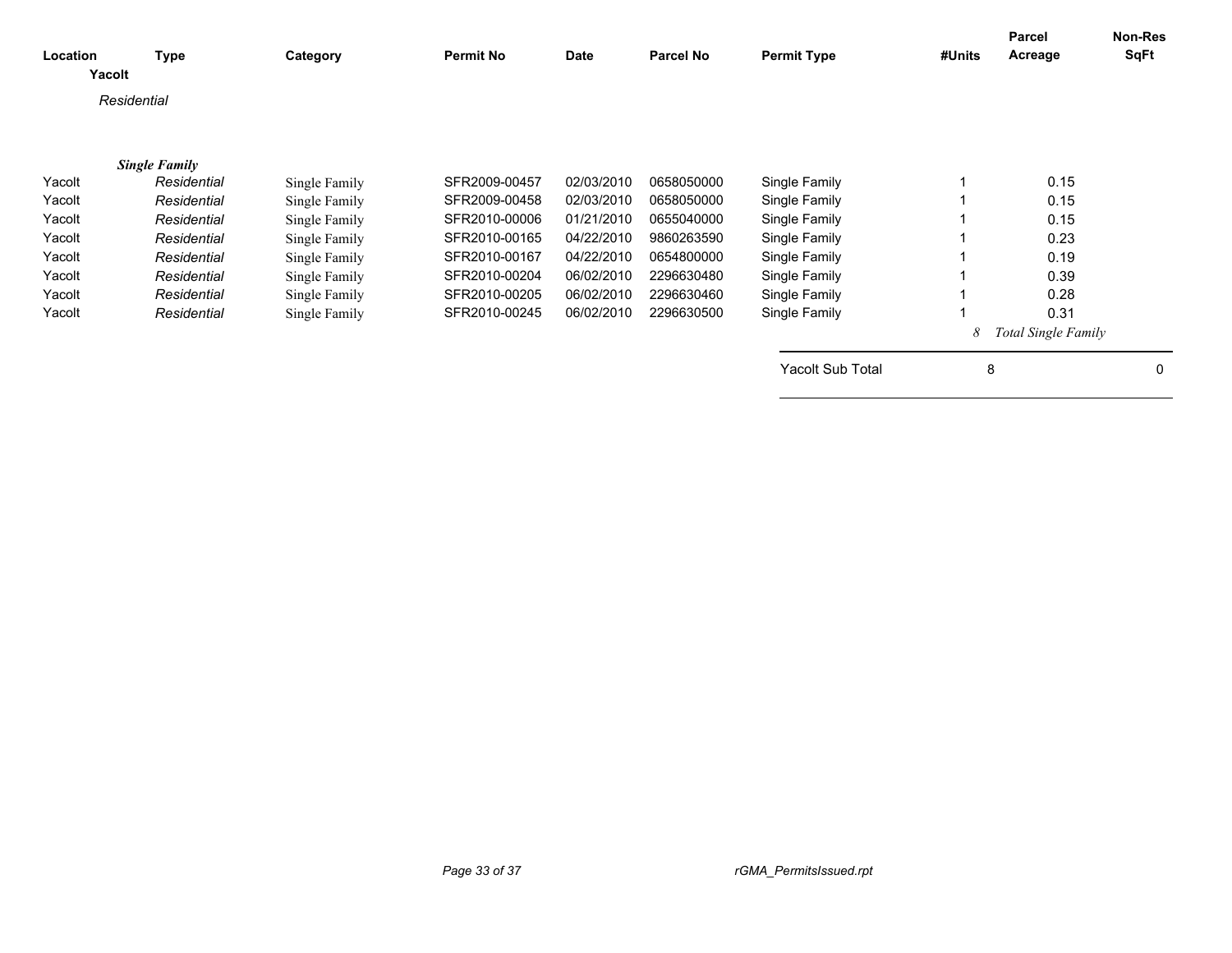| Location | Type | Category | Permit No | Date | Parcel No | Permit Type | #Units | Parcel Acreage | Non-Res SqFt |
|---|---|---|---|---|---|---|---|---|---|
| **Yacolt** | | | | | | | | | |
| *Residential* | | | | | | | | | |
| ***Single Family*** | | | | | | | | | |
| Yacolt | *Residential* | Single Family | SFR2009-00457 | 02/03/2010 | 0658050000 | Single Family | 1 | 0.15 | |
| Yacolt | *Residential* | Single Family | SFR2009-00458 | 02/03/2010 | 0658050000 | Single Family | 1 | 0.15 | |
| Yacolt | *Residential* | Single Family | SFR2010-00006 | 01/21/2010 | 0655040000 | Single Family | 1 | 0.15 | |
| Yacolt | *Residential* | Single Family | SFR2010-00165 | 04/22/2010 | 9860263590 | Single Family | 1 | 0.23 | |
| Yacolt | *Residential* | Single Family | SFR2010-00167 | 04/22/2010 | 0654800000 | Single Family | 1 | 0.19 | |
| Yacolt | *Residential* | Single Family | SFR2010-00204 | 06/02/2010 | 2296630480 | Single Family | 1 | 0.39 | |
| Yacolt | *Residential* | Single Family | SFR2010-00205 | 06/02/2010 | 2296630460 | Single Family | 1 | 0.28 | |
| Yacolt | *Residential* | Single Family | SFR2010-00245 | 06/02/2010 | 2296630500 | Single Family | 1 | 0.31 | |
| | | | | | | | *8* | *Total Single Family* | |
| | | | | | | Yacolt Sub Total | 8 | | 0 |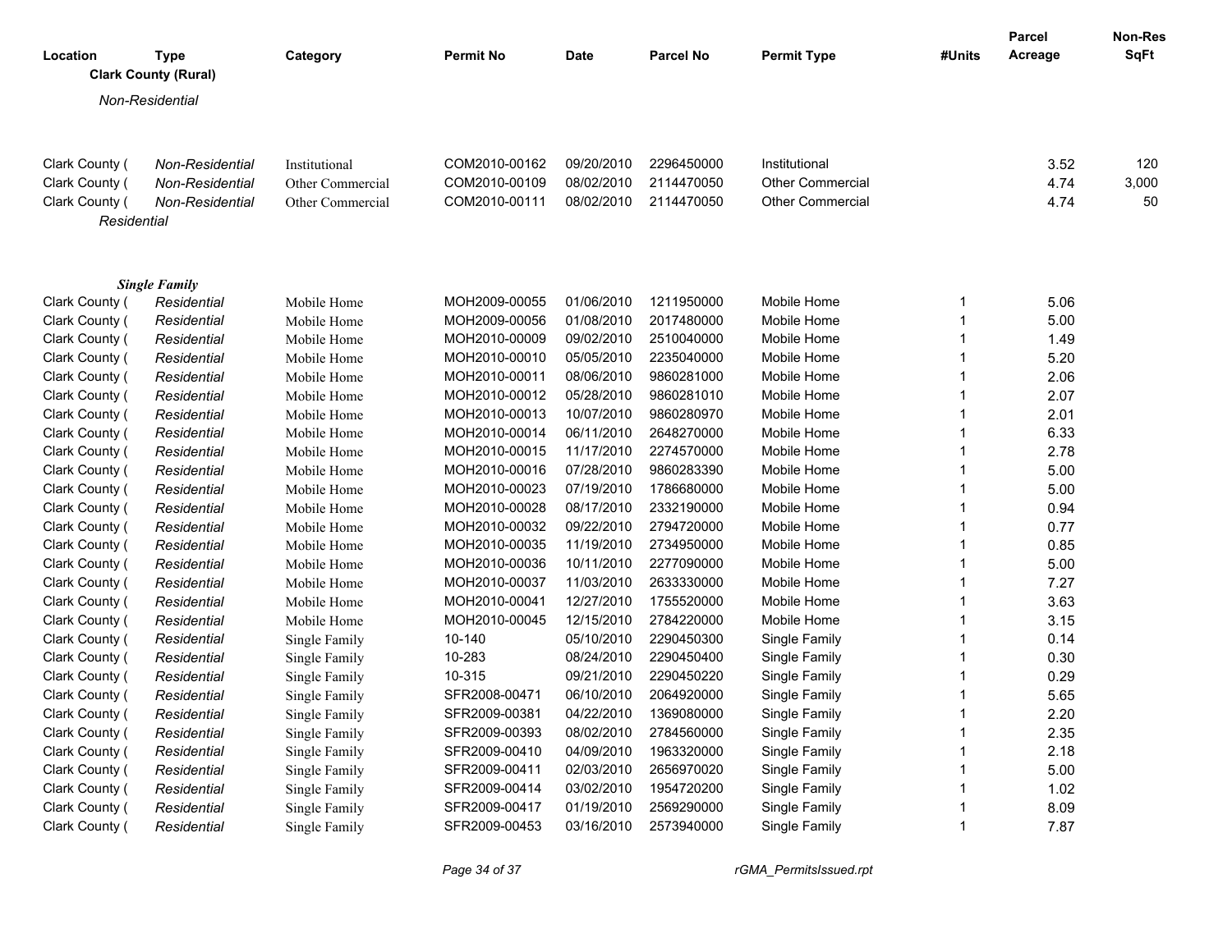| Location | Type | Category | Permit No | Date | Parcel No | Permit Type | #Units | Parcel Acreage | Non-Res SqFt |
|---|---|---|---|---|---|---|---|---|---|
| **Clark County (Rural)** | | | | | | | | | |
| *Non-Residential* | | | | | | | | | |
| Clark County ( | *Non-Residential* | Institutional | COM2010-00162 | 09/20/2010 | 2296450000 | Institutional | | 3.52 | 120 |
| Clark County ( | *Non-Residential* | Other Commercial | COM2010-00109 | 08/02/2010 | 2114470050 | Other Commercial | | 4.74 | 3,000 |
| Clark County ( | *Non-Residential* | Other Commercial | COM2010-00111 | 08/02/2010 | 2114470050 | Other Commercial | | 4.74 | 50 |
| *Residential* | | | | | | | | | |
| ***Single Family*** | | | | | | | | | |
| Clark County ( | *Residential* | Mobile Home | MOH2009-00055 | 01/06/2010 | 1211950000 | Mobile Home | 1 | 5.06 | |
| Clark County ( | *Residential* | Mobile Home | MOH2009-00056 | 01/08/2010 | 2017480000 | Mobile Home | 1 | 5.00 | |
| Clark County ( | *Residential* | Mobile Home | MOH2010-00009 | 09/02/2010 | 2510040000 | Mobile Home | 1 | 1.49 | |
| Clark County ( | *Residential* | Mobile Home | MOH2010-00010 | 05/05/2010 | 2235040000 | Mobile Home | 1 | 5.20 | |
| Clark County ( | *Residential* | Mobile Home | MOH2010-00011 | 08/06/2010 | 9860281000 | Mobile Home | 1 | 2.06 | |
| Clark County ( | *Residential* | Mobile Home | MOH2010-00012 | 05/28/2010 | 9860281010 | Mobile Home | 1 | 2.07 | |
| Clark County ( | *Residential* | Mobile Home | MOH2010-00013 | 10/07/2010 | 9860280970 | Mobile Home | 1 | 2.01 | |
| Clark County ( | *Residential* | Mobile Home | MOH2010-00014 | 06/11/2010 | 2648270000 | Mobile Home | 1 | 6.33 | |
| Clark County ( | *Residential* | Mobile Home | MOH2010-00015 | 11/17/2010 | 2274570000 | Mobile Home | 1 | 2.78 | |
| Clark County ( | *Residential* | Mobile Home | MOH2010-00016 | 07/28/2010 | 9860283390 | Mobile Home | 1 | 5.00 | |
| Clark County ( | *Residential* | Mobile Home | MOH2010-00023 | 07/19/2010 | 1786680000 | Mobile Home | 1 | 5.00 | |
| Clark County ( | *Residential* | Mobile Home | MOH2010-00028 | 08/17/2010 | 2332190000 | Mobile Home | 1 | 0.94 | |
| Clark County ( | *Residential* | Mobile Home | MOH2010-00032 | 09/22/2010 | 2794720000 | Mobile Home | 1 | 0.77 | |
| Clark County ( | *Residential* | Mobile Home | MOH2010-00035 | 11/19/2010 | 2734950000 | Mobile Home | 1 | 0.85 | |
| Clark County ( | *Residential* | Mobile Home | MOH2010-00036 | 10/11/2010 | 2277090000 | Mobile Home | 1 | 5.00 | |
| Clark County ( | *Residential* | Mobile Home | MOH2010-00037 | 11/03/2010 | 2633330000 | Mobile Home | 1 | 7.27 | |
| Clark County ( | *Residential* | Mobile Home | MOH2010-00041 | 12/27/2010 | 1755520000 | Mobile Home | 1 | 3.63 | |
| Clark County ( | *Residential* | Mobile Home | MOH2010-00045 | 12/15/2010 | 2784220000 | Mobile Home | 1 | 3.15 | |
| Clark County ( | *Residential* | Single Family | 10-140 | 05/10/2010 | 2290450300 | Single Family | 1 | 0.14 | |
| Clark County ( | *Residential* | Single Family | 10-283 | 08/24/2010 | 2290450400 | Single Family | 1 | 0.30 | |
| Clark County ( | *Residential* | Single Family | 10-315 | 09/21/2010 | 2290450220 | Single Family | 1 | 0.29 | |
| Clark County ( | *Residential* | Single Family | SFR2008-00471 | 06/10/2010 | 2064920000 | Single Family | 1 | 5.65 | |
| Clark County ( | *Residential* | Single Family | SFR2009-00381 | 04/22/2010 | 1369080000 | Single Family | 1 | 2.20 | |
| Clark County ( | *Residential* | Single Family | SFR2009-00393 | 08/02/2010 | 2784560000 | Single Family | 1 | 2.35 | |
| Clark County ( | *Residential* | Single Family | SFR2009-00410 | 04/09/2010 | 1963320000 | Single Family | 1 | 2.18 | |
| Clark County ( | *Residential* | Single Family | SFR2009-00411 | 02/03/2010 | 2656970020 | Single Family | 1 | 5.00 | |
| Clark County ( | *Residential* | Single Family | SFR2009-00414 | 03/02/2010 | 1954720200 | Single Family | 1 | 1.02 | |
| Clark County ( | *Residential* | Single Family | SFR2009-00417 | 01/19/2010 | 2569290000 | Single Family | 1 | 8.09 | |
| Clark County ( | *Residential* | Single Family | SFR2009-00453 | 03/16/2010 | 2573940000 | Single Family | 1 | 7.87 | |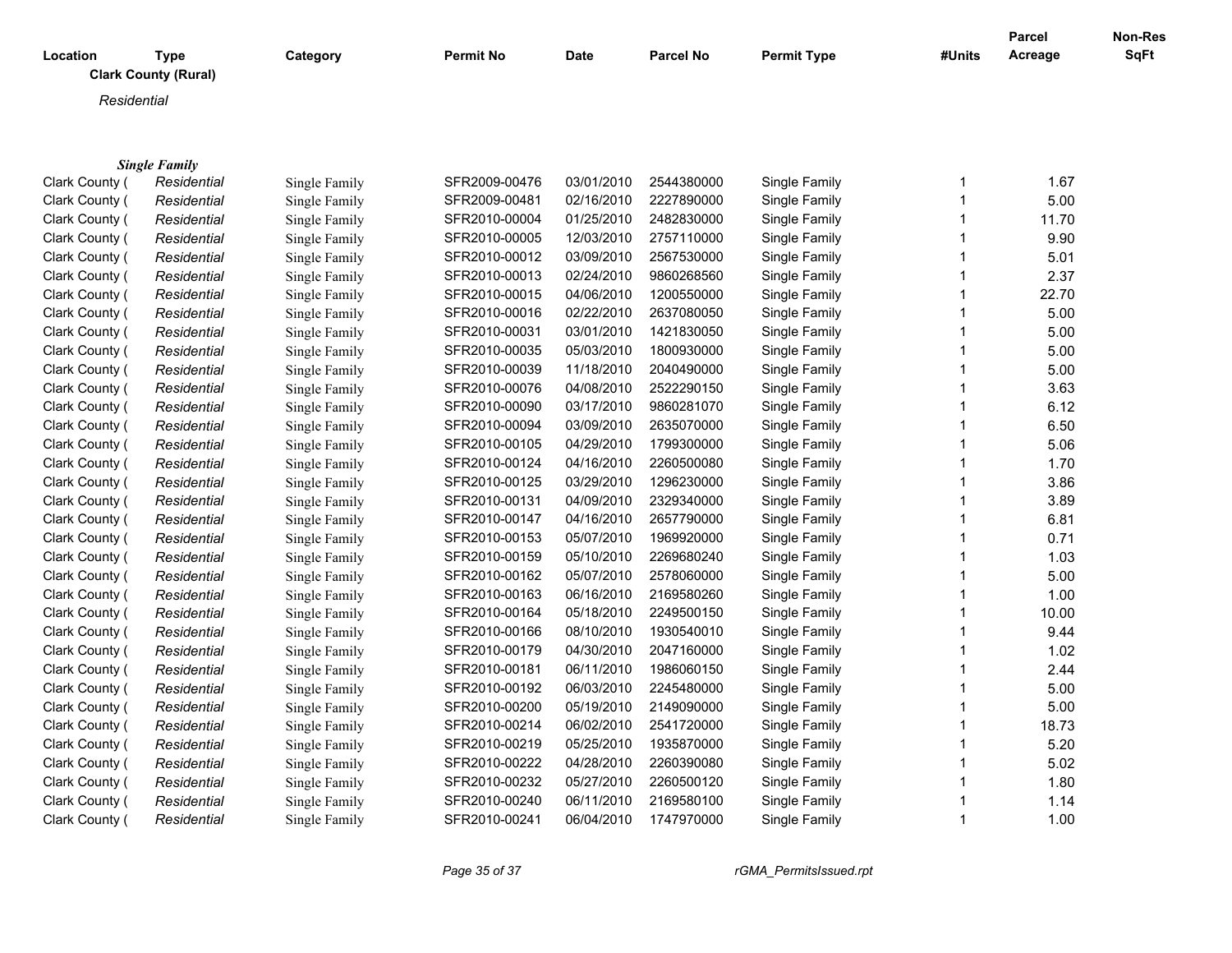| Location | Type | Category | Permit No | Date | Parcel No | Permit Type | #Units | Parcel Acreage | Non-Res SqFt |
|---|---|---|---|---|---|---|---|---|---|

**Clark County (Rural)**

*Residential*

***Single Family***

| Location | Type | Category | Permit No | Date | Parcel No | Permit Type | #Units | Parcel Acreage | Non-Res SqFt |
|---|---|---|---|---|---|---|---|---|---|
| Clark County ( | *Residential* | Single Family | SFR2009-00476 | 03/01/2010 | 2544380000 | Single Family | 1 | 1.67 | |
| Clark County ( | *Residential* | Single Family | SFR2009-00481 | 02/16/2010 | 2227890000 | Single Family | 1 | 5.00 | |
| Clark County ( | *Residential* | Single Family | SFR2010-00004 | 01/25/2010 | 2482830000 | Single Family | 1 | 11.70 | |
| Clark County ( | *Residential* | Single Family | SFR2010-00005 | 12/03/2010 | 2757110000 | Single Family | 1 | 9.90 | |
| Clark County ( | *Residential* | Single Family | SFR2010-00012 | 03/09/2010 | 2567530000 | Single Family | 1 | 5.01 | |
| Clark County ( | *Residential* | Single Family | SFR2010-00013 | 02/24/2010 | 9860268560 | Single Family | 1 | 2.37 | |
| Clark County ( | *Residential* | Single Family | SFR2010-00015 | 04/06/2010 | 1200550000 | Single Family | 1 | 22.70 | |
| Clark County ( | *Residential* | Single Family | SFR2010-00016 | 02/22/2010 | 2637080050 | Single Family | 1 | 5.00 | |
| Clark County ( | *Residential* | Single Family | SFR2010-00031 | 03/01/2010 | 1421830050 | Single Family | 1 | 5.00 | |
| Clark County ( | *Residential* | Single Family | SFR2010-00035 | 05/03/2010 | 1800930000 | Single Family | 1 | 5.00 | |
| Clark County ( | *Residential* | Single Family | SFR2010-00039 | 11/18/2010 | 2040490000 | Single Family | 1 | 5.00 | |
| Clark County ( | *Residential* | Single Family | SFR2010-00076 | 04/08/2010 | 2522290150 | Single Family | 1 | 3.63 | |
| Clark County ( | *Residential* | Single Family | SFR2010-00090 | 03/17/2010 | 9860281070 | Single Family | 1 | 6.12 | |
| Clark County ( | *Residential* | Single Family | SFR2010-00094 | 03/09/2010 | 2635070000 | Single Family | 1 | 6.50 | |
| Clark County ( | *Residential* | Single Family | SFR2010-00105 | 04/29/2010 | 1799300000 | Single Family | 1 | 5.06 | |
| Clark County ( | *Residential* | Single Family | SFR2010-00124 | 04/16/2010 | 2260500080 | Single Family | 1 | 1.70 | |
| Clark County ( | *Residential* | Single Family | SFR2010-00125 | 03/29/2010 | 1296230000 | Single Family | 1 | 3.86 | |
| Clark County ( | *Residential* | Single Family | SFR2010-00131 | 04/09/2010 | 2329340000 | Single Family | 1 | 3.89 | |
| Clark County ( | *Residential* | Single Family | SFR2010-00147 | 04/16/2010 | 2657790000 | Single Family | 1 | 6.81 | |
| Clark County ( | *Residential* | Single Family | SFR2010-00153 | 05/07/2010 | 1969920000 | Single Family | 1 | 0.71 | |
| Clark County ( | *Residential* | Single Family | SFR2010-00159 | 05/10/2010 | 2269680240 | Single Family | 1 | 1.03 | |
| Clark County ( | *Residential* | Single Family | SFR2010-00162 | 05/07/2010 | 2578060000 | Single Family | 1 | 5.00 | |
| Clark County ( | *Residential* | Single Family | SFR2010-00163 | 06/16/2010 | 2169580260 | Single Family | 1 | 1.00 | |
| Clark County ( | *Residential* | Single Family | SFR2010-00164 | 05/18/2010 | 2249500150 | Single Family | 1 | 10.00 | |
| Clark County ( | *Residential* | Single Family | SFR2010-00166 | 08/10/2010 | 1930540010 | Single Family | 1 | 9.44 | |
| Clark County ( | *Residential* | Single Family | SFR2010-00179 | 04/30/2010 | 2047160000 | Single Family | 1 | 1.02 | |
| Clark County ( | *Residential* | Single Family | SFR2010-00181 | 06/11/2010 | 1986060150 | Single Family | 1 | 2.44 | |
| Clark County ( | *Residential* | Single Family | SFR2010-00192 | 06/03/2010 | 2245480000 | Single Family | 1 | 5.00 | |
| Clark County ( | *Residential* | Single Family | SFR2010-00200 | 05/19/2010 | 2149090000 | Single Family | 1 | 5.00 | |
| Clark County ( | *Residential* | Single Family | SFR2010-00214 | 06/02/2010 | 2541720000 | Single Family | 1 | 18.73 | |
| Clark County ( | *Residential* | Single Family | SFR2010-00219 | 05/25/2010 | 1935870000 | Single Family | 1 | 5.20 | |
| Clark County ( | *Residential* | Single Family | SFR2010-00222 | 04/28/2010 | 2260390080 | Single Family | 1 | 5.02 | |
| Clark County ( | *Residential* | Single Family | SFR2010-00232 | 05/27/2010 | 2260500120 | Single Family | 1 | 1.80 | |
| Clark County ( | *Residential* | Single Family | SFR2010-00240 | 06/11/2010 | 2169580100 | Single Family | 1 | 1.14 | |
| Clark County ( | *Residential* | Single Family | SFR2010-00241 | 06/04/2010 | 1747970000 | Single Family | 1 | 1.00 | |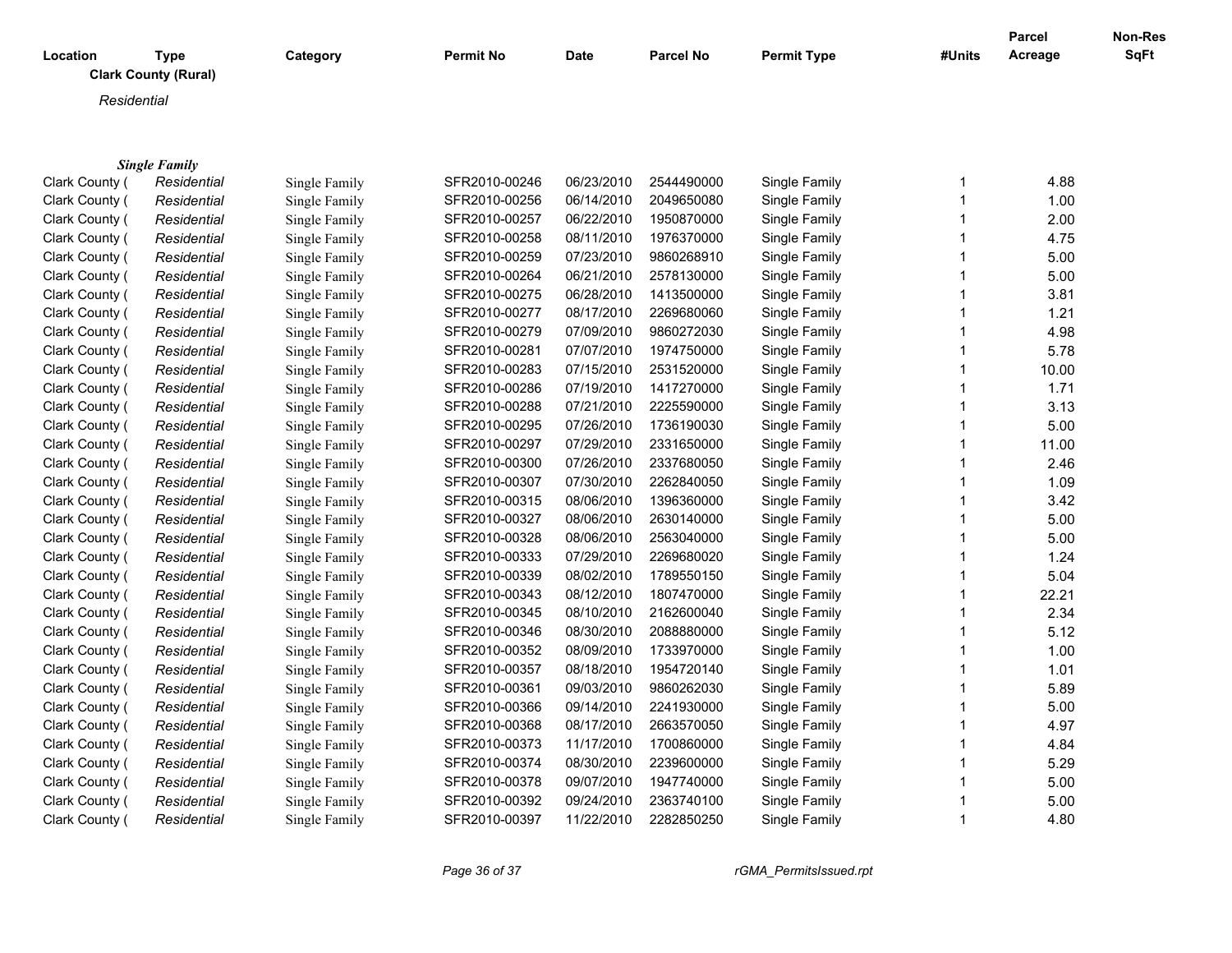| Location | Type | Category | Permit No | Date | Parcel No | Permit Type | #Units | Parcel Acreage | Non-Res SqFt |
|---|---|---|---|---|---|---|---|---|---|

**Clark County (Rural)**

*Residential*

***Single Family***

| Location | Type | Category | Permit No | Date | Parcel No | Permit Type | #Units | Parcel Acreage | Non-Res SqFt |
|---|---|---|---|---|---|---|---|---|---|
| Clark County ( | *Residential* | Single Family | SFR2010-00246 | 06/23/2010 | 2544490000 | Single Family | 1 | 4.88 | |
| Clark County ( | *Residential* | Single Family | SFR2010-00256 | 06/14/2010 | 2049650080 | Single Family | 1 | 1.00 | |
| Clark County ( | *Residential* | Single Family | SFR2010-00257 | 06/22/2010 | 1950870000 | Single Family | 1 | 2.00 | |
| Clark County ( | *Residential* | Single Family | SFR2010-00258 | 08/11/2010 | 1976370000 | Single Family | 1 | 4.75 | |
| Clark County ( | *Residential* | Single Family | SFR2010-00259 | 07/23/2010 | 9860268910 | Single Family | 1 | 5.00 | |
| Clark County ( | *Residential* | Single Family | SFR2010-00264 | 06/21/2010 | 2578130000 | Single Family | 1 | 5.00 | |
| Clark County ( | *Residential* | Single Family | SFR2010-00275 | 06/28/2010 | 1413500000 | Single Family | 1 | 3.81 | |
| Clark County ( | *Residential* | Single Family | SFR2010-00277 | 08/17/2010 | 2269680060 | Single Family | 1 | 1.21 | |
| Clark County ( | *Residential* | Single Family | SFR2010-00279 | 07/09/2010 | 9860272030 | Single Family | 1 | 4.98 | |
| Clark County ( | *Residential* | Single Family | SFR2010-00281 | 07/07/2010 | 1974750000 | Single Family | 1 | 5.78 | |
| Clark County ( | *Residential* | Single Family | SFR2010-00283 | 07/15/2010 | 2531520000 | Single Family | 1 | 10.00 | |
| Clark County ( | *Residential* | Single Family | SFR2010-00286 | 07/19/2010 | 1417270000 | Single Family | 1 | 1.71 | |
| Clark County ( | *Residential* | Single Family | SFR2010-00288 | 07/21/2010 | 2225590000 | Single Family | 1 | 3.13 | |
| Clark County ( | *Residential* | Single Family | SFR2010-00295 | 07/26/2010 | 1736190030 | Single Family | 1 | 5.00 | |
| Clark County ( | *Residential* | Single Family | SFR2010-00297 | 07/29/2010 | 2331650000 | Single Family | 1 | 11.00 | |
| Clark County ( | *Residential* | Single Family | SFR2010-00300 | 07/26/2010 | 2337680050 | Single Family | 1 | 2.46 | |
| Clark County ( | *Residential* | Single Family | SFR2010-00307 | 07/30/2010 | 2262840050 | Single Family | 1 | 1.09 | |
| Clark County ( | *Residential* | Single Family | SFR2010-00315 | 08/06/2010 | 1396360000 | Single Family | 1 | 3.42 | |
| Clark County ( | *Residential* | Single Family | SFR2010-00327 | 08/06/2010 | 2630140000 | Single Family | 1 | 5.00 | |
| Clark County ( | *Residential* | Single Family | SFR2010-00328 | 08/06/2010 | 2563040000 | Single Family | 1 | 5.00 | |
| Clark County ( | *Residential* | Single Family | SFR2010-00333 | 07/29/2010 | 2269680020 | Single Family | 1 | 1.24 | |
| Clark County ( | *Residential* | Single Family | SFR2010-00339 | 08/02/2010 | 1789550150 | Single Family | 1 | 5.04 | |
| Clark County ( | *Residential* | Single Family | SFR2010-00343 | 08/12/2010 | 1807470000 | Single Family | 1 | 22.21 | |
| Clark County ( | *Residential* | Single Family | SFR2010-00345 | 08/10/2010 | 2162600040 | Single Family | 1 | 2.34 | |
| Clark County ( | *Residential* | Single Family | SFR2010-00346 | 08/30/2010 | 2088880000 | Single Family | 1 | 5.12 | |
| Clark County ( | *Residential* | Single Family | SFR2010-00352 | 08/09/2010 | 1733970000 | Single Family | 1 | 1.00 | |
| Clark County ( | *Residential* | Single Family | SFR2010-00357 | 08/18/2010 | 1954720140 | Single Family | 1 | 1.01 | |
| Clark County ( | *Residential* | Single Family | SFR2010-00361 | 09/03/2010 | 9860262030 | Single Family | 1 | 5.89 | |
| Clark County ( | *Residential* | Single Family | SFR2010-00366 | 09/14/2010 | 2241930000 | Single Family | 1 | 5.00 | |
| Clark County ( | *Residential* | Single Family | SFR2010-00368 | 08/17/2010 | 2663570050 | Single Family | 1 | 4.97 | |
| Clark County ( | *Residential* | Single Family | SFR2010-00373 | 11/17/2010 | 1700860000 | Single Family | 1 | 4.84 | |
| Clark County ( | *Residential* | Single Family | SFR2010-00374 | 08/30/2010 | 2239600000 | Single Family | 1 | 5.29 | |
| Clark County ( | *Residential* | Single Family | SFR2010-00378 | 09/07/2010 | 1947740000 | Single Family | 1 | 5.00 | |
| Clark County ( | *Residential* | Single Family | SFR2010-00392 | 09/24/2010 | 2363740100 | Single Family | 1 | 5.00 | |
| Clark County ( | *Residential* | Single Family | SFR2010-00397 | 11/22/2010 | 2282850250 | Single Family | 1 | 4.80 | |

rGMA_PermitsIssued.rpt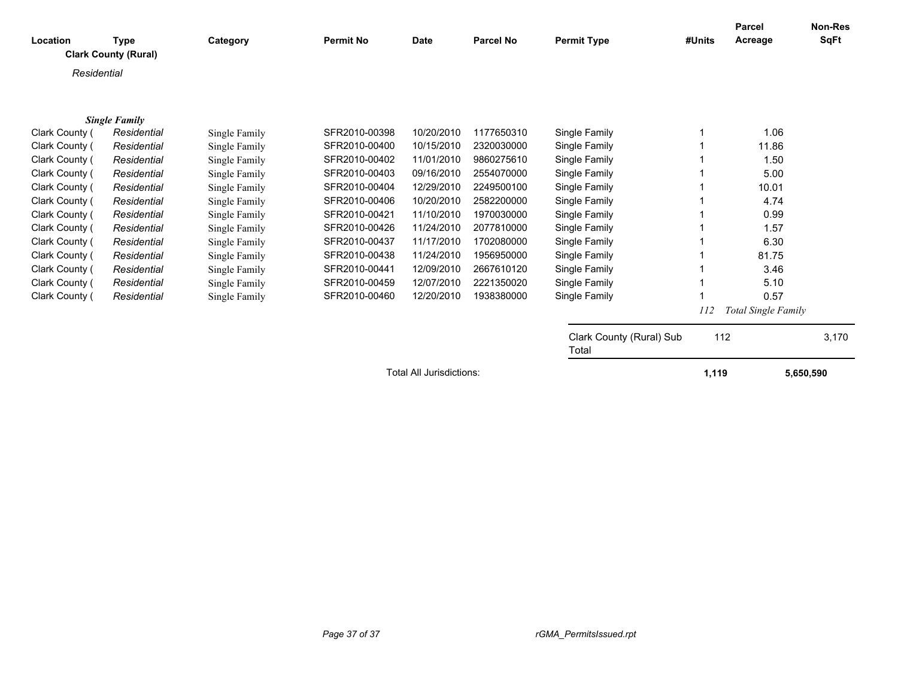| Location | Type | Category | Permit No | Date | Parcel No | Permit Type | #Units | Parcel Acreage | Non-Res SqFt |
|---|---|---|---|---|---|---|---|---|---|
| **Clark County (Rural)** | | | | | | | | | |
| *Residential* | | | | | | | | | |
| ***Single Family*** | | | | | | | | | |
| Clark County ( | *Residential* | Single Family | SFR2010-00398 | 10/20/2010 | 1177650310 | Single Family | 1 | 1.06 | |
| Clark County ( | *Residential* | Single Family | SFR2010-00400 | 10/15/2010 | 2320030000 | Single Family | 1 | 11.86 | |
| Clark County ( | *Residential* | Single Family | SFR2010-00402 | 11/01/2010 | 9860275610 | Single Family | 1 | 1.50 | |
| Clark County ( | *Residential* | Single Family | SFR2010-00403 | 09/16/2010 | 2554070000 | Single Family | 1 | 5.00 | |
| Clark County ( | *Residential* | Single Family | SFR2010-00404 | 12/29/2010 | 2249500100 | Single Family | 1 | 10.01 | |
| Clark County ( | *Residential* | Single Family | SFR2010-00406 | 10/20/2010 | 2582200000 | Single Family | 1 | 4.74 | |
| Clark County ( | *Residential* | Single Family | SFR2010-00421 | 11/10/2010 | 1970030000 | Single Family | 1 | 0.99 | |
| Clark County ( | *Residential* | Single Family | SFR2010-00426 | 11/24/2010 | 2077810000 | Single Family | 1 | 1.57 | |
| Clark County ( | *Residential* | Single Family | SFR2010-00437 | 11/17/2010 | 1702080000 | Single Family | 1 | 6.30 | |
| Clark County ( | *Residential* | Single Family | SFR2010-00438 | 11/24/2010 | 1956950000 | Single Family | 1 | 81.75 | |
| Clark County ( | *Residential* | Single Family | SFR2010-00441 | 12/09/2010 | 2667610120 | Single Family | 1 | 3.46 | |
| Clark County ( | *Residential* | Single Family | SFR2010-00459 | 12/07/2010 | 2221350020 | Single Family | 1 | 5.10 | |
| Clark County ( | *Residential* | Single Family | SFR2010-00460 | 12/20/2010 | 1938380000 | Single Family | 1 | 0.57 | |
| | | | | | | | *112* | *Total Single Family* | |
| | | | | | | Clark County (Rural) Sub Total | 112 | | 3,170 |
| | | | | Total All Jurisdictions: | | | **1,119** | | **5,650,590** |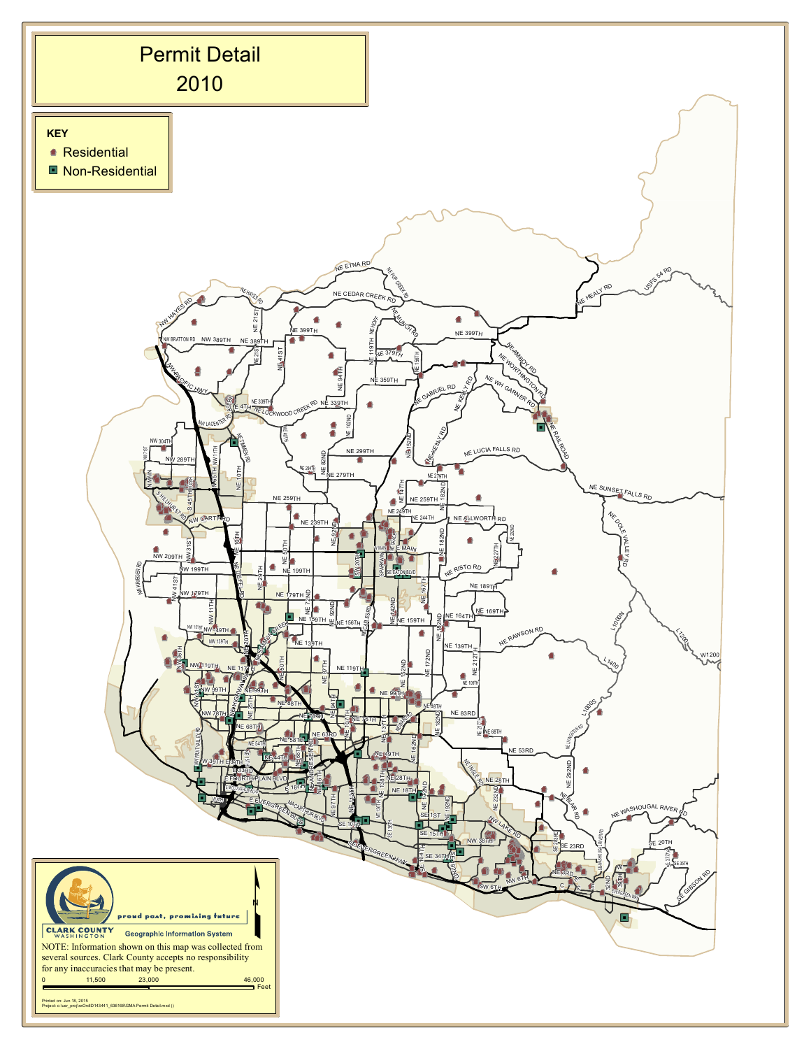# Permit Detail
# 2010

**KEY**

- Residential
- Non-Residential

proud past, promising future

CLARK COUNTY WASHINGTON

Geographic Information System

NOTE: Information shown on this map was collected from several sources. Clark County accepts no responsibility for any inaccuracies that may be present.

0 11,500 23,000 46,000 Feet

Printed on: Jun 18, 2015
Project: c:\usr_proj\xxDrd\D143441_636168\GMA Permit Detail.mxd ()